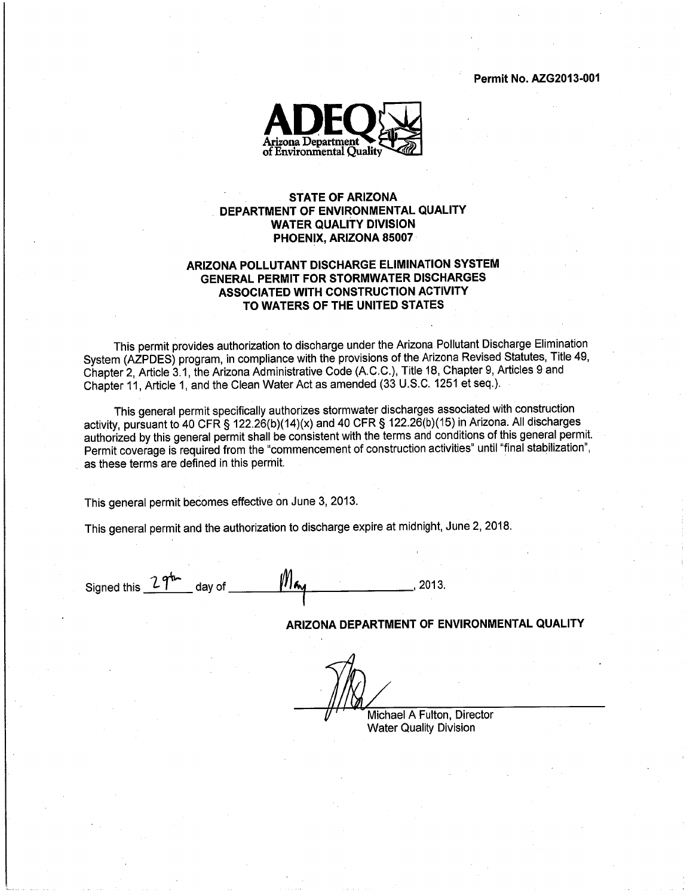**Permit No. AZG2013-001**

ADEQ
Arizona Department of Environmental Quality

**STATE OF ARIZONA**
**DEPARTMENT OF ENVIRONMENTAL QUALITY**
**WATER QUALITY DIVISION**
**PHOENIX, ARIZONA 85007**

# ARIZONA POLLUTANT DISCHARGE ELIMINATION SYSTEM GENERAL PERMIT FOR STORMWATER DISCHARGES ASSOCIATED WITH CONSTRUCTION ACTIVITY TO WATERS OF THE UNITED STATES

This permit provides authorization to discharge under the Arizona Pollutant Discharge Elimination System (AZPDES) program, in compliance with the provisions of the Arizona Revised Statutes, Title 49, Chapter 2, Article 3.1, the Arizona Administrative Code (A.C.C.), Title 18, Chapter 9, Articles 9 and Chapter 11, Article 1, and the Clean Water Act as amended (33 U.S.C. 1251 et seq.).

This general permit specifically authorizes stormwater discharges associated with construction activity, pursuant to 40 CFR § 122.26(b)(14)(x) and 40 CFR § 122.26(b)(15) in Arizona. All discharges authorized by this general permit shall be consistent with the terms and conditions of this general permit. Permit coverage is required from the "commencement of construction activities" until "final stabilization", as these terms are defined in this permit.

This general permit becomes effective on June 3, 2013.

This general permit and the authorization to discharge expire at midnight, June 2, 2018.

Signed this 29th day of May, 2013.

**ARIZONA DEPARTMENT OF ENVIRONMENTAL QUALITY**

Michael A Fulton, Director
Water Quality Division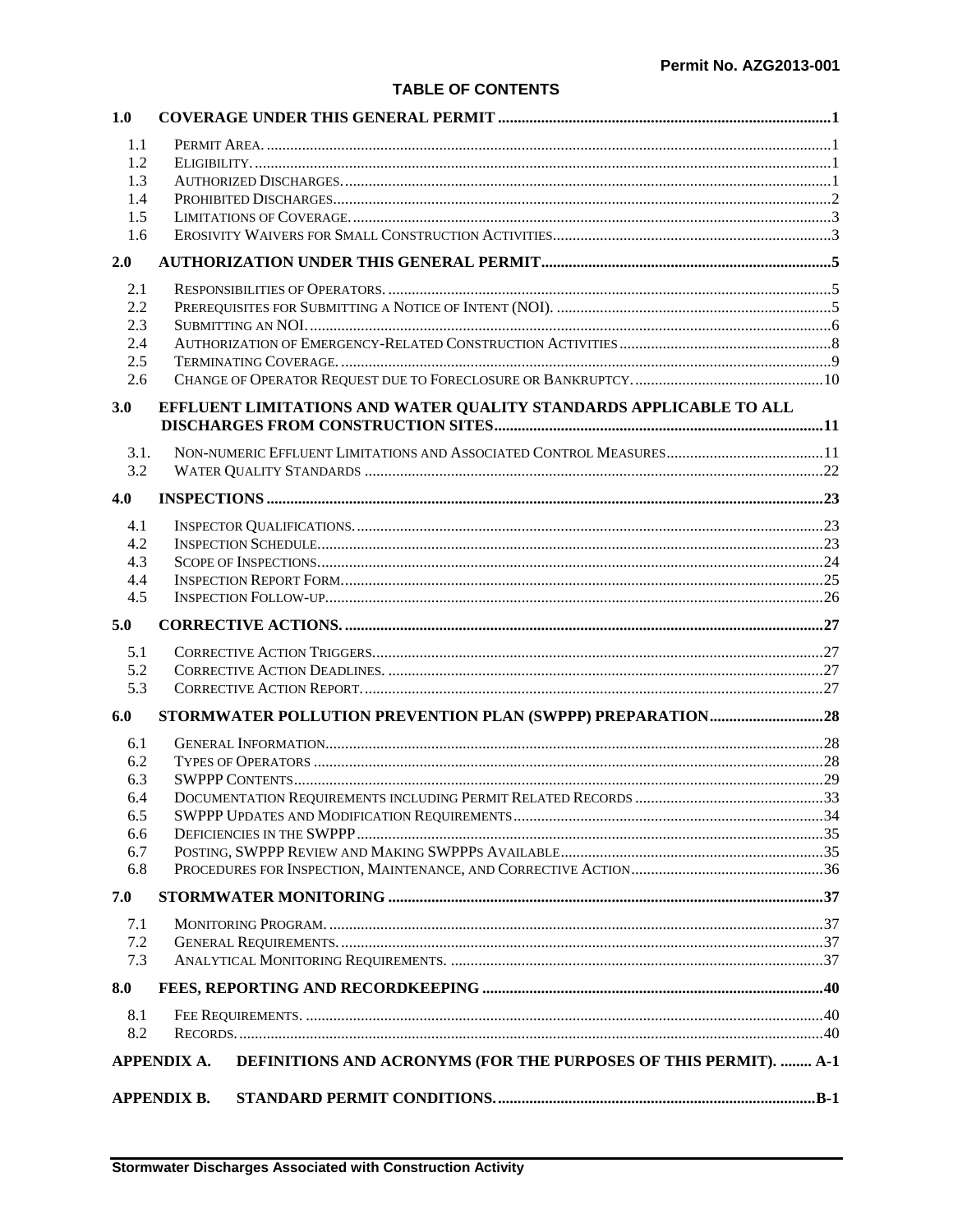## TABLE OF CONTENTS

| | | |
|---|---|---|
| **1.0** | **COVERAGE UNDER THIS GENERAL PERMIT** | **1** |
| 1.1 | Permit Area. | 1 |
| 1.2 | Eligibility. | 1 |
| 1.3 | Authorized Discharges. | 1 |
| 1.4 | Prohibited Discharges. | 2 |
| 1.5 | Limitations of Coverage. | 3 |
| 1.6 | Erosivity Waivers for Small Construction Activities | 3 |
| **2.0** | **AUTHORIZATION UNDER THIS GENERAL PERMIT** | **5** |
| 2.1 | Responsibilities of Operators. | 5 |
| 2.2 | Prerequisites for Submitting a Notice of Intent (NOI). | 5 |
| 2.3 | Submitting an NOI. | 6 |
| 2.4 | Authorization of Emergency-Related Construction Activities | 8 |
| 2.5 | Terminating Coverage. | 9 |
| 2.6 | Change of Operator Request due to Foreclosure or Bankruptcy. | 10 |
| **3.0** | **EFFLUENT LIMITATIONS AND WATER QUALITY STANDARDS APPLICABLE TO ALL DISCHARGES FROM CONSTRUCTION SITES** | **11** |
| 3.1. | Non-numeric Effluent Limitations and Associated Control Measures | 11 |
| 3.2 | Water Quality Standards | 22 |
| **4.0** | **INSPECTIONS** | **23** |
| 4.1 | Inspector Qualifications. | 23 |
| 4.2 | Inspection Schedule. | 23 |
| 4.3 | Scope of Inspections. | 24 |
| 4.4 | Inspection Report Form. | 25 |
| 4.5 | Inspection Follow-up. | 26 |
| **5.0** | **CORRECTIVE ACTIONS.** | **27** |
| 5.1 | Corrective Action Triggers. | 27 |
| 5.2 | Corrective Action Deadlines. | 27 |
| 5.3 | Corrective Action Report. | 27 |
| **6.0** | **STORMWATER POLLUTION PREVENTION PLAN (SWPPP) PREPARATION** | **28** |
| 6.1 | General Information. | 28 |
| 6.2 | Types of Operators | 28 |
| 6.3 | SWPPP Contents | 29 |
| 6.4 | Documentation Requirements including Permit Related Records | 33 |
| 6.5 | SWPPP Updates and Modification Requirements | 34 |
| 6.6 | Deficiencies in the SWPPP | 35 |
| 6.7 | Posting, SWPPP Review and Making SWPPPs Available | 35 |
| 6.8 | Procedures for Inspection, Maintenance, and Corrective Action | 36 |
| **7.0** | **STORMWATER MONITORING** | **37** |
| 7.1 | Monitoring Program. | 37 |
| 7.2 | General Requirements. | 37 |
| 7.3 | Analytical Monitoring Requirements. | 37 |
| **8.0** | **FEES, REPORTING AND RECORDKEEPING** | **40** |
| 8.1 | Fee Requirements. | 40 |
| 8.2 | Records. | 40 |
| **APPENDIX A.** | **DEFINITIONS AND ACRONYMS (FOR THE PURPOSES OF THIS PERMIT).** | **A-1** |
| **APPENDIX B.** | **STANDARD PERMIT CONDITIONS.** | **B-1** |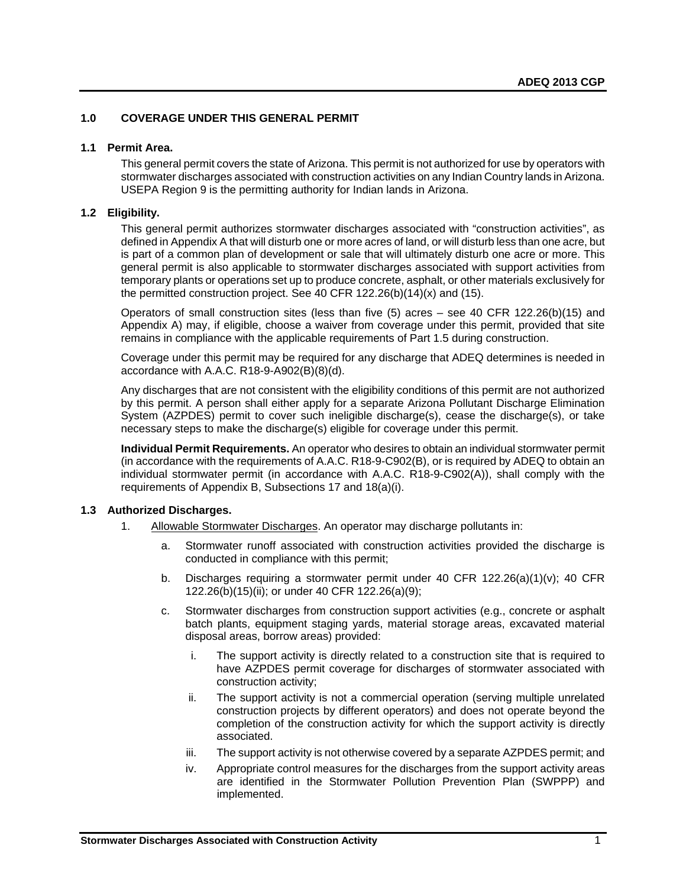## 1.0 COVERAGE UNDER THIS GENERAL PERMIT

### 1.1 Permit Area.

This general permit covers the state of Arizona. This permit is not authorized for use by operators with stormwater discharges associated with construction activities on any Indian Country lands in Arizona. USEPA Region 9 is the permitting authority for Indian lands in Arizona.

### 1.2 Eligibility.

This general permit authorizes stormwater discharges associated with "construction activities", as defined in Appendix A that will disturb one or more acres of land, or will disturb less than one acre, but is part of a common plan of development or sale that will ultimately disturb one acre or more. This general permit is also applicable to stormwater discharges associated with support activities from temporary plants or operations set up to produce concrete, asphalt, or other materials exclusively for the permitted construction project. See 40 CFR 122.26(b)(14)(x) and (15).

Operators of small construction sites (less than five (5) acres – see 40 CFR 122.26(b)(15) and Appendix A) may, if eligible, choose a waiver from coverage under this permit, provided that site remains in compliance with the applicable requirements of Part 1.5 during construction.

Coverage under this permit may be required for any discharge that ADEQ determines is needed in accordance with A.A.C. R18-9-A902(B)(8)(d).

Any discharges that are not consistent with the eligibility conditions of this permit are not authorized by this permit. A person shall either apply for a separate Arizona Pollutant Discharge Elimination System (AZPDES) permit to cover such ineligible discharge(s), cease the discharge(s), or take necessary steps to make the discharge(s) eligible for coverage under this permit.

**Individual Permit Requirements.** An operator who desires to obtain an individual stormwater permit (in accordance with the requirements of A.A.C. R18-9-C902(B), or is required by ADEQ to obtain an individual stormwater permit (in accordance with A.A.C. R18-9-C902(A)), shall comply with the requirements of Appendix B, Subsections 17 and 18(a)(i).

### 1.3 Authorized Discharges.

1. Allowable Stormwater Discharges. An operator may discharge pollutants in:
   a. Stormwater runoff associated with construction activities provided the discharge is conducted in compliance with this permit;
   b. Discharges requiring a stormwater permit under 40 CFR 122.26(a)(1)(v); 40 CFR 122.26(b)(15)(ii); or under 40 CFR 122.26(a)(9);
   c. Stormwater discharges from construction support activities (e.g., concrete or asphalt batch plants, equipment staging yards, material storage areas, excavated material disposal areas, borrow areas) provided:
      i. The support activity is directly related to a construction site that is required to have AZPDES permit coverage for discharges of stormwater associated with construction activity;
      ii. The support activity is not a commercial operation (serving multiple unrelated construction projects by different operators) and does not operate beyond the completion of the construction activity for which the support activity is directly associated.
      iii. The support activity is not otherwise covered by a separate AZPDES permit; and
      iv. Appropriate control measures for the discharges from the support activity areas are identified in the Stormwater Pollution Prevention Plan (SWPPP) and implemented.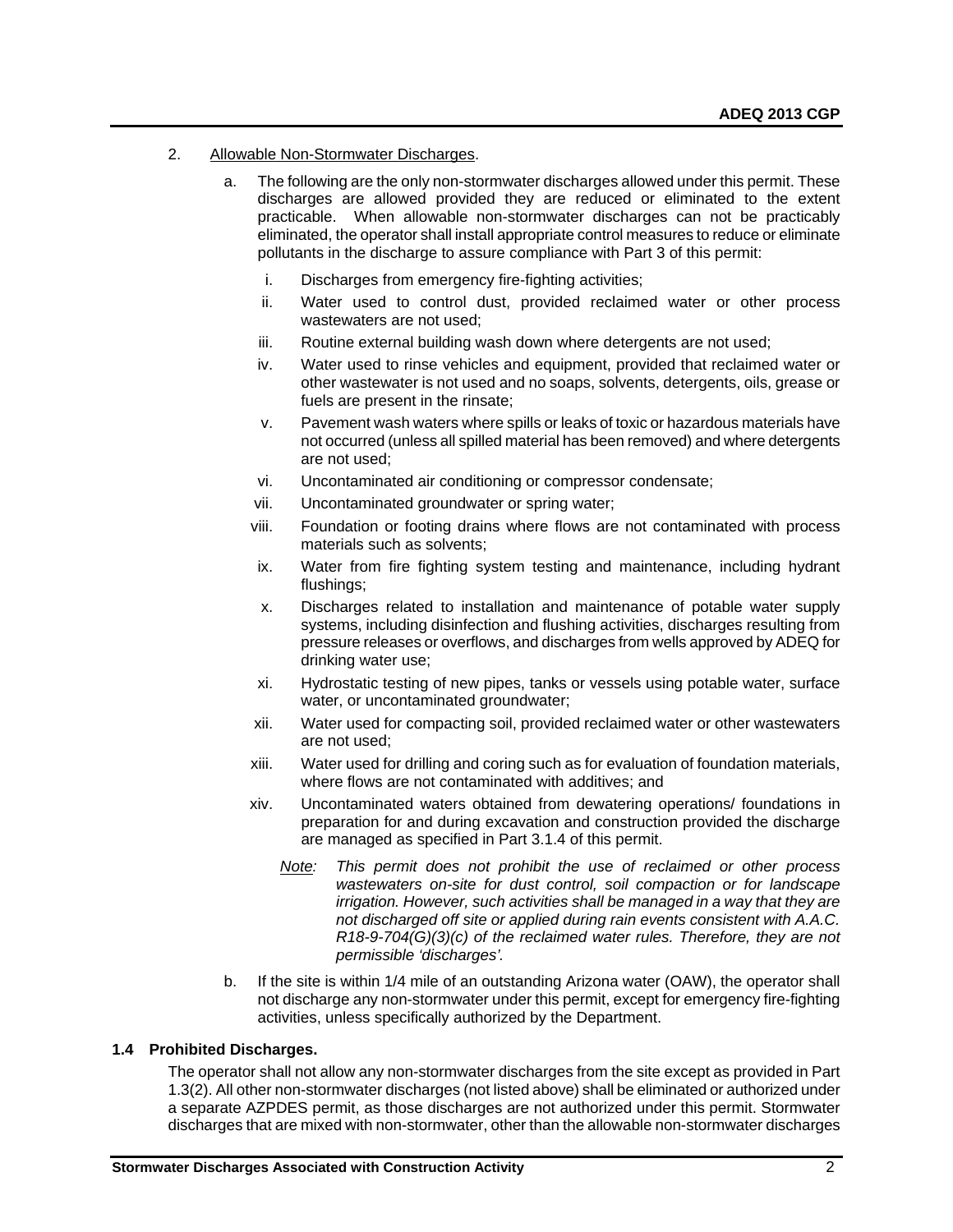2. Allowable Non-Stormwater Discharges.

   a. The following are the only non-stormwater discharges allowed under this permit. These discharges are allowed provided they are reduced or eliminated to the extent practicable. When allowable non-stormwater discharges can not be practicably eliminated, the operator shall install appropriate control measures to reduce or eliminate pollutants in the discharge to assure compliance with Part 3 of this permit:

      i. Discharges from emergency fire-fighting activities;

      ii. Water used to control dust, provided reclaimed water or other process wastewaters are not used;

      iii. Routine external building wash down where detergents are not used;

      iv. Water used to rinse vehicles and equipment, provided that reclaimed water or other wastewater is not used and no soaps, solvents, detergents, oils, grease or fuels are present in the rinsate;

      v. Pavement wash waters where spills or leaks of toxic or hazardous materials have not occurred (unless all spilled material has been removed) and where detergents are not used;

      vi. Uncontaminated air conditioning or compressor condensate;

      vii. Uncontaminated groundwater or spring water;

      viii. Foundation or footing drains where flows are not contaminated with process materials such as solvents;

      ix. Water from fire fighting system testing and maintenance, including hydrant flushings;

      x. Discharges related to installation and maintenance of potable water supply systems, including disinfection and flushing activities, discharges resulting from pressure releases or overflows, and discharges from wells approved by ADEQ for drinking water use;

      xi. Hydrostatic testing of new pipes, tanks or vessels using potable water, surface water, or uncontaminated groundwater;

      xii. Water used for compacting soil, provided reclaimed water or other wastewaters are not used;

      xiii. Water used for drilling and coring such as for evaluation of foundation materials, where flows are not contaminated with additives; and

      xiv. Uncontaminated waters obtained from dewatering operations/ foundations in preparation for and during excavation and construction provided the discharge are managed as specified in Part 3.1.4 of this permit.

         *Note: This permit does not prohibit the use of reclaimed or other process wastewaters on-site for dust control, soil compaction or for landscape irrigation. However, such activities shall be managed in a way that they are not discharged off site or applied during rain events consistent with A.A.C. R18-9-704(G)(3)(c) of the reclaimed water rules. Therefore, they are not permissible 'discharges'.*

   b. If the site is within 1/4 mile of an outstanding Arizona water (OAW), the operator shall not discharge any non-stormwater under this permit, except for emergency fire-fighting activities, unless specifically authorized by the Department.

### 1.4 Prohibited Discharges.

The operator shall not allow any non-stormwater discharges from the site except as provided in Part 1.3(2). All other non-stormwater discharges (not listed above) shall be eliminated or authorized under a separate AZPDES permit, as those discharges are not authorized under this permit. Stormwater discharges that are mixed with non-stormwater, other than the allowable non-stormwater discharges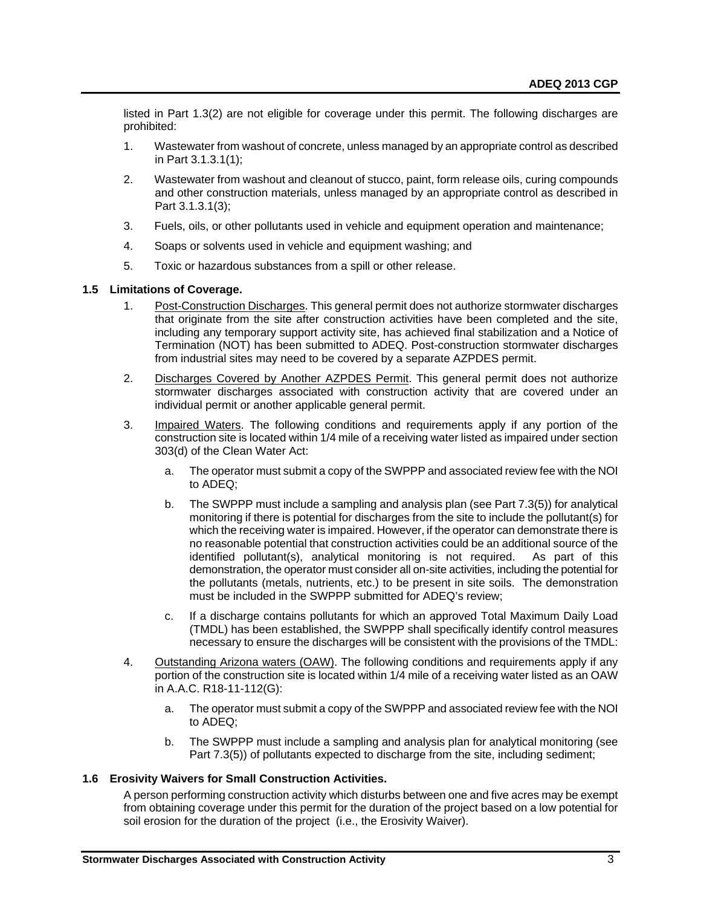listed in Part 1.3(2) are not eligible for coverage under this permit. The following discharges are prohibited:

1. Wastewater from washout of concrete, unless managed by an appropriate control as described in Part 3.1.3.1(1);
2. Wastewater from washout and cleanout of stucco, paint, form release oils, curing compounds and other construction materials, unless managed by an appropriate control as described in Part 3.1.3.1(3);
3. Fuels, oils, or other pollutants used in vehicle and equipment operation and maintenance;
4. Soaps or solvents used in vehicle and equipment washing; and
5. Toxic or hazardous substances from a spill or other release.

### 1.5 Limitations of Coverage.

1. Post-Construction Discharges. This general permit does not authorize stormwater discharges that originate from the site after construction activities have been completed and the site, including any temporary support activity site, has achieved final stabilization and a Notice of Termination (NOT) has been submitted to ADEQ. Post-construction stormwater discharges from industrial sites may need to be covered by a separate AZPDES permit.
2. Discharges Covered by Another AZPDES Permit. This general permit does not authorize stormwater discharges associated with construction activity that are covered under an individual permit or another applicable general permit.
3. Impaired Waters. The following conditions and requirements apply if any portion of the construction site is located within 1/4 mile of a receiving water listed as impaired under section 303(d) of the Clean Water Act:
   a. The operator must submit a copy of the SWPPP and associated review fee with the NOI to ADEQ;
   b. The SWPPP must include a sampling and analysis plan (see Part 7.3(5)) for analytical monitoring if there is potential for discharges from the site to include the pollutant(s) for which the receiving water is impaired. However, if the operator can demonstrate there is no reasonable potential that construction activities could be an additional source of the identified pollutant(s), analytical monitoring is not required. As part of this demonstration, the operator must consider all on-site activities, including the potential for the pollutants (metals, nutrients, etc.) to be present in site soils. The demonstration must be included in the SWPPP submitted for ADEQ's review;
   c. If a discharge contains pollutants for which an approved Total Maximum Daily Load (TMDL) has been established, the SWPPP shall specifically identify control measures necessary to ensure the discharges will be consistent with the provisions of the TMDL:
4. Outstanding Arizona waters (OAW). The following conditions and requirements apply if any portion of the construction site is located within 1/4 mile of a receiving water listed as an OAW in A.A.C. R18-11-112(G):
   a. The operator must submit a copy of the SWPPP and associated review fee with the NOI to ADEQ;
   b. The SWPPP must include a sampling and analysis plan for analytical monitoring (see Part 7.3(5)) of pollutants expected to discharge from the site, including sediment;

### 1.6 Erosivity Waivers for Small Construction Activities.

A person performing construction activity which disturbs between one and five acres may be exempt from obtaining coverage under this permit for the duration of the project based on a low potential for soil erosion for the duration of the project (i.e., the Erosivity Waiver).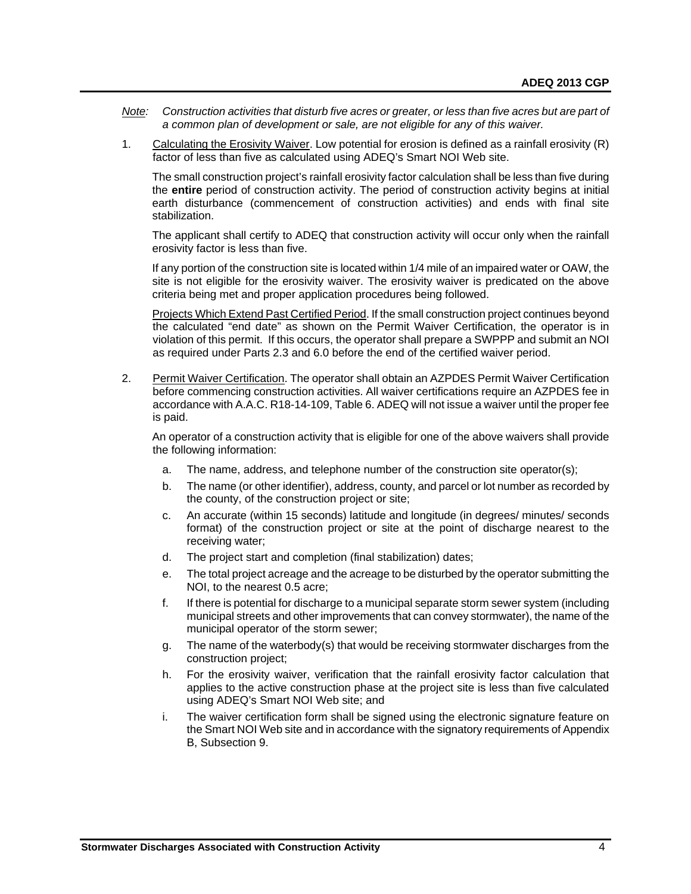*Note: Construction activities that disturb five acres or greater, or less than five acres but are part of a common plan of development or sale, are not eligible for any of this waiver.*

1. Calculating the Erosivity Waiver. Low potential for erosion is defined as a rainfall erosivity (R) factor of less than five as calculated using ADEQ's Smart NOI Web site.

   The small construction project's rainfall erosivity factor calculation shall be less than five during the **entire** period of construction activity. The period of construction activity begins at initial earth disturbance (commencement of construction activities) and ends with final site stabilization.

   The applicant shall certify to ADEQ that construction activity will occur only when the rainfall erosivity factor is less than five.

   If any portion of the construction site is located within 1/4 mile of an impaired water or OAW, the site is not eligible for the erosivity waiver. The erosivity waiver is predicated on the above criteria being met and proper application procedures being followed.

   Projects Which Extend Past Certified Period. If the small construction project continues beyond the calculated "end date" as shown on the Permit Waiver Certification, the operator is in violation of this permit. If this occurs, the operator shall prepare a SWPPP and submit an NOI as required under Parts 2.3 and 6.0 before the end of the certified waiver period.

2. Permit Waiver Certification. The operator shall obtain an AZPDES Permit Waiver Certification before commencing construction activities. All waiver certifications require an AZPDES fee in accordance with A.A.C. R18-14-109, Table 6. ADEQ will not issue a waiver until the proper fee is paid.

   An operator of a construction activity that is eligible for one of the above waivers shall provide the following information:

   a. The name, address, and telephone number of the construction site operator(s);
   b. The name (or other identifier), address, county, and parcel or lot number as recorded by the county, of the construction project or site;
   c. An accurate (within 15 seconds) latitude and longitude (in degrees/ minutes/ seconds format) of the construction project or site at the point of discharge nearest to the receiving water;
   d. The project start and completion (final stabilization) dates;
   e. The total project acreage and the acreage to be disturbed by the operator submitting the NOI, to the nearest 0.5 acre;
   f. If there is potential for discharge to a municipal separate storm sewer system (including municipal streets and other improvements that can convey stormwater), the name of the municipal operator of the storm sewer;
   g. The name of the waterbody(s) that would be receiving stormwater discharges from the construction project;
   h. For the erosivity waiver, verification that the rainfall erosivity factor calculation that applies to the active construction phase at the project site is less than five calculated using ADEQ's Smart NOI Web site; and
   i. The waiver certification form shall be signed using the electronic signature feature on the Smart NOI Web site and in accordance with the signatory requirements of Appendix B, Subsection 9.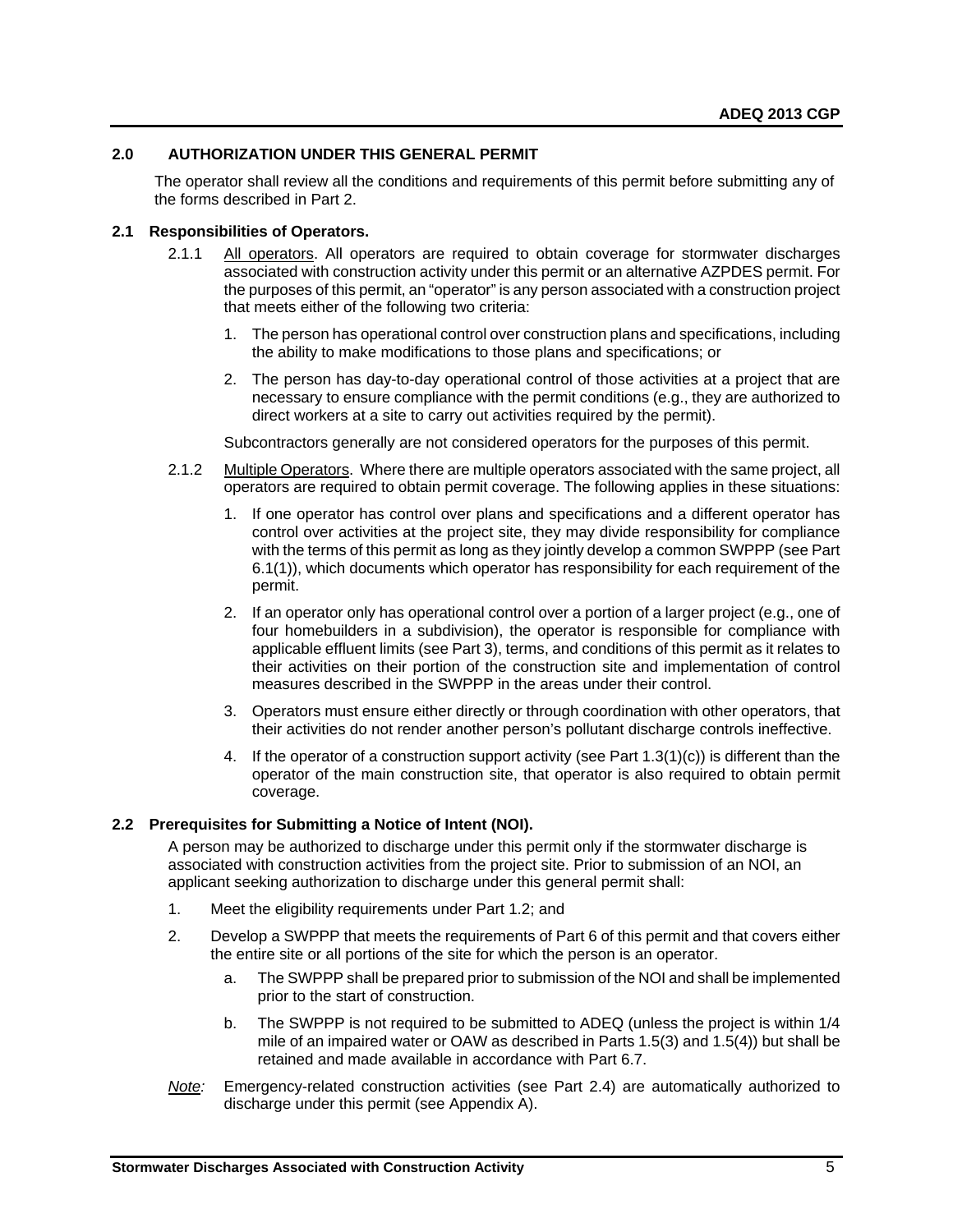## 2.0 AUTHORIZATION UNDER THIS GENERAL PERMIT

The operator shall review all the conditions and requirements of this permit before submitting any of the forms described in Part 2.

### 2.1 Responsibilities of Operators.

2.1.1 All operators. All operators are required to obtain coverage for stormwater discharges associated with construction activity under this permit or an alternative AZPDES permit. For the purposes of this permit, an "operator" is any person associated with a construction project that meets either of the following two criteria:

1. The person has operational control over construction plans and specifications, including the ability to make modifications to those plans and specifications; or
2. The person has day-to-day operational control of those activities at a project that are necessary to ensure compliance with the permit conditions (e.g., they are authorized to direct workers at a site to carry out activities required by the permit).

Subcontractors generally are not considered operators for the purposes of this permit.

2.1.2 Multiple Operators. Where there are multiple operators associated with the same project, all operators are required to obtain permit coverage. The following applies in these situations:

1. If one operator has control over plans and specifications and a different operator has control over activities at the project site, they may divide responsibility for compliance with the terms of this permit as long as they jointly develop a common SWPPP (see Part 6.1(1)), which documents which operator has responsibility for each requirement of the permit.
2. If an operator only has operational control over a portion of a larger project (e.g., one of four homebuilders in a subdivision), the operator is responsible for compliance with applicable effluent limits (see Part 3), terms, and conditions of this permit as it relates to their activities on their portion of the construction site and implementation of control measures described in the SWPPP in the areas under their control.
3. Operators must ensure either directly or through coordination with other operators, that their activities do not render another person's pollutant discharge controls ineffective.
4. If the operator of a construction support activity (see Part 1.3(1)(c)) is different than the operator of the main construction site, that operator is also required to obtain permit coverage.

### 2.2 Prerequisites for Submitting a Notice of Intent (NOI).

A person may be authorized to discharge under this permit only if the stormwater discharge is associated with construction activities from the project site. Prior to submission of an NOI, an applicant seeking authorization to discharge under this general permit shall:

1. Meet the eligibility requirements under Part 1.2; and
2. Develop a SWPPP that meets the requirements of Part 6 of this permit and that covers either the entire site or all portions of the site for which the person is an operator.
   a. The SWPPP shall be prepared prior to submission of the NOI and shall be implemented prior to the start of construction.
   b. The SWPPP is not required to be submitted to ADEQ (unless the project is within 1/4 mile of an impaired water or OAW as described in Parts 1.5(3) and 1.5(4)) but shall be retained and made available in accordance with Part 6.7.

*Note:* Emergency-related construction activities (see Part 2.4) are automatically authorized to discharge under this permit (see Appendix A).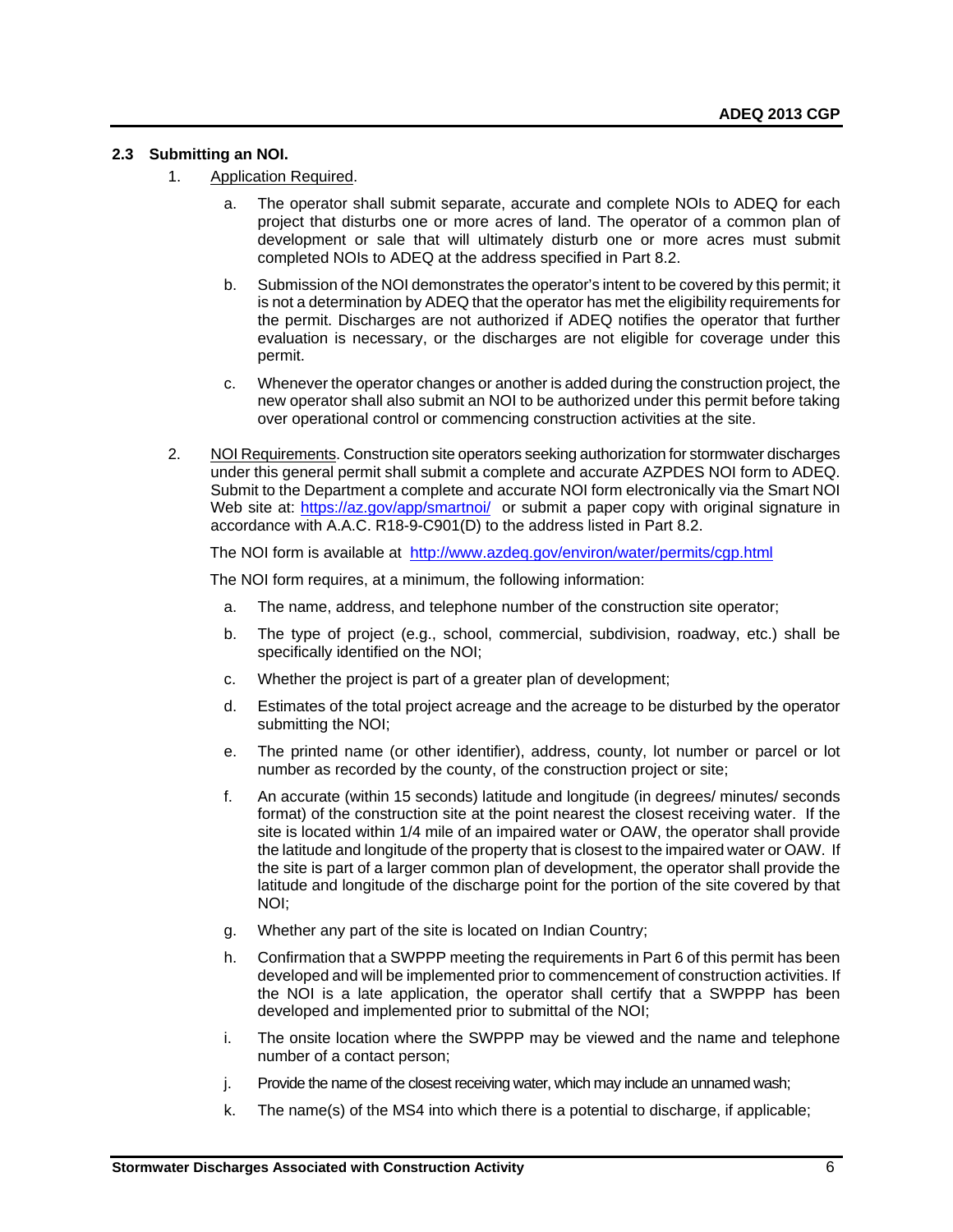### 2.3 Submitting an NOI.

1. Application Required.

   a. The operator shall submit separate, accurate and complete NOIs to ADEQ for each project that disturbs one or more acres of land. The operator of a common plan of development or sale that will ultimately disturb one or more acres must submit completed NOIs to ADEQ at the address specified in Part 8.2.

   b. Submission of the NOI demonstrates the operator's intent to be covered by this permit; it is not a determination by ADEQ that the operator has met the eligibility requirements for the permit. Discharges are not authorized if ADEQ notifies the operator that further evaluation is necessary, or the discharges are not eligible for coverage under this permit.

   c. Whenever the operator changes or another is added during the construction project, the new operator shall also submit an NOI to be authorized under this permit before taking over operational control or commencing construction activities at the site.

2. NOI Requirements. Construction site operators seeking authorization for stormwater discharges under this general permit shall submit a complete and accurate AZPDES NOI form to ADEQ. Submit to the Department a complete and accurate NOI form electronically via the Smart NOI Web site at: https://az.gov/app/smartnoi/ or submit a paper copy with original signature in accordance with A.A.C. R18-9-C901(D) to the address listed in Part 8.2.

   The NOI form is available at http://www.azdeq.gov/environ/water/permits/cgp.html

   The NOI form requires, at a minimum, the following information:

   a. The name, address, and telephone number of the construction site operator;

   b. The type of project (e.g., school, commercial, subdivision, roadway, etc.) shall be specifically identified on the NOI;

   c. Whether the project is part of a greater plan of development;

   d. Estimates of the total project acreage and the acreage to be disturbed by the operator submitting the NOI;

   e. The printed name (or other identifier), address, county, lot number or parcel or lot number as recorded by the county, of the construction project or site;

   f. An accurate (within 15 seconds) latitude and longitude (in degrees/ minutes/ seconds format) of the construction site at the point nearest the closest receiving water. If the site is located within 1/4 mile of an impaired water or OAW, the operator shall provide the latitude and longitude of the property that is closest to the impaired water or OAW. If the site is part of a larger common plan of development, the operator shall provide the latitude and longitude of the discharge point for the portion of the site covered by that NOI;

   g. Whether any part of the site is located on Indian Country;

   h. Confirmation that a SWPPP meeting the requirements in Part 6 of this permit has been developed and will be implemented prior to commencement of construction activities. If the NOI is a late application, the operator shall certify that a SWPPP has been developed and implemented prior to submittal of the NOI;

   i. The onsite location where the SWPPP may be viewed and the name and telephone number of a contact person;

   j. Provide the name of the closest receiving water, which may include an unnamed wash;

   k. The name(s) of the MS4 into which there is a potential to discharge, if applicable;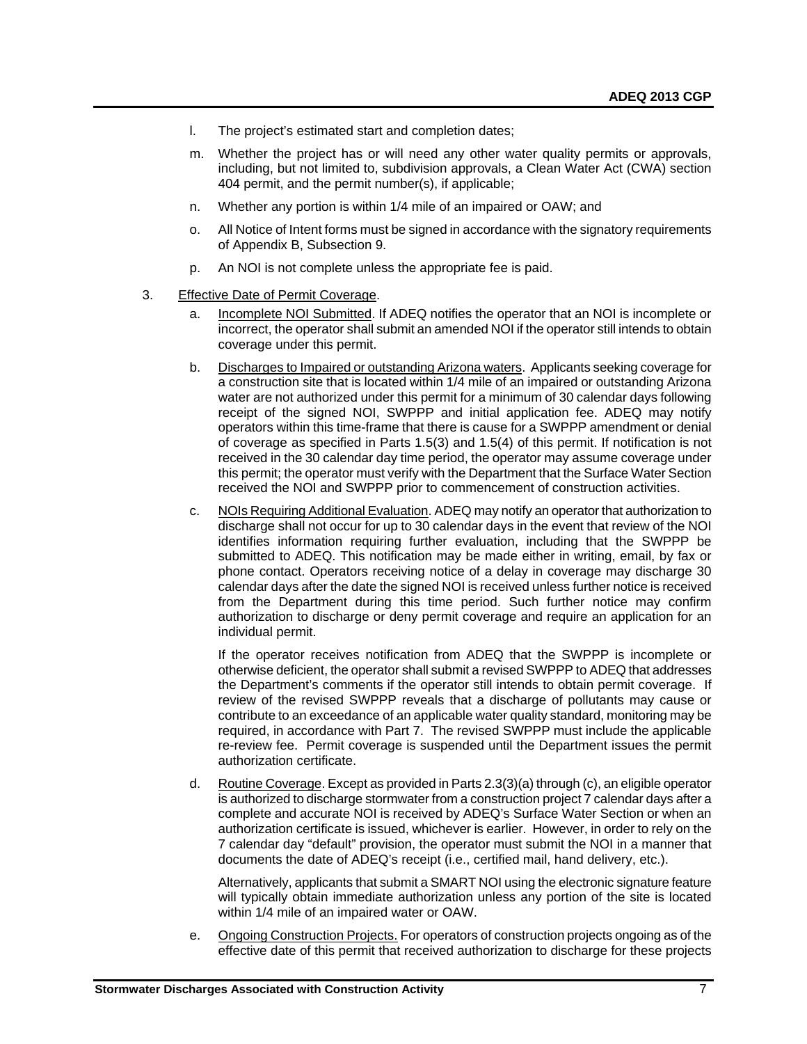l. The project's estimated start and completion dates;

m. Whether the project has or will need any other water quality permits or approvals, including, but not limited to, subdivision approvals, a Clean Water Act (CWA) section 404 permit, and the permit number(s), if applicable;

n. Whether any portion is within 1/4 mile of an impaired or OAW; and

o. All Notice of Intent forms must be signed in accordance with the signatory requirements of Appendix B, Subsection 9.

p. An NOI is not complete unless the appropriate fee is paid.

3. <u>Effective Date of Permit Coverage</u>.

   a. <u>Incomplete NOI Submitted</u>. If ADEQ notifies the operator that an NOI is incomplete or incorrect, the operator shall submit an amended NOI if the operator still intends to obtain coverage under this permit.

   b. <u>Discharges to Impaired or outstanding Arizona waters</u>. Applicants seeking coverage for a construction site that is located within 1/4 mile of an impaired or outstanding Arizona water are not authorized under this permit for a minimum of 30 calendar days following receipt of the signed NOI, SWPPP and initial application fee. ADEQ may notify operators within this time-frame that there is cause for a SWPPP amendment or denial of coverage as specified in Parts 1.5(3) and 1.5(4) of this permit. If notification is not received in the 30 calendar day time period, the operator may assume coverage under this permit; the operator must verify with the Department that the Surface Water Section received the NOI and SWPPP prior to commencement of construction activities.

   c. <u>NOIs Requiring Additional Evaluation</u>. ADEQ may notify an operator that authorization to discharge shall not occur for up to 30 calendar days in the event that review of the NOI identifies information requiring further evaluation, including that the SWPPP be submitted to ADEQ. This notification may be made either in writing, email, by fax or phone contact. Operators receiving notice of a delay in coverage may discharge 30 calendar days after the date the signed NOI is received unless further notice is received from the Department during this time period. Such further notice may confirm authorization to discharge or deny permit coverage and require an application for an individual permit.

      If the operator receives notification from ADEQ that the SWPPP is incomplete or otherwise deficient, the operator shall submit a revised SWPPP to ADEQ that addresses the Department's comments if the operator still intends to obtain permit coverage. If review of the revised SWPPP reveals that a discharge of pollutants may cause or contribute to an exceedance of an applicable water quality standard, monitoring may be required, in accordance with Part 7. The revised SWPPP must include the applicable re-review fee. Permit coverage is suspended until the Department issues the permit authorization certificate.

   d. <u>Routine Coverage</u>. Except as provided in Parts 2.3(3)(a) through (c), an eligible operator is authorized to discharge stormwater from a construction project 7 calendar days after a complete and accurate NOI is received by ADEQ's Surface Water Section or when an authorization certificate is issued, whichever is earlier. However, in order to rely on the 7 calendar day "default" provision, the operator must submit the NOI in a manner that documents the date of ADEQ's receipt (i.e., certified mail, hand delivery, etc.).

      Alternatively, applicants that submit a SMART NOI using the electronic signature feature will typically obtain immediate authorization unless any portion of the site is located within 1/4 mile of an impaired water or OAW.

   e. <u>Ongoing Construction Projects.</u> For operators of construction projects ongoing as of the effective date of this permit that received authorization to discharge for these projects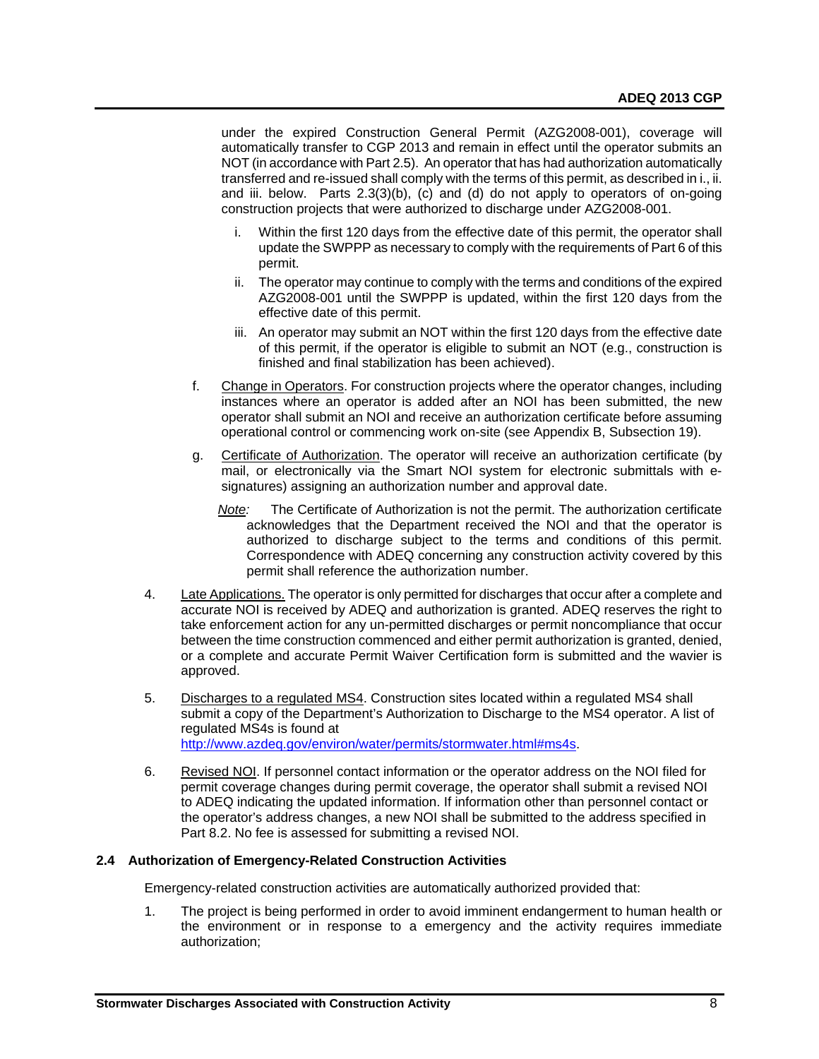under the expired Construction General Permit (AZG2008-001), coverage will automatically transfer to CGP 2013 and remain in effect until the operator submits an NOT (in accordance with Part 2.5). An operator that has had authorization automatically transferred and re-issued shall comply with the terms of this permit, as described in i., ii. and iii. below. Parts 2.3(3)(b), (c) and (d) do not apply to operators of on-going construction projects that were authorized to discharge under AZG2008-001.

   i. Within the first 120 days from the effective date of this permit, the operator shall update the SWPPP as necessary to comply with the requirements of Part 6 of this permit.

   ii. The operator may continue to comply with the terms and conditions of the expired AZG2008-001 until the SWPPP is updated, within the first 120 days from the effective date of this permit.

   iii. An operator may submit an NOT within the first 120 days from the effective date of this permit, if the operator is eligible to submit an NOT (e.g., construction is finished and final stabilization has been achieved).

f. Change in Operators. For construction projects where the operator changes, including instances where an operator is added after an NOI has been submitted, the new operator shall submit an NOI and receive an authorization certificate before assuming operational control or commencing work on-site (see Appendix B, Subsection 19).

g. Certificate of Authorization. The operator will receive an authorization certificate (by mail, or electronically via the Smart NOI system for electronic submittals with e-signatures) assigning an authorization number and approval date.

   *Note:* The Certificate of Authorization is not the permit. The authorization certificate acknowledges that the Department received the NOI and that the operator is authorized to discharge subject to the terms and conditions of this permit. Correspondence with ADEQ concerning any construction activity covered by this permit shall reference the authorization number.

4. Late Applications. The operator is only permitted for discharges that occur after a complete and accurate NOI is received by ADEQ and authorization is granted. ADEQ reserves the right to take enforcement action for any un-permitted discharges or permit noncompliance that occur between the time construction commenced and either permit authorization is granted, denied, or a complete and accurate Permit Waiver Certification form is submitted and the wavier is approved.

5. Discharges to a regulated MS4. Construction sites located within a regulated MS4 shall submit a copy of the Department's Authorization to Discharge to the MS4 operator. A list of regulated MS4s is found at http://www.azdeq.gov/environ/water/permits/stormwater.html#ms4s.

6. Revised NOI. If personnel contact information or the operator address on the NOI filed for permit coverage changes during permit coverage, the operator shall submit a revised NOI to ADEQ indicating the updated information. If information other than personnel contact or the operator's address changes, a new NOI shall be submitted to the address specified in Part 8.2. No fee is assessed for submitting a revised NOI.

## 2.4 Authorization of Emergency-Related Construction Activities

Emergency-related construction activities are automatically authorized provided that:

1. The project is being performed in order to avoid imminent endangerment to human health or the environment or in response to a emergency and the activity requires immediate authorization;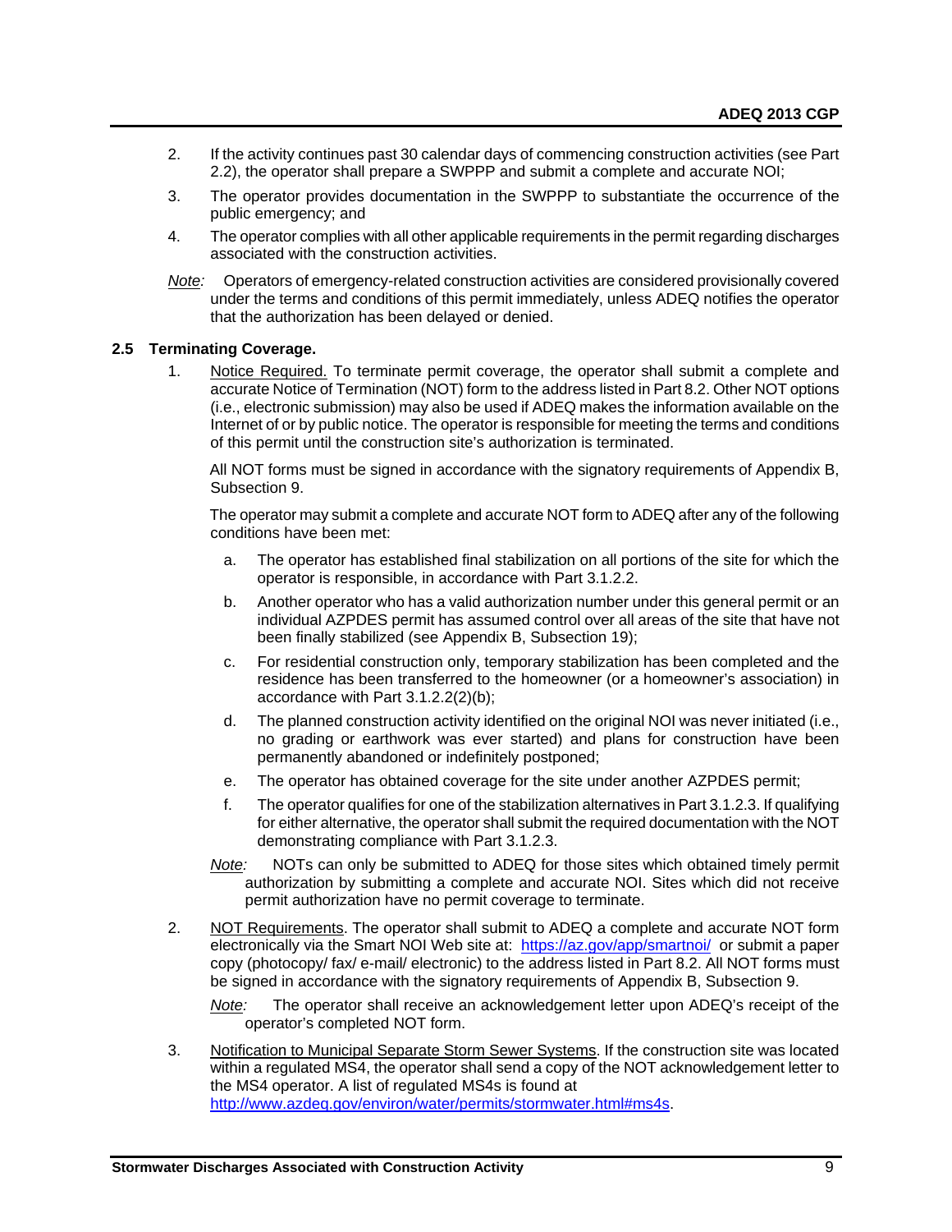2. If the activity continues past 30 calendar days of commencing construction activities (see Part 2.2), the operator shall prepare a SWPPP and submit a complete and accurate NOI;

3. The operator provides documentation in the SWPPP to substantiate the occurrence of the public emergency; and

4. The operator complies with all other applicable requirements in the permit regarding discharges associated with the construction activities.

*Note:* Operators of emergency-related construction activities are considered provisionally covered under the terms and conditions of this permit immediately, unless ADEQ notifies the operator that the authorization has been delayed or denied.

### 2.5 Terminating Coverage.

1. Notice Required. To terminate permit coverage, the operator shall submit a complete and accurate Notice of Termination (NOT) form to the address listed in Part 8.2. Other NOT options (i.e., electronic submission) may also be used if ADEQ makes the information available on the Internet of or by public notice. The operator is responsible for meeting the terms and conditions of this permit until the construction site's authorization is terminated.

   All NOT forms must be signed in accordance with the signatory requirements of Appendix B, Subsection 9.

   The operator may submit a complete and accurate NOT form to ADEQ after any of the following conditions have been met:

   a. The operator has established final stabilization on all portions of the site for which the operator is responsible, in accordance with Part 3.1.2.2.

   b. Another operator who has a valid authorization number under this general permit or an individual AZPDES permit has assumed control over all areas of the site that have not been finally stabilized (see Appendix B, Subsection 19);

   c. For residential construction only, temporary stabilization has been completed and the residence has been transferred to the homeowner (or a homeowner's association) in accordance with Part 3.1.2.2(2)(b);

   d. The planned construction activity identified on the original NOI was never initiated (i.e., no grading or earthwork was ever started) and plans for construction have been permanently abandoned or indefinitely postponed;

   e. The operator has obtained coverage for the site under another AZPDES permit;

   f. The operator qualifies for one of the stabilization alternatives in Part 3.1.2.3. If qualifying for either alternative, the operator shall submit the required documentation with the NOT demonstrating compliance with Part 3.1.2.3.

   *Note:* NOTs can only be submitted to ADEQ for those sites which obtained timely permit authorization by submitting a complete and accurate NOI. Sites which did not receive permit authorization have no permit coverage to terminate.

2. NOT Requirements. The operator shall submit to ADEQ a complete and accurate NOT form electronically via the Smart NOI Web site at: https://az.gov/app/smartnoi/ or submit a paper copy (photocopy/ fax/ e-mail/ electronic) to the address listed in Part 8.2. All NOT forms must be signed in accordance with the signatory requirements of Appendix B, Subsection 9.

   *Note:* The operator shall receive an acknowledgement letter upon ADEQ's receipt of the operator's completed NOT form.

3. Notification to Municipal Separate Storm Sewer Systems. If the construction site was located within a regulated MS4, the operator shall send a copy of the NOT acknowledgement letter to the MS4 operator. A list of regulated MS4s is found at http://www.azdeq.gov/environ/water/permits/stormwater.html#ms4s.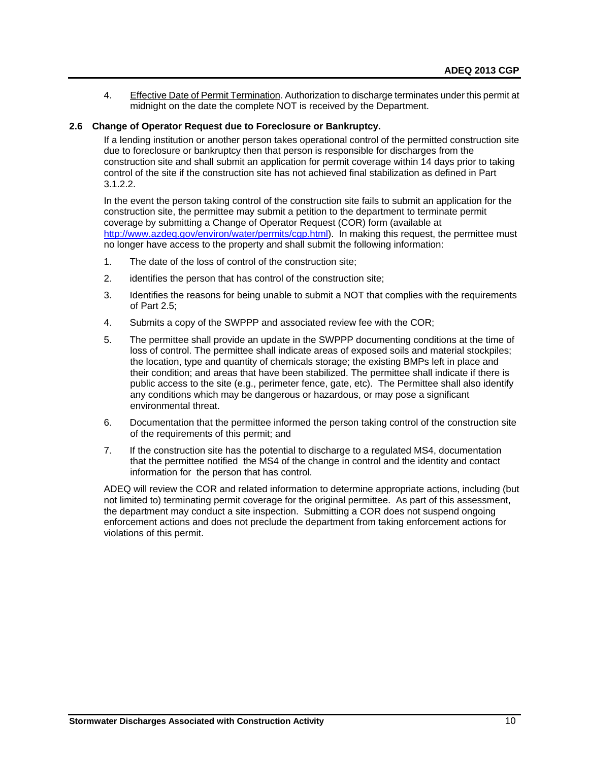4. Effective Date of Permit Termination. Authorization to discharge terminates under this permit at midnight on the date the complete NOT is received by the Department.

### 2.6 Change of Operator Request due to Foreclosure or Bankruptcy.

If a lending institution or another person takes operational control of the permitted construction site due to foreclosure or bankruptcy then that person is responsible for discharges from the construction site and shall submit an application for permit coverage within 14 days prior to taking control of the site if the construction site has not achieved final stabilization as defined in Part 3.1.2.2.

In the event the person taking control of the construction site fails to submit an application for the construction site, the permittee may submit a petition to the department to terminate permit coverage by submitting a Change of Operator Request (COR) form (available at [http://www.azdeq.gov/environ/water/permits/cgp.html](http://www.azdeq.gov/environ/water/permits/cgp.html)). In making this request, the permittee must no longer have access to the property and shall submit the following information:

1. The date of the loss of control of the construction site;
2. identifies the person that has control of the construction site;
3. Identifies the reasons for being unable to submit a NOT that complies with the requirements of Part 2.5;
4. Submits a copy of the SWPPP and associated review fee with the COR;
5. The permittee shall provide an update in the SWPPP documenting conditions at the time of loss of control. The permittee shall indicate areas of exposed soils and material stockpiles; the location, type and quantity of chemicals storage; the existing BMPs left in place and their condition; and areas that have been stabilized. The permittee shall indicate if there is public access to the site (e.g., perimeter fence, gate, etc). The Permittee shall also identify any conditions which may be dangerous or hazardous, or may pose a significant environmental threat.
6. Documentation that the permittee informed the person taking control of the construction site of the requirements of this permit; and
7. If the construction site has the potential to discharge to a regulated MS4, documentation that the permittee notified the MS4 of the change in control and the identity and contact information for the person that has control.

ADEQ will review the COR and related information to determine appropriate actions, including (but not limited to) terminating permit coverage for the original permittee. As part of this assessment, the department may conduct a site inspection. Submitting a COR does not suspend ongoing enforcement actions and does not preclude the department from taking enforcement actions for violations of this permit.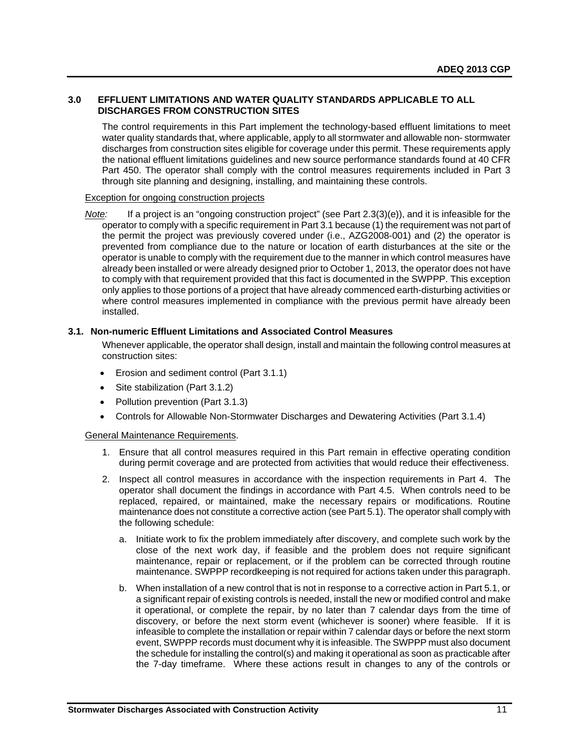## 3.0 EFFLUENT LIMITATIONS AND WATER QUALITY STANDARDS APPLICABLE TO ALL DISCHARGES FROM CONSTRUCTION SITES

The control requirements in this Part implement the technology-based effluent limitations to meet water quality standards that, where applicable, apply to all stormwater and allowable non- stormwater discharges from construction sites eligible for coverage under this permit. These requirements apply the national effluent limitations guidelines and new source performance standards found at 40 CFR Part 450. The operator shall comply with the control measures requirements included in Part 3 through site planning and designing, installing, and maintaining these controls.

Exception for ongoing construction projects

*Note:* If a project is an "ongoing construction project" (see Part 2.3(3)(e)), and it is infeasible for the operator to comply with a specific requirement in Part 3.1 because (1) the requirement was not part of the permit the project was previously covered under (i.e., AZG2008-001) and (2) the operator is prevented from compliance due to the nature or location of earth disturbances at the site or the operator is unable to comply with the requirement due to the manner in which control measures have already been installed or were already designed prior to October 1, 2013, the operator does not have to comply with that requirement provided that this fact is documented in the SWPPP. This exception only applies to those portions of a project that have already commenced earth-disturbing activities or where control measures implemented in compliance with the previous permit have already been installed.

### 3.1. Non-numeric Effluent Limitations and Associated Control Measures

Whenever applicable, the operator shall design, install and maintain the following control measures at construction sites:

- Erosion and sediment control (Part 3.1.1)
- Site stabilization (Part 3.1.2)
- Pollution prevention (Part 3.1.3)
- Controls for Allowable Non-Stormwater Discharges and Dewatering Activities (Part 3.1.4)

General Maintenance Requirements.

1. Ensure that all control measures required in this Part remain in effective operating condition during permit coverage and are protected from activities that would reduce their effectiveness.
2. Inspect all control measures in accordance with the inspection requirements in Part 4. The operator shall document the findings in accordance with Part 4.5. When controls need to be replaced, repaired, or maintained, make the necessary repairs or modifications. Routine maintenance does not constitute a corrective action (see Part 5.1). The operator shall comply with the following schedule:
   a. Initiate work to fix the problem immediately after discovery, and complete such work by the close of the next work day, if feasible and the problem does not require significant maintenance, repair or replacement, or if the problem can be corrected through routine maintenance. SWPPP recordkeeping is not required for actions taken under this paragraph.
   b. When installation of a new control that is not in response to a corrective action in Part 5.1, or a significant repair of existing controls is needed, install the new or modified control and make it operational, or complete the repair, by no later than 7 calendar days from the time of discovery, or before the next storm event (whichever is sooner) where feasible. If it is infeasible to complete the installation or repair within 7 calendar days or before the next storm event, SWPPP records must document why it is infeasible. The SWPPP must also document the schedule for installing the control(s) and making it operational as soon as practicable after the 7-day timeframe. Where these actions result in changes to any of the controls or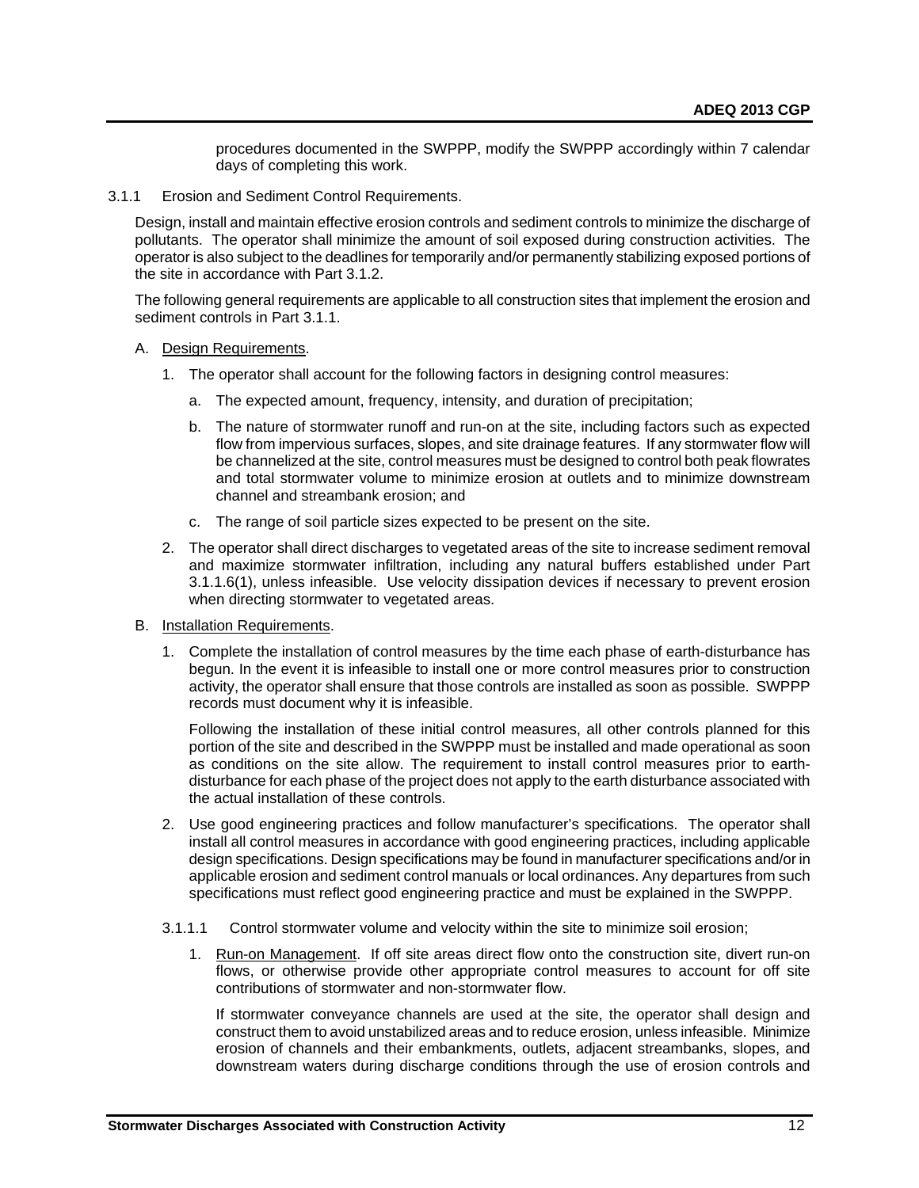procedures documented in the SWPPP, modify the SWPPP accordingly within 7 calendar days of completing this work.

3.1.1 Erosion and Sediment Control Requirements.

Design, install and maintain effective erosion controls and sediment controls to minimize the discharge of pollutants. The operator shall minimize the amount of soil exposed during construction activities. The operator is also subject to the deadlines for temporarily and/or permanently stabilizing exposed portions of the site in accordance with Part 3.1.2.

The following general requirements are applicable to all construction sites that implement the erosion and sediment controls in Part 3.1.1.

A. Design Requirements.

1. The operator shall account for the following factors in designing control measures:

   a. The expected amount, frequency, intensity, and duration of precipitation;

   b. The nature of stormwater runoff and run-on at the site, including factors such as expected flow from impervious surfaces, slopes, and site drainage features. If any stormwater flow will be channelized at the site, control measures must be designed to control both peak flowrates and total stormwater volume to minimize erosion at outlets and to minimize downstream channel and streambank erosion; and

   c. The range of soil particle sizes expected to be present on the site.

2. The operator shall direct discharges to vegetated areas of the site to increase sediment removal and maximize stormwater infiltration, including any natural buffers established under Part 3.1.1.6(1), unless infeasible. Use velocity dissipation devices if necessary to prevent erosion when directing stormwater to vegetated areas.

B. Installation Requirements.

1. Complete the installation of control measures by the time each phase of earth-disturbance has begun. In the event it is infeasible to install one or more control measures prior to construction activity, the operator shall ensure that those controls are installed as soon as possible. SWPPP records must document why it is infeasible.

   Following the installation of these initial control measures, all other controls planned for this portion of the site and described in the SWPPP must be installed and made operational as soon as conditions on the site allow. The requirement to install control measures prior to earth-disturbance for each phase of the project does not apply to the earth disturbance associated with the actual installation of these controls.

2. Use good engineering practices and follow manufacturer's specifications. The operator shall install all control measures in accordance with good engineering practices, including applicable design specifications. Design specifications may be found in manufacturer specifications and/or in applicable erosion and sediment control manuals or local ordinances. Any departures from such specifications must reflect good engineering practice and must be explained in the SWPPP.

3.1.1.1 Control stormwater volume and velocity within the site to minimize soil erosion;

1. Run-on Management. If off site areas direct flow onto the construction site, divert run-on flows, or otherwise provide other appropriate control measures to account for off site contributions of stormwater and non-stormwater flow.

   If stormwater conveyance channels are used at the site, the operator shall design and construct them to avoid unstabilized areas and to reduce erosion, unless infeasible. Minimize erosion of channels and their embankments, outlets, adjacent streambanks, slopes, and downstream waters during discharge conditions through the use of erosion controls and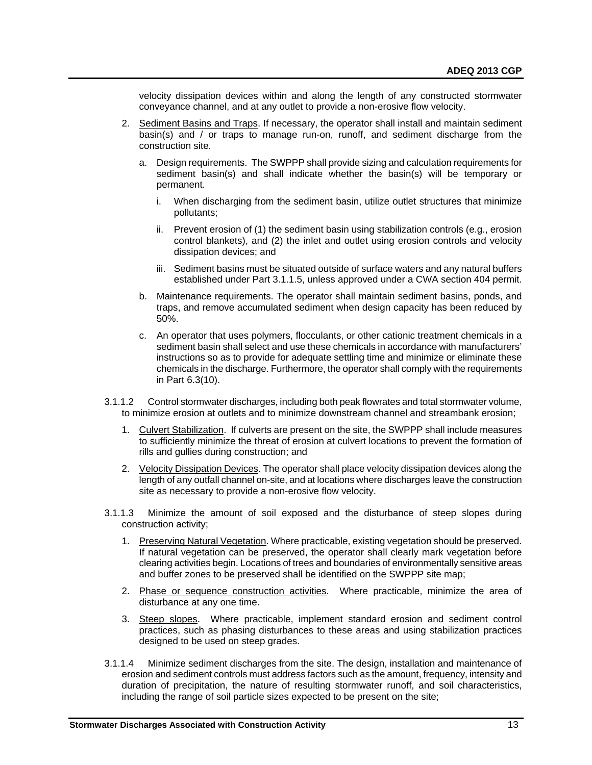velocity dissipation devices within and along the length of any constructed stormwater conveyance channel, and at any outlet to provide a non-erosive flow velocity.

2. Sediment Basins and Traps. If necessary, the operator shall install and maintain sediment basin(s) and / or traps to manage run-on, runoff, and sediment discharge from the construction site.

   a. Design requirements. The SWPPP shall provide sizing and calculation requirements for sediment basin(s) and shall indicate whether the basin(s) will be temporary or permanent.

      i. When discharging from the sediment basin, utilize outlet structures that minimize pollutants;

      ii. Prevent erosion of (1) the sediment basin using stabilization controls (e.g., erosion control blankets), and (2) the inlet and outlet using erosion controls and velocity dissipation devices; and

      iii. Sediment basins must be situated outside of surface waters and any natural buffers established under Part 3.1.1.5, unless approved under a CWA section 404 permit.

   b. Maintenance requirements. The operator shall maintain sediment basins, ponds, and traps, and remove accumulated sediment when design capacity has been reduced by 50%.

   c. An operator that uses polymers, flocculants, or other cationic treatment chemicals in a sediment basin shall select and use these chemicals in accordance with manufacturers' instructions so as to provide for adequate settling time and minimize or eliminate these chemicals in the discharge. Furthermore, the operator shall comply with the requirements in Part 6.3(10).

3.1.1.2 Control stormwater discharges, including both peak flowrates and total stormwater volume, to minimize erosion at outlets and to minimize downstream channel and streambank erosion;

1. Culvert Stabilization. If culverts are present on the site, the SWPPP shall include measures to sufficiently minimize the threat of erosion at culvert locations to prevent the formation of rills and gullies during construction; and

2. Velocity Dissipation Devices. The operator shall place velocity dissipation devices along the length of any outfall channel on-site, and at locations where discharges leave the construction site as necessary to provide a non-erosive flow velocity.

3.1.1.3 Minimize the amount of soil exposed and the disturbance of steep slopes during construction activity;

1. Preserving Natural Vegetation. Where practicable, existing vegetation should be preserved. If natural vegetation can be preserved, the operator shall clearly mark vegetation before clearing activities begin. Locations of trees and boundaries of environmentally sensitive areas and buffer zones to be preserved shall be identified on the SWPPP site map;

2. Phase or sequence construction activities. Where practicable, minimize the area of disturbance at any one time.

3. Steep slopes. Where practicable, implement standard erosion and sediment control practices, such as phasing disturbances to these areas and using stabilization practices designed to be used on steep grades.

3.1.1.4 Minimize sediment discharges from the site. The design, installation and maintenance of erosion and sediment controls must address factors such as the amount, frequency, intensity and duration of precipitation, the nature of resulting stormwater runoff, and soil characteristics, including the range of soil particle sizes expected to be present on the site;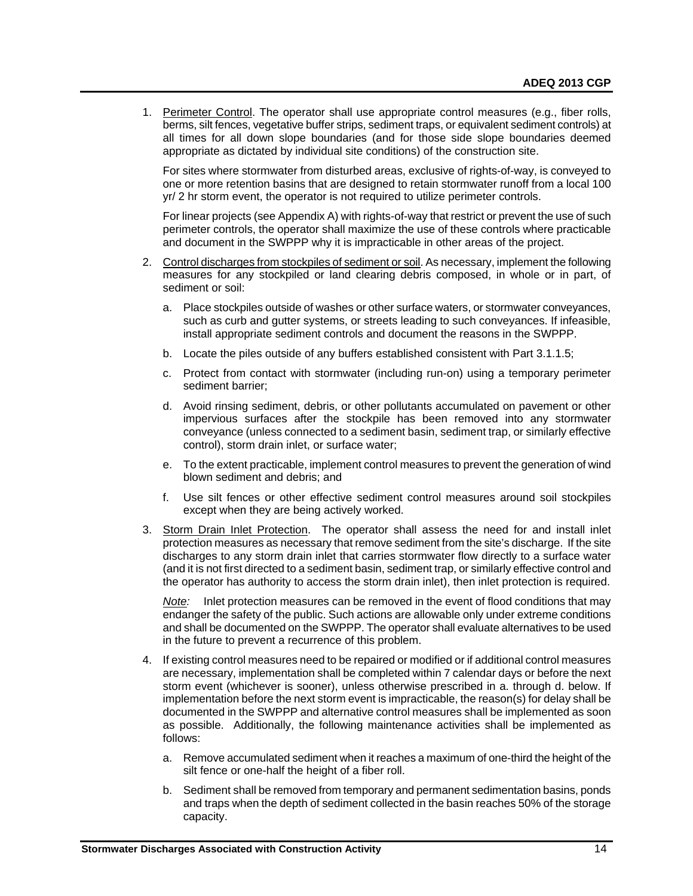1. Perimeter Control. The operator shall use appropriate control measures (e.g., fiber rolls, berms, silt fences, vegetative buffer strips, sediment traps, or equivalent sediment controls) at all times for all down slope boundaries (and for those side slope boundaries deemed appropriate as dictated by individual site conditions) of the construction site.

   For sites where stormwater from disturbed areas, exclusive of rights-of-way, is conveyed to one or more retention basins that are designed to retain stormwater runoff from a local 100 yr/ 2 hr storm event, the operator is not required to utilize perimeter controls.

   For linear projects (see Appendix A) with rights-of-way that restrict or prevent the use of such perimeter controls, the operator shall maximize the use of these controls where practicable and document in the SWPPP why it is impracticable in other areas of the project.

2. Control discharges from stockpiles of sediment or soil. As necessary, implement the following measures for any stockpiled or land clearing debris composed, in whole or in part, of sediment or soil:

   a. Place stockpiles outside of washes or other surface waters, or stormwater conveyances, such as curb and gutter systems, or streets leading to such conveyances. If infeasible, install appropriate sediment controls and document the reasons in the SWPPP.

   b. Locate the piles outside of any buffers established consistent with Part 3.1.1.5;

   c. Protect from contact with stormwater (including run-on) using a temporary perimeter sediment barrier;

   d. Avoid rinsing sediment, debris, or other pollutants accumulated on pavement or other impervious surfaces after the stockpile has been removed into any stormwater conveyance (unless connected to a sediment basin, sediment trap, or similarly effective control), storm drain inlet, or surface water;

   e. To the extent practicable, implement control measures to prevent the generation of wind blown sediment and debris; and

   f. Use silt fences or other effective sediment control measures around soil stockpiles except when they are being actively worked.

3. Storm Drain Inlet Protection. The operator shall assess the need for and install inlet protection measures as necessary that remove sediment from the site's discharge. If the site discharges to any storm drain inlet that carries stormwater flow directly to a surface water (and it is not first directed to a sediment basin, sediment trap, or similarly effective control and the operator has authority to access the storm drain inlet), then inlet protection is required.

   *Note:* Inlet protection measures can be removed in the event of flood conditions that may endanger the safety of the public. Such actions are allowable only under extreme conditions and shall be documented on the SWPPP. The operator shall evaluate alternatives to be used in the future to prevent a recurrence of this problem.

4. If existing control measures need to be repaired or modified or if additional control measures are necessary, implementation shall be completed within 7 calendar days or before the next storm event (whichever is sooner), unless otherwise prescribed in a. through d. below. If implementation before the next storm event is impracticable, the reason(s) for delay shall be documented in the SWPPP and alternative control measures shall be implemented as soon as possible. Additionally, the following maintenance activities shall be implemented as follows:

   a. Remove accumulated sediment when it reaches a maximum of one-third the height of the silt fence or one-half the height of a fiber roll.

   b. Sediment shall be removed from temporary and permanent sedimentation basins, ponds and traps when the depth of sediment collected in the basin reaches 50% of the storage capacity.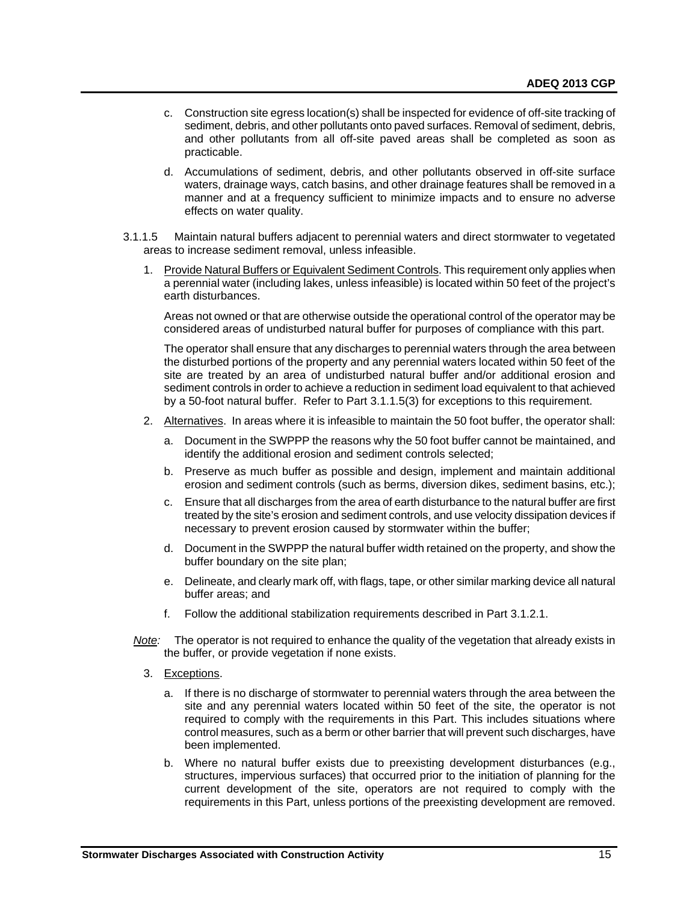c. Construction site egress location(s) shall be inspected for evidence of off-site tracking of sediment, debris, and other pollutants onto paved surfaces. Removal of sediment, debris, and other pollutants from all off-site paved areas shall be completed as soon as practicable.

d. Accumulations of sediment, debris, and other pollutants observed in off-site surface waters, drainage ways, catch basins, and other drainage features shall be removed in a manner and at a frequency sufficient to minimize impacts and to ensure no adverse effects on water quality.

3.1.1.5 Maintain natural buffers adjacent to perennial waters and direct stormwater to vegetated areas to increase sediment removal, unless infeasible.

1. Provide Natural Buffers or Equivalent Sediment Controls. This requirement only applies when a perennial water (including lakes, unless infeasible) is located within 50 feet of the project's earth disturbances.

   Areas not owned or that are otherwise outside the operational control of the operator may be considered areas of undisturbed natural buffer for purposes of compliance with this part.

   The operator shall ensure that any discharges to perennial waters through the area between the disturbed portions of the property and any perennial waters located within 50 feet of the site are treated by an area of undisturbed natural buffer and/or additional erosion and sediment controls in order to achieve a reduction in sediment load equivalent to that achieved by a 50-foot natural buffer. Refer to Part 3.1.1.5(3) for exceptions to this requirement.

2. Alternatives. In areas where it is infeasible to maintain the 50 foot buffer, the operator shall:

   a. Document in the SWPPP the reasons why the 50 foot buffer cannot be maintained, and identify the additional erosion and sediment controls selected;

   b. Preserve as much buffer as possible and design, implement and maintain additional erosion and sediment controls (such as berms, diversion dikes, sediment basins, etc.);

   c. Ensure that all discharges from the area of earth disturbance to the natural buffer are first treated by the site's erosion and sediment controls, and use velocity dissipation devices if necessary to prevent erosion caused by stormwater within the buffer;

   d. Document in the SWPPP the natural buffer width retained on the property, and show the buffer boundary on the site plan;

   e. Delineate, and clearly mark off, with flags, tape, or other similar marking device all natural buffer areas; and

   f. Follow the additional stabilization requirements described in Part 3.1.2.1.

*Note:* The operator is not required to enhance the quality of the vegetation that already exists in the buffer, or provide vegetation if none exists.

3. Exceptions.

   a. If there is no discharge of stormwater to perennial waters through the area between the site and any perennial waters located within 50 feet of the site, the operator is not required to comply with the requirements in this Part. This includes situations where control measures, such as a berm or other barrier that will prevent such discharges, have been implemented.

   b. Where no natural buffer exists due to preexisting development disturbances (e.g., structures, impervious surfaces) that occurred prior to the initiation of planning for the current development of the site, operators are not required to comply with the requirements in this Part, unless portions of the preexisting development are removed.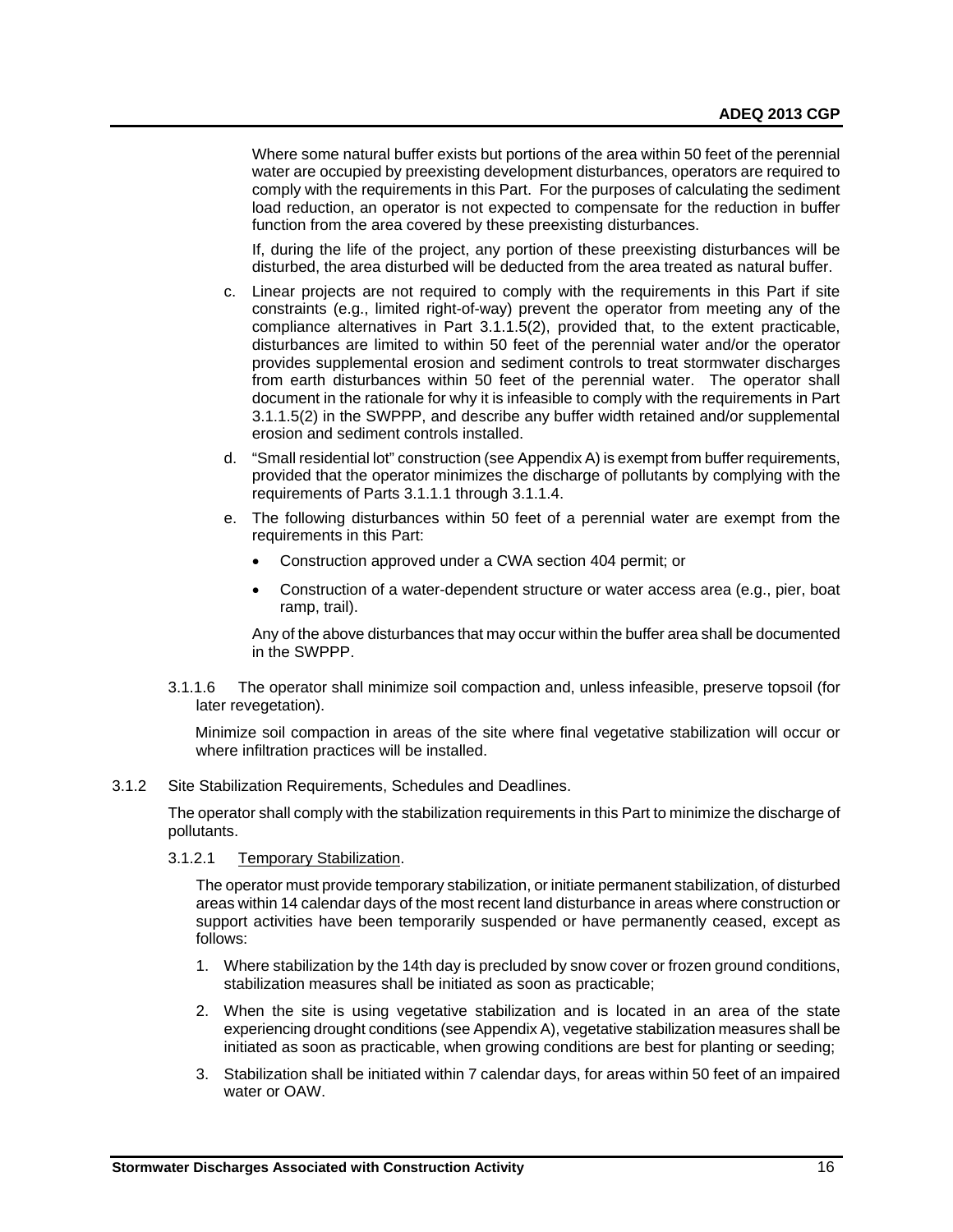Where some natural buffer exists but portions of the area within 50 feet of the perennial water are occupied by preexisting development disturbances, operators are required to comply with the requirements in this Part. For the purposes of calculating the sediment load reduction, an operator is not expected to compensate for the reduction in buffer function from the area covered by these preexisting disturbances.

If, during the life of the project, any portion of these preexisting disturbances will be disturbed, the area disturbed will be deducted from the area treated as natural buffer.

c. Linear projects are not required to comply with the requirements in this Part if site constraints (e.g., limited right-of-way) prevent the operator from meeting any of the compliance alternatives in Part 3.1.1.5(2), provided that, to the extent practicable, disturbances are limited to within 50 feet of the perennial water and/or the operator provides supplemental erosion and sediment controls to treat stormwater discharges from earth disturbances within 50 feet of the perennial water. The operator shall document in the rationale for why it is infeasible to comply with the requirements in Part 3.1.1.5(2) in the SWPPP, and describe any buffer width retained and/or supplemental erosion and sediment controls installed.

d. "Small residential lot" construction (see Appendix A) is exempt from buffer requirements, provided that the operator minimizes the discharge of pollutants by complying with the requirements of Parts 3.1.1.1 through 3.1.1.4.

e. The following disturbances within 50 feet of a perennial water are exempt from the requirements in this Part:

- Construction approved under a CWA section 404 permit; or
- Construction of a water-dependent structure or water access area (e.g., pier, boat ramp, trail).

Any of the above disturbances that may occur within the buffer area shall be documented in the SWPPP.

3.1.1.6 The operator shall minimize soil compaction and, unless infeasible, preserve topsoil (for later revegetation).

Minimize soil compaction in areas of the site where final vegetative stabilization will occur or where infiltration practices will be installed.

3.1.2 Site Stabilization Requirements, Schedules and Deadlines.

The operator shall comply with the stabilization requirements in this Part to minimize the discharge of pollutants.

3.1.2.1 Temporary Stabilization.

The operator must provide temporary stabilization, or initiate permanent stabilization, of disturbed areas within 14 calendar days of the most recent land disturbance in areas where construction or support activities have been temporarily suspended or have permanently ceased, except as follows:

1. Where stabilization by the 14th day is precluded by snow cover or frozen ground conditions, stabilization measures shall be initiated as soon as practicable;
2. When the site is using vegetative stabilization and is located in an area of the state experiencing drought conditions (see Appendix A), vegetative stabilization measures shall be initiated as soon as practicable, when growing conditions are best for planting or seeding;
3. Stabilization shall be initiated within 7 calendar days, for areas within 50 feet of an impaired water or OAW.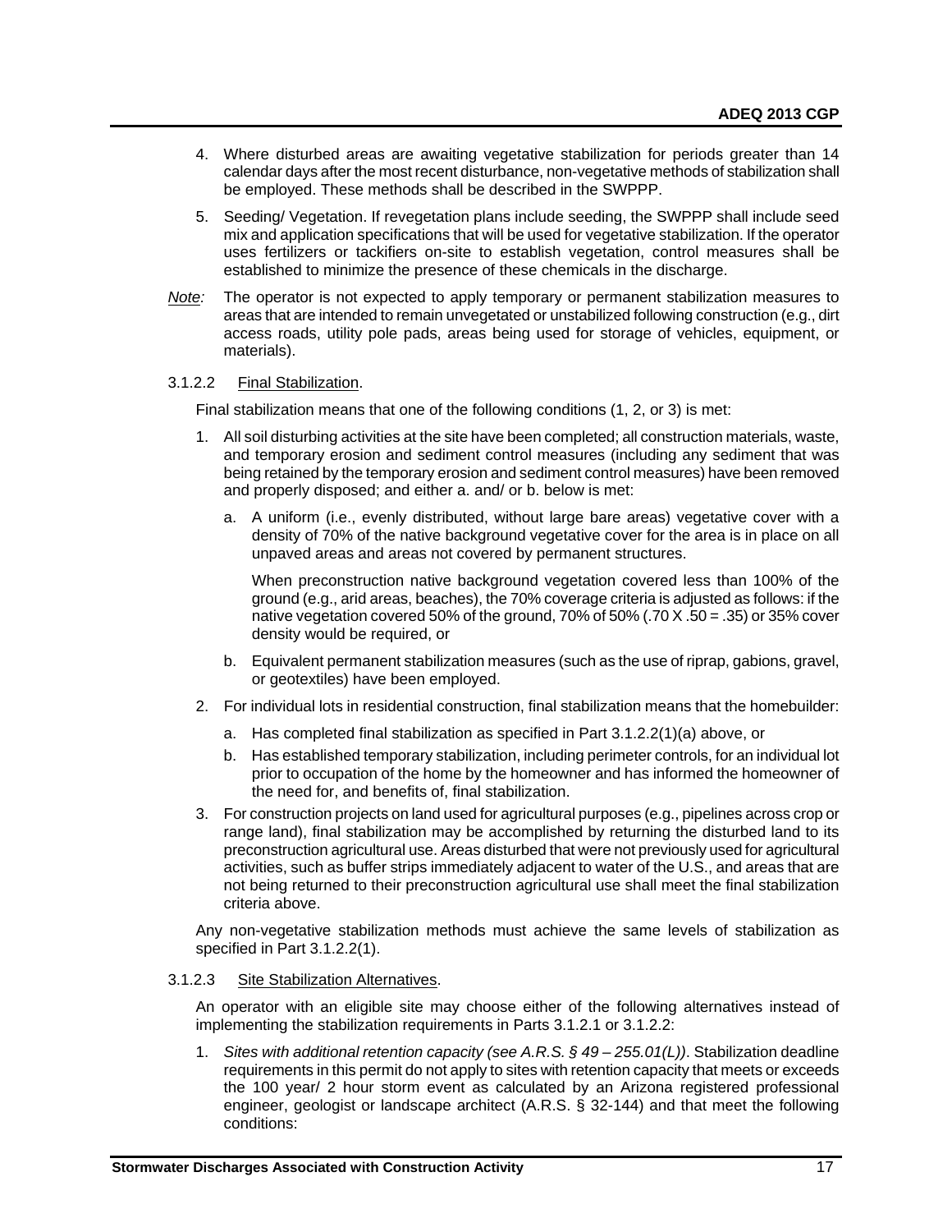4. Where disturbed areas are awaiting vegetative stabilization for periods greater than 14 calendar days after the most recent disturbance, non-vegetative methods of stabilization shall be employed. These methods shall be described in the SWPPP.

5. Seeding/ Vegetation. If revegetation plans include seeding, the SWPPP shall include seed mix and application specifications that will be used for vegetative stabilization. If the operator uses fertilizers or tackifiers on-site to establish vegetation, control measures shall be established to minimize the presence of these chemicals in the discharge.

*Note:* The operator is not expected to apply temporary or permanent stabilization measures to areas that are intended to remain unvegetated or unstabilized following construction (e.g., dirt access roads, utility pole pads, areas being used for storage of vehicles, equipment, or materials).

3.1.2.2 Final Stabilization.

Final stabilization means that one of the following conditions (1, 2, or 3) is met:

1. All soil disturbing activities at the site have been completed; all construction materials, waste, and temporary erosion and sediment control measures (including any sediment that was being retained by the temporary erosion and sediment control measures) have been removed and properly disposed; and either a. and/ or b. below is met:

   a. A uniform (i.e., evenly distributed, without large bare areas) vegetative cover with a density of 70% of the native background vegetative cover for the area is in place on all unpaved areas and areas not covered by permanent structures.

      When preconstruction native background vegetation covered less than 100% of the ground (e.g., arid areas, beaches), the 70% coverage criteria is adjusted as follows: if the native vegetation covered 50% of the ground, 70% of 50% (.70 X .50 = .35) or 35% cover density would be required, or

   b. Equivalent permanent stabilization measures (such as the use of riprap, gabions, gravel, or geotextiles) have been employed.

2. For individual lots in residential construction, final stabilization means that the homebuilder:

   a. Has completed final stabilization as specified in Part 3.1.2.2(1)(a) above, or

   b. Has established temporary stabilization, including perimeter controls, for an individual lot prior to occupation of the home by the homeowner and has informed the homeowner of the need for, and benefits of, final stabilization.

3. For construction projects on land used for agricultural purposes (e.g., pipelines across crop or range land), final stabilization may be accomplished by returning the disturbed land to its preconstruction agricultural use. Areas disturbed that were not previously used for agricultural activities, such as buffer strips immediately adjacent to water of the U.S., and areas that are not being returned to their preconstruction agricultural use shall meet the final stabilization criteria above.

Any non-vegetative stabilization methods must achieve the same levels of stabilization as specified in Part 3.1.2.2(1).

3.1.2.3 Site Stabilization Alternatives.

An operator with an eligible site may choose either of the following alternatives instead of implementing the stabilization requirements in Parts 3.1.2.1 or 3.1.2.2:

1. *Sites with additional retention capacity (see A.R.S. § 49 – 255.01(L)).* Stabilization deadline requirements in this permit do not apply to sites with retention capacity that meets or exceeds the 100 year/ 2 hour storm event as calculated by an Arizona registered professional engineer, geologist or landscape architect (A.R.S. § 32-144) and that meet the following conditions: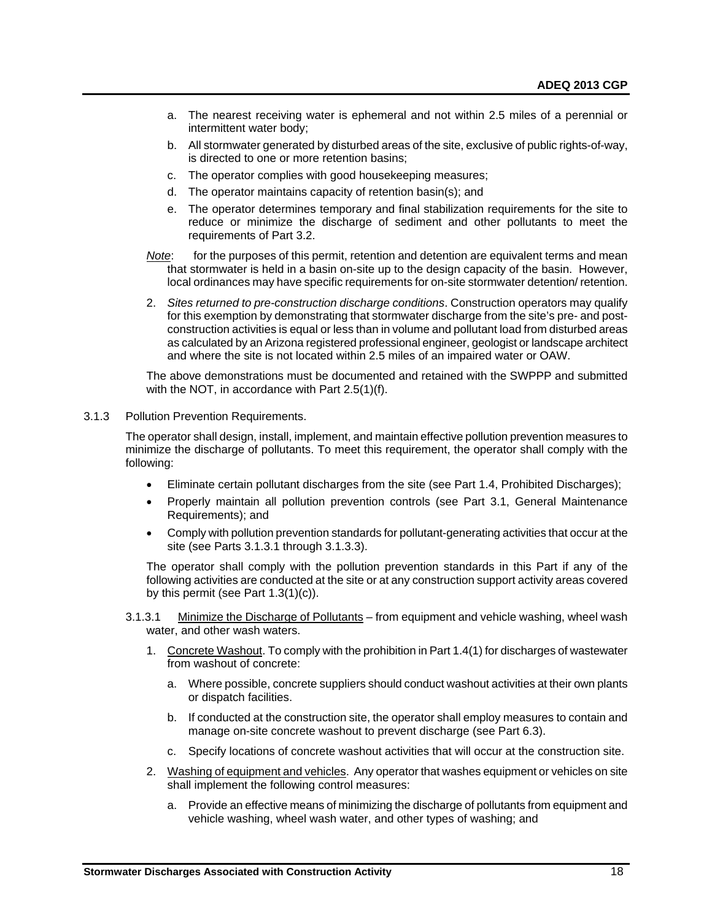a. The nearest receiving water is ephemeral and not within 2.5 miles of a perennial or intermittent water body;

b. All stormwater generated by disturbed areas of the site, exclusive of public rights-of-way, is directed to one or more retention basins;

c. The operator complies with good housekeeping measures;

d. The operator maintains capacity of retention basin(s); and

e. The operator determines temporary and final stabilization requirements for the site to reduce or minimize the discharge of sediment and other pollutants to meet the requirements of Part 3.2.

*Note*: for the purposes of this permit, retention and detention are equivalent terms and mean that stormwater is held in a basin on-site up to the design capacity of the basin. However, local ordinances may have specific requirements for on-site stormwater detention/ retention.

2. *Sites returned to pre-construction discharge conditions*. Construction operators may qualify for this exemption by demonstrating that stormwater discharge from the site's pre- and post-construction activities is equal or less than in volume and pollutant load from disturbed areas as calculated by an Arizona registered professional engineer, geologist or landscape architect and where the site is not located within 2.5 miles of an impaired water or OAW.

The above demonstrations must be documented and retained with the SWPPP and submitted with the NOT, in accordance with Part 2.5(1)(f).

3.1.3 Pollution Prevention Requirements.

The operator shall design, install, implement, and maintain effective pollution prevention measures to minimize the discharge of pollutants. To meet this requirement, the operator shall comply with the following:

- Eliminate certain pollutant discharges from the site (see Part 1.4, Prohibited Discharges);
- Properly maintain all pollution prevention controls (see Part 3.1, General Maintenance Requirements); and
- Comply with pollution prevention standards for pollutant-generating activities that occur at the site (see Parts 3.1.3.1 through 3.1.3.3).

The operator shall comply with the pollution prevention standards in this Part if any of the following activities are conducted at the site or at any construction support activity areas covered by this permit (see Part 1.3(1)(c)).

3.1.3.1 Minimize the Discharge of Pollutants – from equipment and vehicle washing, wheel wash water, and other wash waters.

1. Concrete Washout. To comply with the prohibition in Part 1.4(1) for discharges of wastewater from washout of concrete:

   a. Where possible, concrete suppliers should conduct washout activities at their own plants or dispatch facilities.

   b. If conducted at the construction site, the operator shall employ measures to contain and manage on-site concrete washout to prevent discharge (see Part 6.3).

   c. Specify locations of concrete washout activities that will occur at the construction site.

2. Washing of equipment and vehicles. Any operator that washes equipment or vehicles on site shall implement the following control measures:

   a. Provide an effective means of minimizing the discharge of pollutants from equipment and vehicle washing, wheel wash water, and other types of washing; and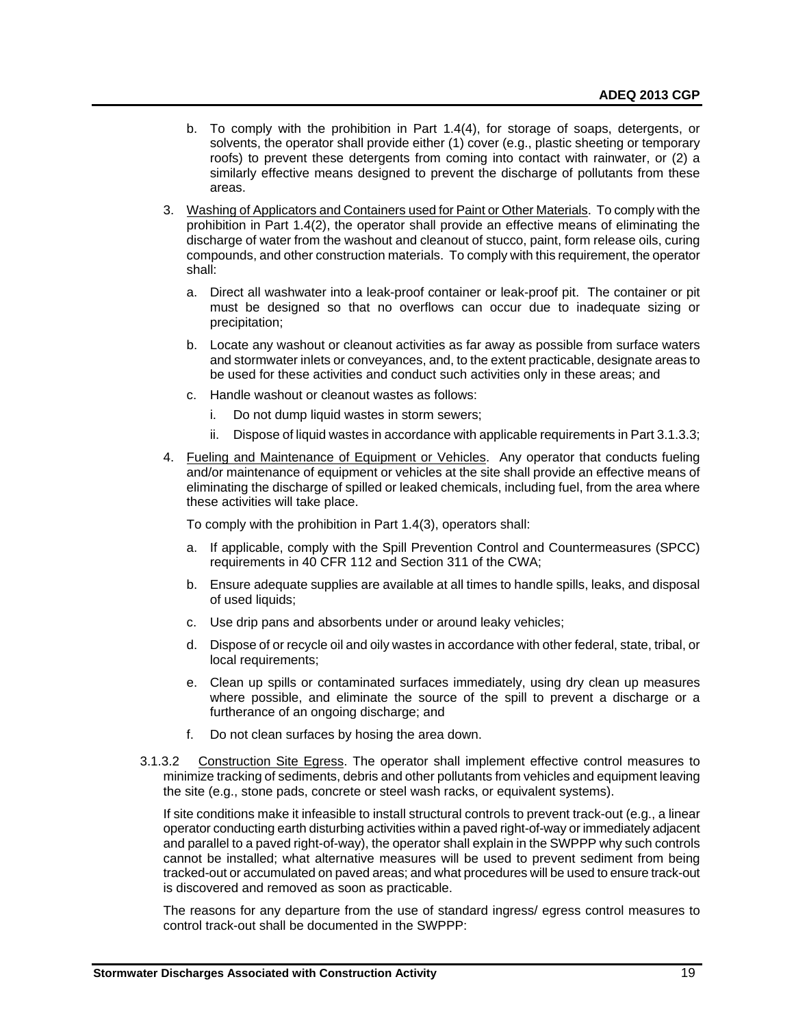b. To comply with the prohibition in Part 1.4(4), for storage of soaps, detergents, or solvents, the operator shall provide either (1) cover (e.g., plastic sheeting or temporary roofs) to prevent these detergents from coming into contact with rainwater, or (2) a similarly effective means designed to prevent the discharge of pollutants from these areas.

3. Washing of Applicators and Containers used for Paint or Other Materials. To comply with the prohibition in Part 1.4(2), the operator shall provide an effective means of eliminating the discharge of water from the washout and cleanout of stucco, paint, form release oils, curing compounds, and other construction materials. To comply with this requirement, the operator shall:

   a. Direct all washwater into a leak-proof container or leak-proof pit. The container or pit must be designed so that no overflows can occur due to inadequate sizing or precipitation;

   b. Locate any washout or cleanout activities as far away as possible from surface waters and stormwater inlets or conveyances, and, to the extent practicable, designate areas to be used for these activities and conduct such activities only in these areas; and

   c. Handle washout or cleanout wastes as follows:

      i. Do not dump liquid wastes in storm sewers;

      ii. Dispose of liquid wastes in accordance with applicable requirements in Part 3.1.3.3;

4. Fueling and Maintenance of Equipment or Vehicles. Any operator that conducts fueling and/or maintenance of equipment or vehicles at the site shall provide an effective means of eliminating the discharge of spilled or leaked chemicals, including fuel, from the area where these activities will take place.

   To comply with the prohibition in Part 1.4(3), operators shall:

   a. If applicable, comply with the Spill Prevention Control and Countermeasures (SPCC) requirements in 40 CFR 112 and Section 311 of the CWA;

   b. Ensure adequate supplies are available at all times to handle spills, leaks, and disposal of used liquids;

   c. Use drip pans and absorbents under or around leaky vehicles;

   d. Dispose of or recycle oil and oily wastes in accordance with other federal, state, tribal, or local requirements;

   e. Clean up spills or contaminated surfaces immediately, using dry clean up measures where possible, and eliminate the source of the spill to prevent a discharge or a furtherance of an ongoing discharge; and

   f. Do not clean surfaces by hosing the area down.

3.1.3.2 Construction Site Egress. The operator shall implement effective control measures to minimize tracking of sediments, debris and other pollutants from vehicles and equipment leaving the site (e.g., stone pads, concrete or steel wash racks, or equivalent systems).

If site conditions make it infeasible to install structural controls to prevent track-out (e.g., a linear operator conducting earth disturbing activities within a paved right-of-way or immediately adjacent and parallel to a paved right-of-way), the operator shall explain in the SWPPP why such controls cannot be installed; what alternative measures will be used to prevent sediment from being tracked-out or accumulated on paved areas; and what procedures will be used to ensure track-out is discovered and removed as soon as practicable.

The reasons for any departure from the use of standard ingress/ egress control measures to control track-out shall be documented in the SWPPP: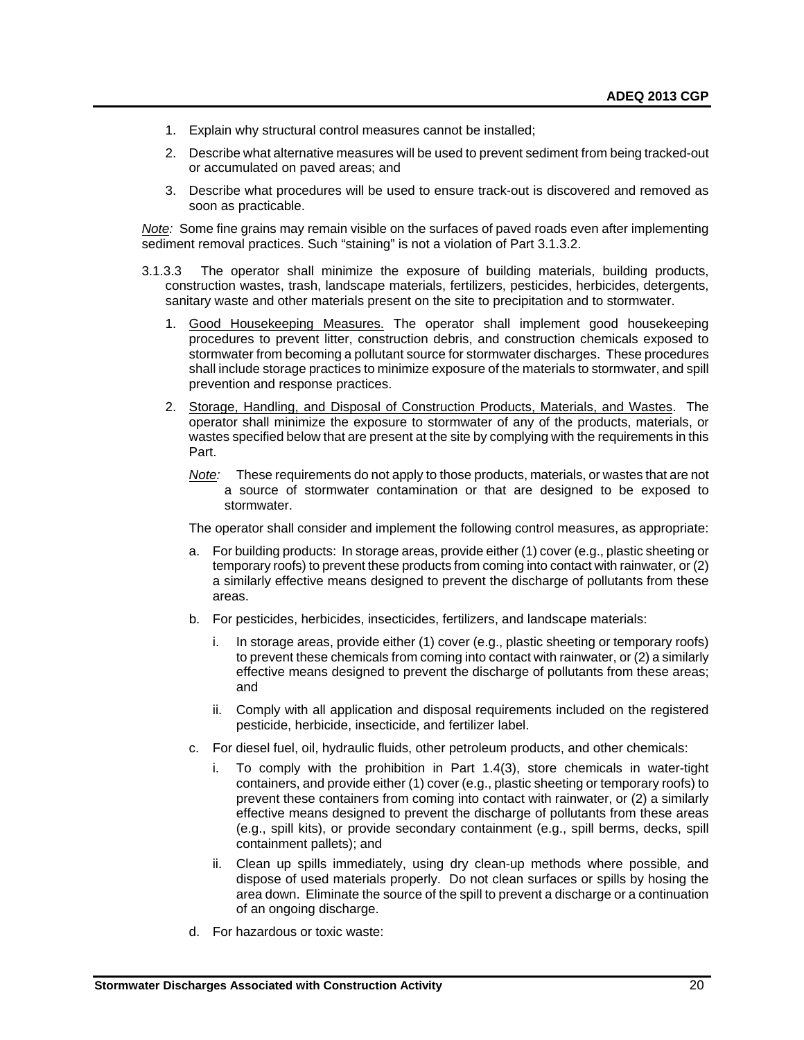1. Explain why structural control measures cannot be installed;
2. Describe what alternative measures will be used to prevent sediment from being tracked-out or accumulated on paved areas; and
3. Describe what procedures will be used to ensure track-out is discovered and removed as soon as practicable.

*Note:* Some fine grains may remain visible on the surfaces of paved roads even after implementing sediment removal practices. Such "staining" is not a violation of Part 3.1.3.2.

3.1.3.3 The operator shall minimize the exposure of building materials, building products, construction wastes, trash, landscape materials, fertilizers, pesticides, herbicides, detergents, sanitary waste and other materials present on the site to precipitation and to stormwater.

1. <u>Good Housekeeping Measures.</u> The operator shall implement good housekeeping procedures to prevent litter, construction debris, and construction chemicals exposed to stormwater from becoming a pollutant source for stormwater discharges. These procedures shall include storage practices to minimize exposure of the materials to stormwater, and spill prevention and response practices.

2. <u>Storage, Handling, and Disposal of Construction Products, Materials, and Wastes</u>. The operator shall minimize the exposure to stormwater of any of the products, materials, or wastes specified below that are present at the site by complying with the requirements in this Part.

   *Note:* These requirements do not apply to those products, materials, or wastes that are not a source of stormwater contamination or that are designed to be exposed to stormwater.

   The operator shall consider and implement the following control measures, as appropriate:

   a. For building products: In storage areas, provide either (1) cover (e.g., plastic sheeting or temporary roofs) to prevent these products from coming into contact with rainwater, or (2) a similarly effective means designed to prevent the discharge of pollutants from these areas.

   b. For pesticides, herbicides, insecticides, fertilizers, and landscape materials:

      i. In storage areas, provide either (1) cover (e.g., plastic sheeting or temporary roofs) to prevent these chemicals from coming into contact with rainwater, or (2) a similarly effective means designed to prevent the discharge of pollutants from these areas; and

      ii. Comply with all application and disposal requirements included on the registered pesticide, herbicide, insecticide, and fertilizer label.

   c. For diesel fuel, oil, hydraulic fluids, other petroleum products, and other chemicals:

      i. To comply with the prohibition in Part 1.4(3), store chemicals in water-tight containers, and provide either (1) cover (e.g., plastic sheeting or temporary roofs) to prevent these containers from coming into contact with rainwater, or (2) a similarly effective means designed to prevent the discharge of pollutants from these areas (e.g., spill kits), or provide secondary containment (e.g., spill berms, decks, spill containment pallets); and

      ii. Clean up spills immediately, using dry clean-up methods where possible, and dispose of used materials properly. Do not clean surfaces or spills by hosing the area down. Eliminate the source of the spill to prevent a discharge or a continuation of an ongoing discharge.

   d. For hazardous or toxic waste: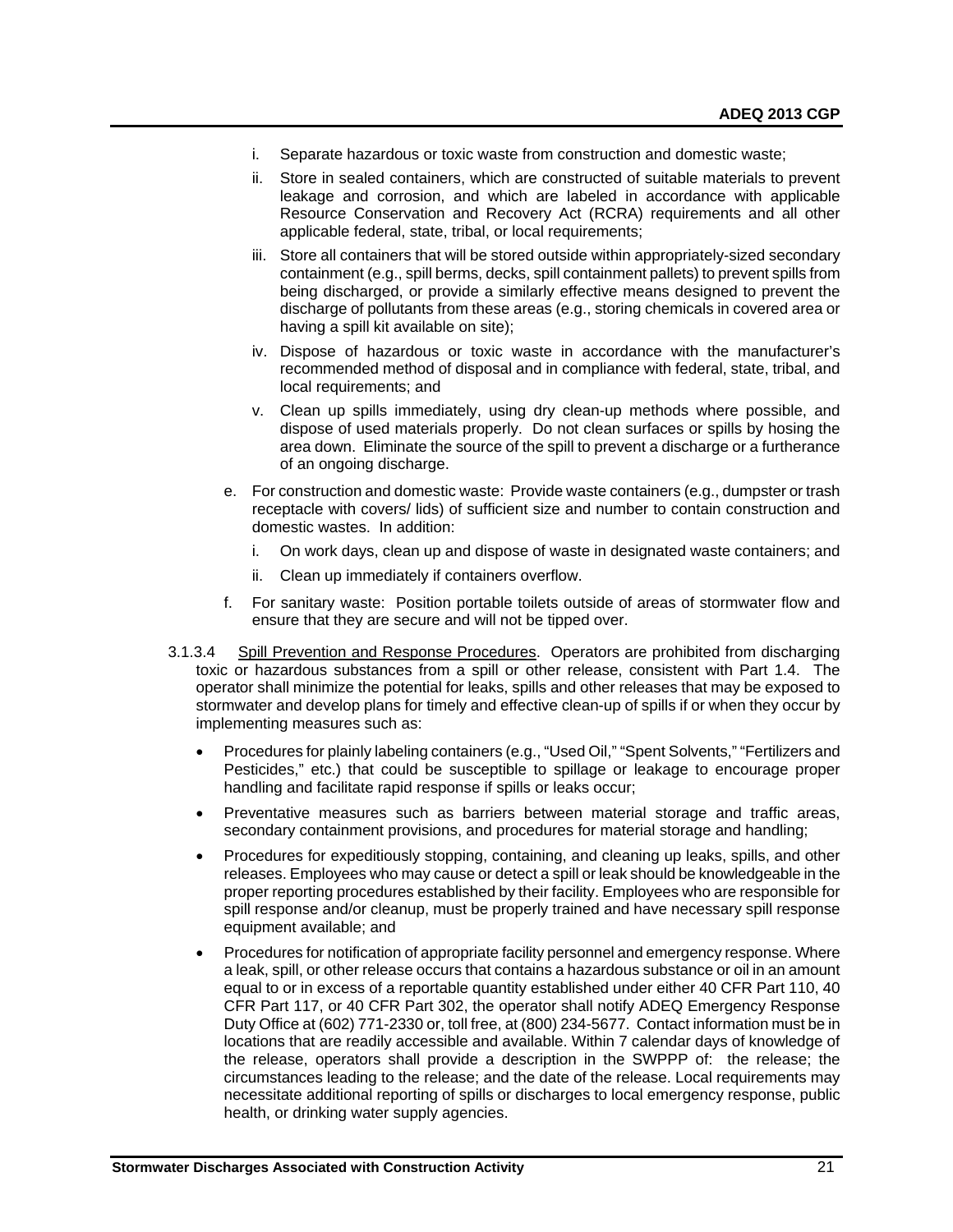i. Separate hazardous or toxic waste from construction and domestic waste;

ii. Store in sealed containers, which are constructed of suitable materials to prevent leakage and corrosion, and which are labeled in accordance with applicable Resource Conservation and Recovery Act (RCRA) requirements and all other applicable federal, state, tribal, or local requirements;

iii. Store all containers that will be stored outside within appropriately-sized secondary containment (e.g., spill berms, decks, spill containment pallets) to prevent spills from being discharged, or provide a similarly effective means designed to prevent the discharge of pollutants from these areas (e.g., storing chemicals in covered area or having a spill kit available on site);

iv. Dispose of hazardous or toxic waste in accordance with the manufacturer's recommended method of disposal and in compliance with federal, state, tribal, and local requirements; and

v. Clean up spills immediately, using dry clean-up methods where possible, and dispose of used materials properly. Do not clean surfaces or spills by hosing the area down. Eliminate the source of the spill to prevent a discharge or a furtherance of an ongoing discharge.

e. For construction and domestic waste: Provide waste containers (e.g., dumpster or trash receptacle with covers/ lids) of sufficient size and number to contain construction and domestic wastes. In addition:

i. On work days, clean up and dispose of waste in designated waste containers; and

ii. Clean up immediately if containers overflow.

f. For sanitary waste: Position portable toilets outside of areas of stormwater flow and ensure that they are secure and will not be tipped over.

3.1.3.4 Spill Prevention and Response Procedures. Operators are prohibited from discharging toxic or hazardous substances from a spill or other release, consistent with Part 1.4. The operator shall minimize the potential for leaks, spills and other releases that may be exposed to stormwater and develop plans for timely and effective clean-up of spills if or when they occur by implementing measures such as:

- Procedures for plainly labeling containers (e.g., "Used Oil," "Spent Solvents," "Fertilizers and Pesticides," etc.) that could be susceptible to spillage or leakage to encourage proper handling and facilitate rapid response if spills or leaks occur;
- Preventative measures such as barriers between material storage and traffic areas, secondary containment provisions, and procedures for material storage and handling;
- Procedures for expeditiously stopping, containing, and cleaning up leaks, spills, and other releases. Employees who may cause or detect a spill or leak should be knowledgeable in the proper reporting procedures established by their facility. Employees who are responsible for spill response and/or cleanup, must be properly trained and have necessary spill response equipment available; and
- Procedures for notification of appropriate facility personnel and emergency response. Where a leak, spill, or other release occurs that contains a hazardous substance or oil in an amount equal to or in excess of a reportable quantity established under either 40 CFR Part 110, 40 CFR Part 117, or 40 CFR Part 302, the operator shall notify ADEQ Emergency Response Duty Office at (602) 771-2330 or, toll free, at (800) 234-5677. Contact information must be in locations that are readily accessible and available. Within 7 calendar days of knowledge of the release, operators shall provide a description in the SWPPP of: the release; the circumstances leading to the release; and the date of the release. Local requirements may necessitate additional reporting of spills or discharges to local emergency response, public health, or drinking water supply agencies.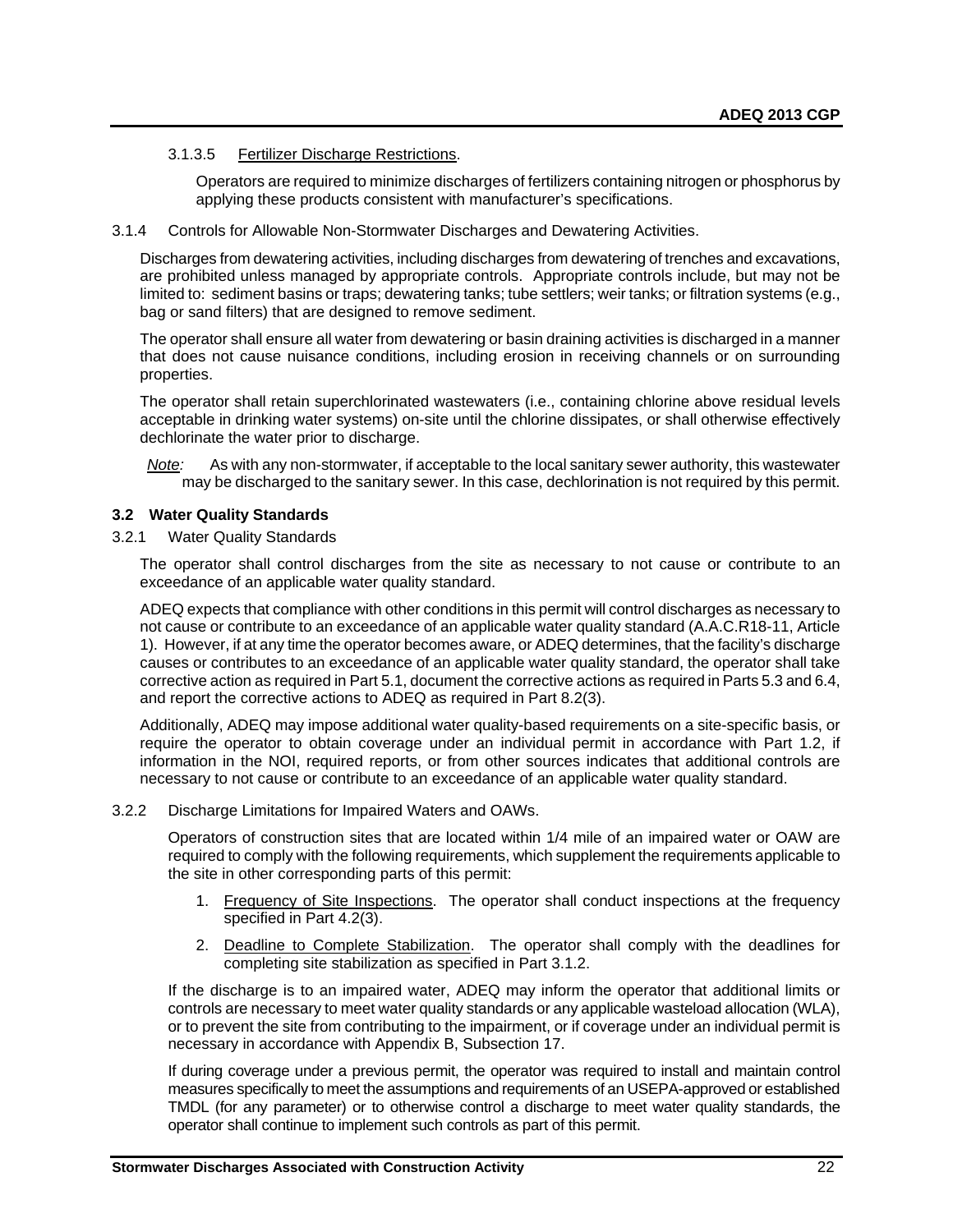3.1.3.5 Fertilizer Discharge Restrictions.

Operators are required to minimize discharges of fertilizers containing nitrogen or phosphorus by applying these products consistent with manufacturer's specifications.

3.1.4 Controls for Allowable Non-Stormwater Discharges and Dewatering Activities.

Discharges from dewatering activities, including discharges from dewatering of trenches and excavations, are prohibited unless managed by appropriate controls. Appropriate controls include, but may not be limited to: sediment basins or traps; dewatering tanks; tube settlers; weir tanks; or filtration systems (e.g., bag or sand filters) that are designed to remove sediment.

The operator shall ensure all water from dewatering or basin draining activities is discharged in a manner that does not cause nuisance conditions, including erosion in receiving channels or on surrounding properties.

The operator shall retain superchlorinated wastewaters (i.e., containing chlorine above residual levels acceptable in drinking water systems) on-site until the chlorine dissipates, or shall otherwise effectively dechlorinate the water prior to discharge.

*Note:* As with any non-stormwater, if acceptable to the local sanitary sewer authority, this wastewater may be discharged to the sanitary sewer. In this case, dechlorination is not required by this permit.

### 3.2 Water Quality Standards

3.2.1 Water Quality Standards

The operator shall control discharges from the site as necessary to not cause or contribute to an exceedance of an applicable water quality standard.

ADEQ expects that compliance with other conditions in this permit will control discharges as necessary to not cause or contribute to an exceedance of an applicable water quality standard (A.A.C.R18-11, Article 1). However, if at any time the operator becomes aware, or ADEQ determines, that the facility's discharge causes or contributes to an exceedance of an applicable water quality standard, the operator shall take corrective action as required in Part 5.1, document the corrective actions as required in Parts 5.3 and 6.4, and report the corrective actions to ADEQ as required in Part 8.2(3).

Additionally, ADEQ may impose additional water quality-based requirements on a site-specific basis, or require the operator to obtain coverage under an individual permit in accordance with Part 1.2, if information in the NOI, required reports, or from other sources indicates that additional controls are necessary to not cause or contribute to an exceedance of an applicable water quality standard.

3.2.2 Discharge Limitations for Impaired Waters and OAWs.

Operators of construction sites that are located within 1/4 mile of an impaired water or OAW are required to comply with the following requirements, which supplement the requirements applicable to the site in other corresponding parts of this permit:

1. Frequency of Site Inspections. The operator shall conduct inspections at the frequency specified in Part 4.2(3).
2. Deadline to Complete Stabilization. The operator shall comply with the deadlines for completing site stabilization as specified in Part 3.1.2.

If the discharge is to an impaired water, ADEQ may inform the operator that additional limits or controls are necessary to meet water quality standards or any applicable wasteload allocation (WLA), or to prevent the site from contributing to the impairment, or if coverage under an individual permit is necessary in accordance with Appendix B, Subsection 17.

If during coverage under a previous permit, the operator was required to install and maintain control measures specifically to meet the assumptions and requirements of an USEPA-approved or established TMDL (for any parameter) or to otherwise control a discharge to meet water quality standards, the operator shall continue to implement such controls as part of this permit.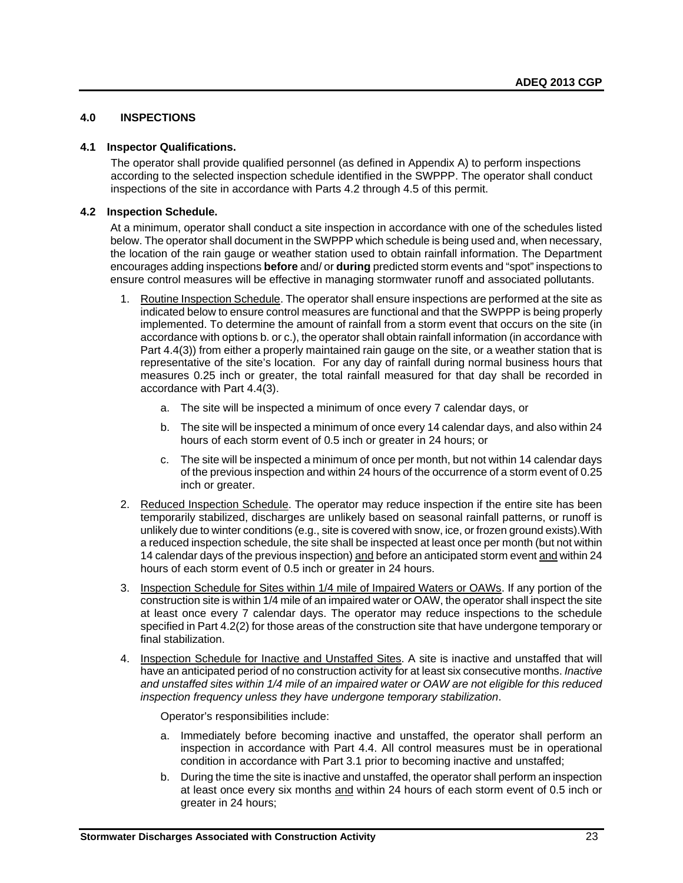## 4.0 INSPECTIONS

### 4.1 Inspector Qualifications.

The operator shall provide qualified personnel (as defined in Appendix A) to perform inspections according to the selected inspection schedule identified in the SWPPP. The operator shall conduct inspections of the site in accordance with Parts 4.2 through 4.5 of this permit.

### 4.2 Inspection Schedule.

At a minimum, operator shall conduct a site inspection in accordance with one of the schedules listed below. The operator shall document in the SWPPP which schedule is being used and, when necessary, the location of the rain gauge or weather station used to obtain rainfall information. The Department encourages adding inspections **before** and/ or **during** predicted storm events and "spot" inspections to ensure control measures will be effective in managing stormwater runoff and associated pollutants.

1. <u>Routine Inspection Schedule</u>. The operator shall ensure inspections are performed at the site as indicated below to ensure control measures are functional and that the SWPPP is being properly implemented. To determine the amount of rainfall from a storm event that occurs on the site (in accordance with options b. or c.), the operator shall obtain rainfall information (in accordance with Part 4.4(3)) from either a properly maintained rain gauge on the site, or a weather station that is representative of the site's location. For any day of rainfall during normal business hours that measures 0.25 inch or greater, the total rainfall measured for that day shall be recorded in accordance with Part 4.4(3).

   a. The site will be inspected a minimum of once every 7 calendar days, or

   b. The site will be inspected a minimum of once every 14 calendar days, and also within 24 hours of each storm event of 0.5 inch or greater in 24 hours; or

   c. The site will be inspected a minimum of once per month, but not within 14 calendar days of the previous inspection and within 24 hours of the occurrence of a storm event of 0.25 inch or greater.

2. <u>Reduced Inspection Schedule</u>. The operator may reduce inspection if the entire site has been temporarily stabilized, discharges are unlikely based on seasonal rainfall patterns, or runoff is unlikely due to winter conditions (e.g., site is covered with snow, ice, or frozen ground exists).With a reduced inspection schedule, the site shall be inspected at least once per month (but not within 14 calendar days of the previous inspection) <u>and</u> before an anticipated storm event <u>and</u> within 24 hours of each storm event of 0.5 inch or greater in 24 hours.

3. <u>Inspection Schedule for Sites within 1/4 mile of Impaired Waters or OAWs</u>. If any portion of the construction site is within 1/4 mile of an impaired water or OAW, the operator shall inspect the site at least once every 7 calendar days. The operator may reduce inspections to the schedule specified in Part 4.2(2) for those areas of the construction site that have undergone temporary or final stabilization.

4. <u>Inspection Schedule for Inactive and Unstaffed Sites</u>. A site is inactive and unstaffed that will have an anticipated period of no construction activity for at least six consecutive months. *Inactive and unstaffed sites within 1/4 mile of an impaired water or OAW are not eligible for this reduced inspection frequency unless they have undergone temporary stabilization*.

   Operator's responsibilities include:

   a. Immediately before becoming inactive and unstaffed, the operator shall perform an inspection in accordance with Part 4.4. All control measures must be in operational condition in accordance with Part 3.1 prior to becoming inactive and unstaffed;

   b. During the time the site is inactive and unstaffed, the operator shall perform an inspection at least once every six months <u>and</u> within 24 hours of each storm event of 0.5 inch or greater in 24 hours;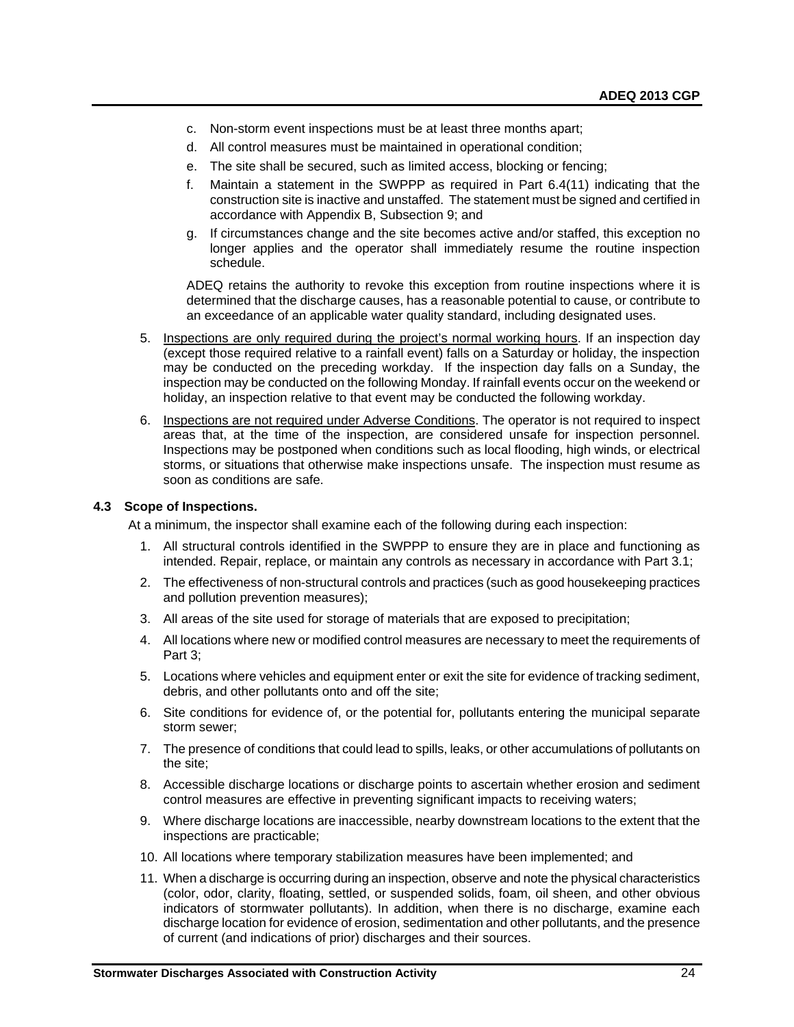c. Non-storm event inspections must be at least three months apart;

d. All control measures must be maintained in operational condition;

e. The site shall be secured, such as limited access, blocking or fencing;

f. Maintain a statement in the SWPPP as required in Part 6.4(11) indicating that the construction site is inactive and unstaffed. The statement must be signed and certified in accordance with Appendix B, Subsection 9; and

g. If circumstances change and the site becomes active and/or staffed, this exception no longer applies and the operator shall immediately resume the routine inspection schedule.

ADEQ retains the authority to revoke this exception from routine inspections where it is determined that the discharge causes, has a reasonable potential to cause, or contribute to an exceedance of an applicable water quality standard, including designated uses.

5. Inspections are only required during the project's normal working hours. If an inspection day (except those required relative to a rainfall event) falls on a Saturday or holiday, the inspection may be conducted on the preceding workday. If the inspection day falls on a Sunday, the inspection may be conducted on the following Monday. If rainfall events occur on the weekend or holiday, an inspection relative to that event may be conducted the following workday.

6. Inspections are not required under Adverse Conditions. The operator is not required to inspect areas that, at the time of the inspection, are considered unsafe for inspection personnel. Inspections may be postponed when conditions such as local flooding, high winds, or electrical storms, or situations that otherwise make inspections unsafe. The inspection must resume as soon as conditions are safe.

### 4.3 Scope of Inspections.

At a minimum, the inspector shall examine each of the following during each inspection:

1. All structural controls identified in the SWPPP to ensure they are in place and functioning as intended. Repair, replace, or maintain any controls as necessary in accordance with Part 3.1;
2. The effectiveness of non-structural controls and practices (such as good housekeeping practices and pollution prevention measures);
3. All areas of the site used for storage of materials that are exposed to precipitation;
4. All locations where new or modified control measures are necessary to meet the requirements of Part 3;
5. Locations where vehicles and equipment enter or exit the site for evidence of tracking sediment, debris, and other pollutants onto and off the site;
6. Site conditions for evidence of, or the potential for, pollutants entering the municipal separate storm sewer;
7. The presence of conditions that could lead to spills, leaks, or other accumulations of pollutants on the site;
8. Accessible discharge locations or discharge points to ascertain whether erosion and sediment control measures are effective in preventing significant impacts to receiving waters;
9. Where discharge locations are inaccessible, nearby downstream locations to the extent that the inspections are practicable;
10. All locations where temporary stabilization measures have been implemented; and
11. When a discharge is occurring during an inspection, observe and note the physical characteristics (color, odor, clarity, floating, settled, or suspended solids, foam, oil sheen, and other obvious indicators of stormwater pollutants). In addition, when there is no discharge, examine each discharge location for evidence of erosion, sedimentation and other pollutants, and the presence of current (and indications of prior) discharges and their sources.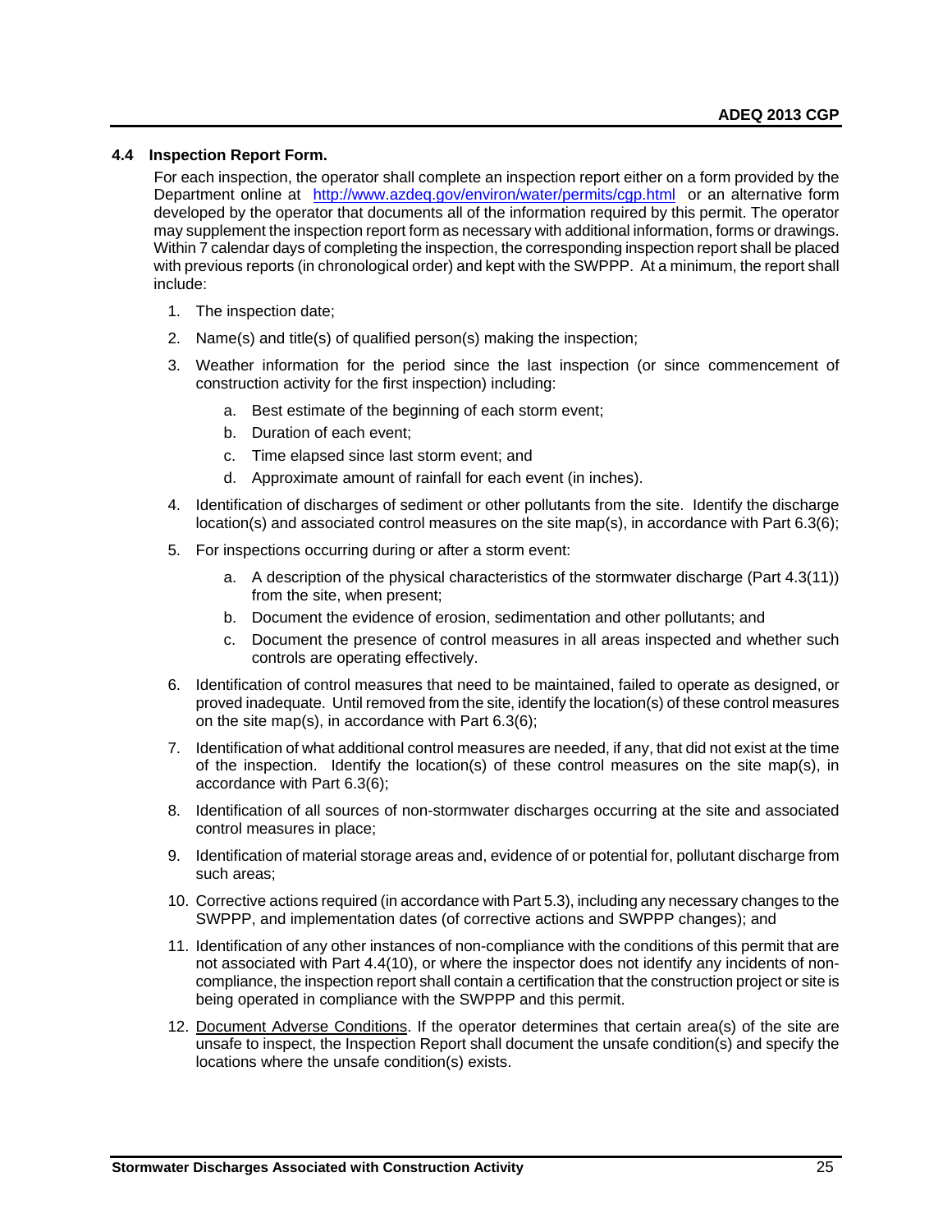### 4.4 Inspection Report Form.

For each inspection, the operator shall complete an inspection report either on a form provided by the Department online at http://www.azdeq.gov/environ/water/permits/cgp.html or an alternative form developed by the operator that documents all of the information required by this permit. The operator may supplement the inspection report form as necessary with additional information, forms or drawings. Within 7 calendar days of completing the inspection, the corresponding inspection report shall be placed with previous reports (in chronological order) and kept with the SWPPP. At a minimum, the report shall include:

1. The inspection date;
2. Name(s) and title(s) of qualified person(s) making the inspection;
3. Weather information for the period since the last inspection (or since commencement of construction activity for the first inspection) including:
   a. Best estimate of the beginning of each storm event;
   b. Duration of each event;
   c. Time elapsed since last storm event; and
   d. Approximate amount of rainfall for each event (in inches).
4. Identification of discharges of sediment or other pollutants from the site. Identify the discharge location(s) and associated control measures on the site map(s), in accordance with Part 6.3(6);
5. For inspections occurring during or after a storm event:
   a. A description of the physical characteristics of the stormwater discharge (Part 4.3(11)) from the site, when present;
   b. Document the evidence of erosion, sedimentation and other pollutants; and
   c. Document the presence of control measures in all areas inspected and whether such controls are operating effectively.
6. Identification of control measures that need to be maintained, failed to operate as designed, or proved inadequate. Until removed from the site, identify the location(s) of these control measures on the site map(s), in accordance with Part 6.3(6);
7. Identification of what additional control measures are needed, if any, that did not exist at the time of the inspection. Identify the location(s) of these control measures on the site map(s), in accordance with Part 6.3(6);
8. Identification of all sources of non-stormwater discharges occurring at the site and associated control measures in place;
9. Identification of material storage areas and, evidence of or potential for, pollutant discharge from such areas;
10. Corrective actions required (in accordance with Part 5.3), including any necessary changes to the SWPPP, and implementation dates (of corrective actions and SWPPP changes); and
11. Identification of any other instances of non-compliance with the conditions of this permit that are not associated with Part 4.4(10), or where the inspector does not identify any incidents of non-compliance, the inspection report shall contain a certification that the construction project or site is being operated in compliance with the SWPPP and this permit.
12. Document Adverse Conditions. If the operator determines that certain area(s) of the site are unsafe to inspect, the Inspection Report shall document the unsafe condition(s) and specify the locations where the unsafe condition(s) exists.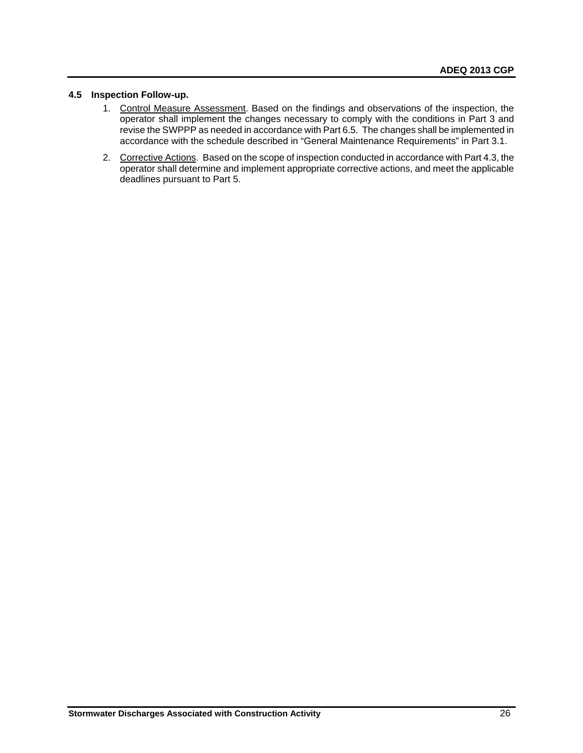### 4.5 Inspection Follow-up.

1. Control Measure Assessment. Based on the findings and observations of the inspection, the operator shall implement the changes necessary to comply with the conditions in Part 3 and revise the SWPPP as needed in accordance with Part 6.5. The changes shall be implemented in accordance with the schedule described in "General Maintenance Requirements" in Part 3.1.

2. Corrective Actions. Based on the scope of inspection conducted in accordance with Part 4.3, the operator shall determine and implement appropriate corrective actions, and meet the applicable deadlines pursuant to Part 5.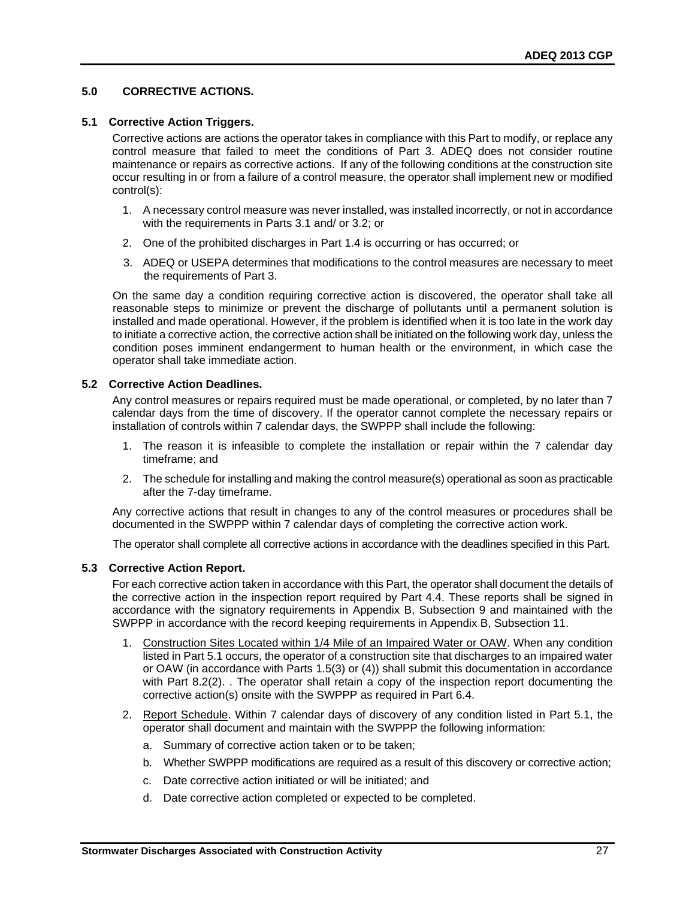## 5.0 CORRECTIVE ACTIONS.

### 5.1 Corrective Action Triggers.

Corrective actions are actions the operator takes in compliance with this Part to modify, or replace any control measure that failed to meet the conditions of Part 3. ADEQ does not consider routine maintenance or repairs as corrective actions. If any of the following conditions at the construction site occur resulting in or from a failure of a control measure, the operator shall implement new or modified control(s):

1. A necessary control measure was never installed, was installed incorrectly, or not in accordance with the requirements in Parts 3.1 and/ or 3.2; or
2. One of the prohibited discharges in Part 1.4 is occurring or has occurred; or
3. ADEQ or USEPA determines that modifications to the control measures are necessary to meet the requirements of Part 3.

On the same day a condition requiring corrective action is discovered, the operator shall take all reasonable steps to minimize or prevent the discharge of pollutants until a permanent solution is installed and made operational. However, if the problem is identified when it is too late in the work day to initiate a corrective action, the corrective action shall be initiated on the following work day, unless the condition poses imminent endangerment to human health or the environment, in which case the operator shall take immediate action.

### 5.2 Corrective Action Deadlines.

Any control measures or repairs required must be made operational, or completed, by no later than 7 calendar days from the time of discovery. If the operator cannot complete the necessary repairs or installation of controls within 7 calendar days, the SWPPP shall include the following:

1. The reason it is infeasible to complete the installation or repair within the 7 calendar day timeframe; and
2. The schedule for installing and making the control measure(s) operational as soon as practicable after the 7-day timeframe.

Any corrective actions that result in changes to any of the control measures or procedures shall be documented in the SWPPP within 7 calendar days of completing the corrective action work.

The operator shall complete all corrective actions in accordance with the deadlines specified in this Part.

### 5.3 Corrective Action Report.

For each corrective action taken in accordance with this Part, the operator shall document the details of the corrective action in the inspection report required by Part 4.4. These reports shall be signed in accordance with the signatory requirements in Appendix B, Subsection 9 and maintained with the SWPPP in accordance with the record keeping requirements in Appendix B, Subsection 11.

1. Construction Sites Located within 1/4 Mile of an Impaired Water or OAW. When any condition listed in Part 5.1 occurs, the operator of a construction site that discharges to an impaired water or OAW (in accordance with Parts 1.5(3) or (4)) shall submit this documentation in accordance with Part 8.2(2). . The operator shall retain a copy of the inspection report documenting the corrective action(s) onsite with the SWPPP as required in Part 6.4.
2. Report Schedule. Within 7 calendar days of discovery of any condition listed in Part 5.1, the operator shall document and maintain with the SWPPP the following information:
   a. Summary of corrective action taken or to be taken;
   b. Whether SWPPP modifications are required as a result of this discovery or corrective action;
   c. Date corrective action initiated or will be initiated; and
   d. Date corrective action completed or expected to be completed.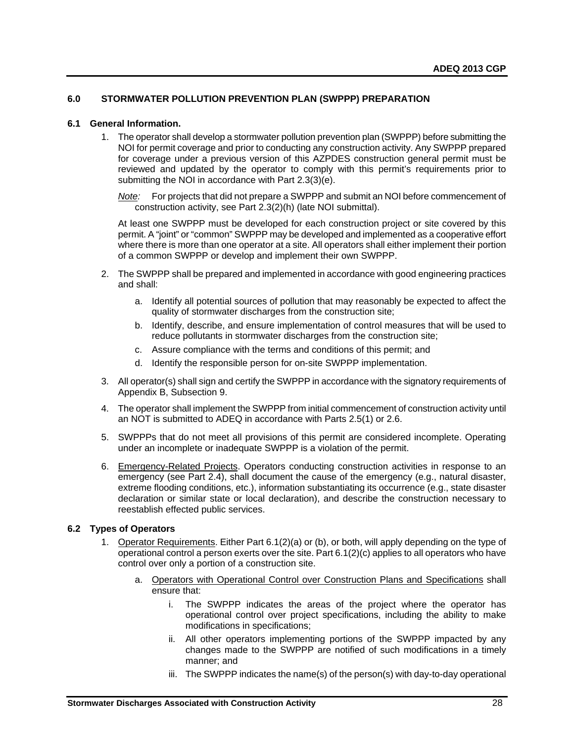## 6.0 STORMWATER POLLUTION PREVENTION PLAN (SWPPP) PREPARATION

### 6.1 General Information.

1. The operator shall develop a stormwater pollution prevention plan (SWPPP) before submitting the NOI for permit coverage and prior to conducting any construction activity. Any SWPPP prepared for coverage under a previous version of this AZPDES construction general permit must be reviewed and updated by the operator to comply with this permit's requirements prior to submitting the NOI in accordance with Part 2.3(3)(e).

   *Note:* For projects that did not prepare a SWPPP and submit an NOI before commencement of construction activity, see Part 2.3(2)(h) (late NOI submittal).

   At least one SWPPP must be developed for each construction project or site covered by this permit. A "joint" or "common" SWPPP may be developed and implemented as a cooperative effort where there is more than one operator at a site. All operators shall either implement their portion of a common SWPPP or develop and implement their own SWPPP.

2. The SWPPP shall be prepared and implemented in accordance with good engineering practices and shall:

   a. Identify all potential sources of pollution that may reasonably be expected to affect the quality of stormwater discharges from the construction site;

   b. Identify, describe, and ensure implementation of control measures that will be used to reduce pollutants in stormwater discharges from the construction site;

   c. Assure compliance with the terms and conditions of this permit; and

   d. Identify the responsible person for on-site SWPPP implementation.

3. All operator(s) shall sign and certify the SWPPP in accordance with the signatory requirements of Appendix B, Subsection 9.

4. The operator shall implement the SWPPP from initial commencement of construction activity until an NOT is submitted to ADEQ in accordance with Parts 2.5(1) or 2.6.

5. SWPPPs that do not meet all provisions of this permit are considered incomplete. Operating under an incomplete or inadequate SWPPP is a violation of the permit.

6. Emergency-Related Projects. Operators conducting construction activities in response to an emergency (see Part 2.4), shall document the cause of the emergency (e.g., natural disaster, extreme flooding conditions, etc.), information substantiating its occurrence (e.g., state disaster declaration or similar state or local declaration), and describe the construction necessary to reestablish effected public services.

### 6.2 Types of Operators

1. Operator Requirements. Either Part 6.1(2)(a) or (b), or both, will apply depending on the type of operational control a person exerts over the site. Part 6.1(2)(c) applies to all operators who have control over only a portion of a construction site.

   a. Operators with Operational Control over Construction Plans and Specifications shall ensure that:

      i. The SWPPP indicates the areas of the project where the operator has operational control over project specifications, including the ability to make modifications in specifications;

      ii. All other operators implementing portions of the SWPPP impacted by any changes made to the SWPPP are notified of such modifications in a timely manner; and

      iii. The SWPPP indicates the name(s) of the person(s) with day-to-day operational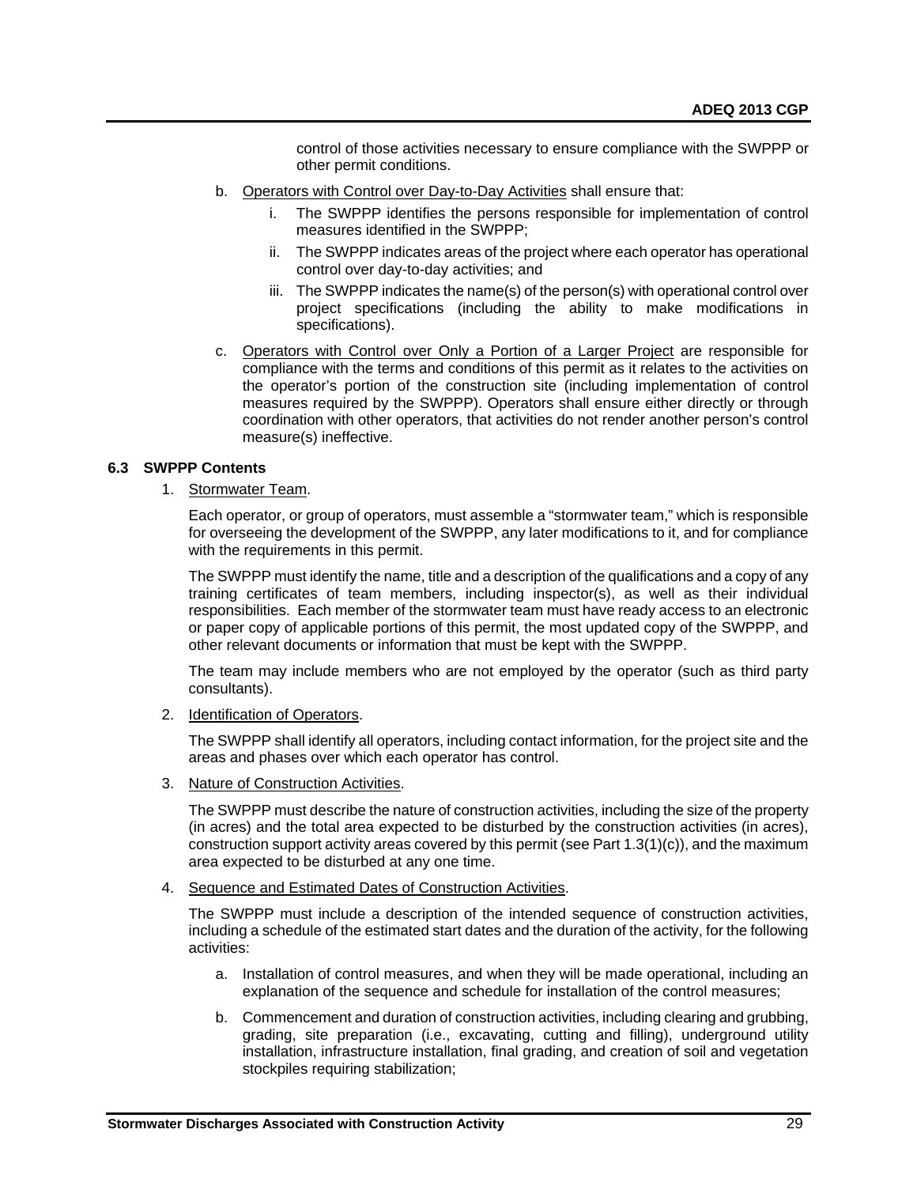control of those activities necessary to ensure compliance with the SWPPP or other permit conditions.

b. Operators with Control over Day-to-Day Activities shall ensure that:

   i. The SWPPP identifies the persons responsible for implementation of control measures identified in the SWPPP;

   ii. The SWPPP indicates areas of the project where each operator has operational control over day-to-day activities; and

   iii. The SWPPP indicates the name(s) of the person(s) with operational control over project specifications (including the ability to make modifications in specifications).

c. Operators with Control over Only a Portion of a Larger Project are responsible for compliance with the terms and conditions of this permit as it relates to the activities on the operator's portion of the construction site (including implementation of control measures required by the SWPPP). Operators shall ensure either directly or through coordination with other operators, that activities do not render another person's control measure(s) ineffective.

### 6.3 SWPPP Contents

1. Stormwater Team.

   Each operator, or group of operators, must assemble a "stormwater team," which is responsible for overseeing the development of the SWPPP, any later modifications to it, and for compliance with the requirements in this permit.

   The SWPPP must identify the name, title and a description of the qualifications and a copy of any training certificates of team members, including inspector(s), as well as their individual responsibilities. Each member of the stormwater team must have ready access to an electronic or paper copy of applicable portions of this permit, the most updated copy of the SWPPP, and other relevant documents or information that must be kept with the SWPPP.

   The team may include members who are not employed by the operator (such as third party consultants).

2. Identification of Operators.

   The SWPPP shall identify all operators, including contact information, for the project site and the areas and phases over which each operator has control.

3. Nature of Construction Activities.

   The SWPPP must describe the nature of construction activities, including the size of the property (in acres) and the total area expected to be disturbed by the construction activities (in acres), construction support activity areas covered by this permit (see Part 1.3(1)(c)), and the maximum area expected to be disturbed at any one time.

4. Sequence and Estimated Dates of Construction Activities.

   The SWPPP must include a description of the intended sequence of construction activities, including a schedule of the estimated start dates and the duration of the activity, for the following activities:

   a. Installation of control measures, and when they will be made operational, including an explanation of the sequence and schedule for installation of the control measures;

   b. Commencement and duration of construction activities, including clearing and grubbing, grading, site preparation (i.e., excavating, cutting and filling), underground utility installation, infrastructure installation, final grading, and creation of soil and vegetation stockpiles requiring stabilization;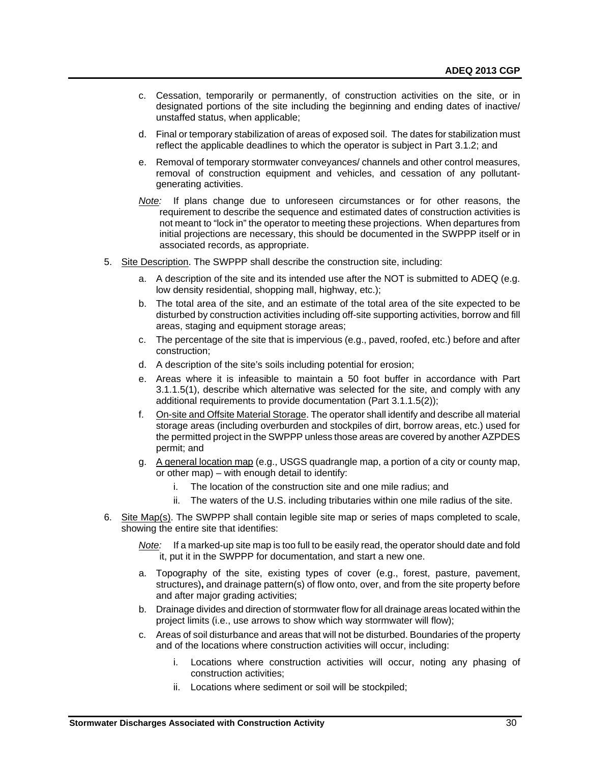c. Cessation, temporarily or permanently, of construction activities on the site, or in designated portions of the site including the beginning and ending dates of inactive/ unstaffed status, when applicable;

d. Final or temporary stabilization of areas of exposed soil. The dates for stabilization must reflect the applicable deadlines to which the operator is subject in Part 3.1.2; and

e. Removal of temporary stormwater conveyances/ channels and other control measures, removal of construction equipment and vehicles, and cessation of any pollutant-generating activities.

*Note:* If plans change due to unforeseen circumstances or for other reasons, the requirement to describe the sequence and estimated dates of construction activities is not meant to "lock in" the operator to meeting these projections. When departures from initial projections are necessary, this should be documented in the SWPPP itself or in associated records, as appropriate.

5. Site Description. The SWPPP shall describe the construction site, including:

   a. A description of the site and its intended use after the NOT is submitted to ADEQ (e.g. low density residential, shopping mall, highway, etc.);

   b. The total area of the site, and an estimate of the total area of the site expected to be disturbed by construction activities including off-site supporting activities, borrow and fill areas, staging and equipment storage areas;

   c. The percentage of the site that is impervious (e.g., paved, roofed, etc.) before and after construction;

   d. A description of the site's soils including potential for erosion;

   e. Areas where it is infeasible to maintain a 50 foot buffer in accordance with Part 3.1.1.5(1), describe which alternative was selected for the site, and comply with any additional requirements to provide documentation (Part 3.1.1.5(2));

   f. On-site and Offsite Material Storage. The operator shall identify and describe all material storage areas (including overburden and stockpiles of dirt, borrow areas, etc.) used for the permitted project in the SWPPP unless those areas are covered by another AZPDES permit; and

   g. A general location map (e.g., USGS quadrangle map, a portion of a city or county map, or other map) – with enough detail to identify:

      i. The location of the construction site and one mile radius; and

      ii. The waters of the U.S. including tributaries within one mile radius of the site.

6. Site Map(s). The SWPPP shall contain legible site map or series of maps completed to scale, showing the entire site that identifies:

   *Note:* If a marked-up site map is too full to be easily read, the operator should date and fold it, put it in the SWPPP for documentation, and start a new one.

   a. Topography of the site, existing types of cover (e.g., forest, pasture, pavement, structures), and drainage pattern(s) of flow onto, over, and from the site property before and after major grading activities;

   b. Drainage divides and direction of stormwater flow for all drainage areas located within the project limits (i.e., use arrows to show which way stormwater will flow);

   c. Areas of soil disturbance and areas that will not be disturbed. Boundaries of the property and of the locations where construction activities will occur, including:

      i. Locations where construction activities will occur, noting any phasing of construction activities;

      ii. Locations where sediment or soil will be stockpiled;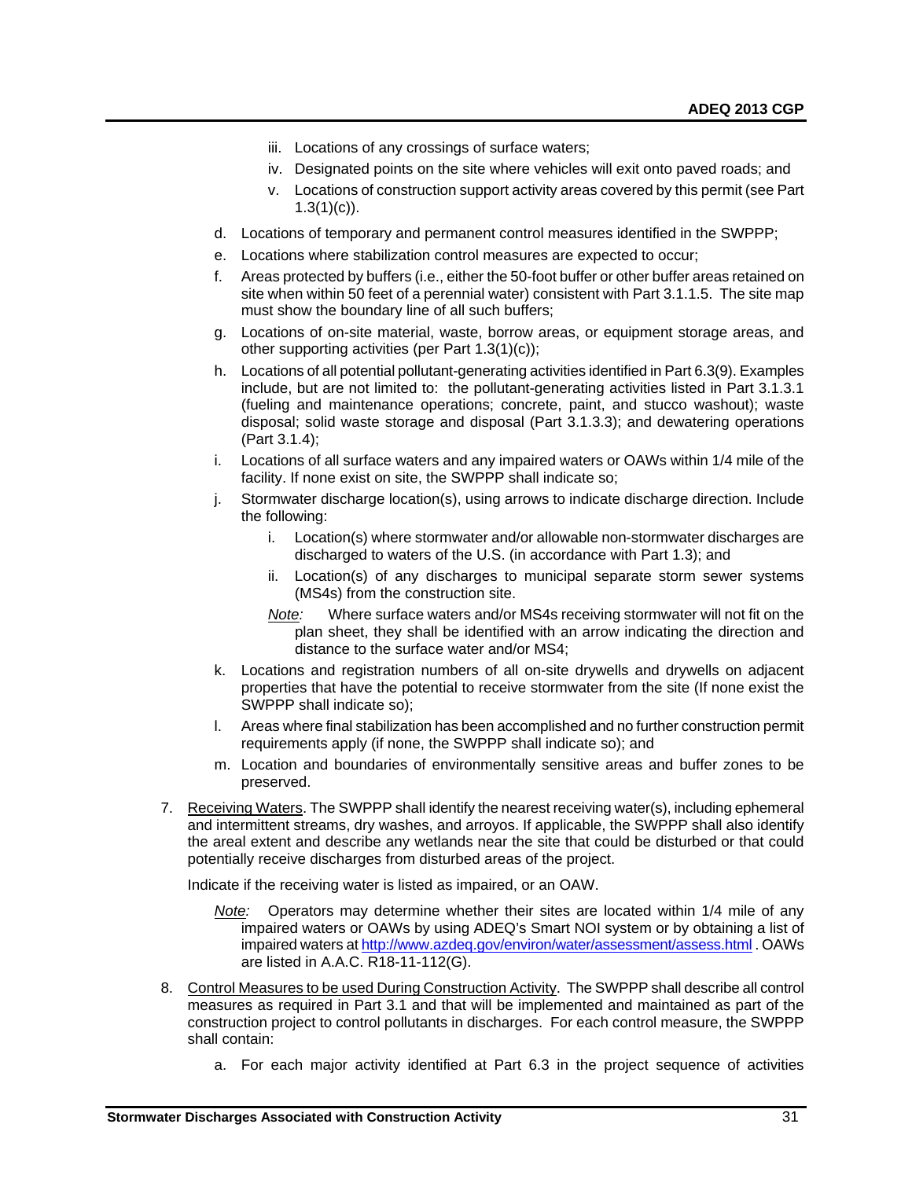iii. Locations of any crossings of surface waters;
   iv. Designated points on the site where vehicles will exit onto paved roads; and
   v. Locations of construction support activity areas covered by this permit (see Part 1.3(1)(c)).

d. Locations of temporary and permanent control measures identified in the SWPPP;

e. Locations where stabilization control measures are expected to occur;

f. Areas protected by buffers (i.e., either the 50-foot buffer or other buffer areas retained on site when within 50 feet of a perennial water) consistent with Part 3.1.1.5. The site map must show the boundary line of all such buffers;

g. Locations of on-site material, waste, borrow areas, or equipment storage areas, and other supporting activities (per Part 1.3(1)(c));

h. Locations of all potential pollutant-generating activities identified in Part 6.3(9). Examples include, but are not limited to: the pollutant-generating activities listed in Part 3.1.3.1 (fueling and maintenance operations; concrete, paint, and stucco washout); waste disposal; solid waste storage and disposal (Part 3.1.3.3); and dewatering operations (Part 3.1.4);

i. Locations of all surface waters and any impaired waters or OAWs within 1/4 mile of the facility. If none exist on site, the SWPPP shall indicate so;

j. Stormwater discharge location(s), using arrows to indicate discharge direction. Include the following:

   i. Location(s) where stormwater and/or allowable non-stormwater discharges are discharged to waters of the U.S. (in accordance with Part 1.3); and
   ii. Location(s) of any discharges to municipal separate storm sewer systems (MS4s) from the construction site.

   *Note:* Where surface waters and/or MS4s receiving stormwater will not fit on the plan sheet, they shall be identified with an arrow indicating the direction and distance to the surface water and/or MS4;

k. Locations and registration numbers of all on-site drywells and drywells on adjacent properties that have the potential to receive stormwater from the site (If none exist the SWPPP shall indicate so);

l. Areas where final stabilization has been accomplished and no further construction permit requirements apply (if none, the SWPPP shall indicate so); and

m. Location and boundaries of environmentally sensitive areas and buffer zones to be preserved.

7. Receiving Waters. The SWPPP shall identify the nearest receiving water(s), including ephemeral and intermittent streams, dry washes, and arroyos. If applicable, the SWPPP shall also identify the areal extent and describe any wetlands near the site that could be disturbed or that could potentially receive discharges from disturbed areas of the project.

   Indicate if the receiving water is listed as impaired, or an OAW.

   *Note:* Operators may determine whether their sites are located within 1/4 mile of any impaired waters or OAWs by using ADEQ's Smart NOI system or by obtaining a list of impaired waters at http://www.azdeq.gov/environ/water/assessment/assess.html . OAWs are listed in A.A.C. R18-11-112(G).

8. Control Measures to be used During Construction Activity. The SWPPP shall describe all control measures as required in Part 3.1 and that will be implemented and maintained as part of the construction project to control pollutants in discharges. For each control measure, the SWPPP shall contain:

   a. For each major activity identified at Part 6.3 in the project sequence of activities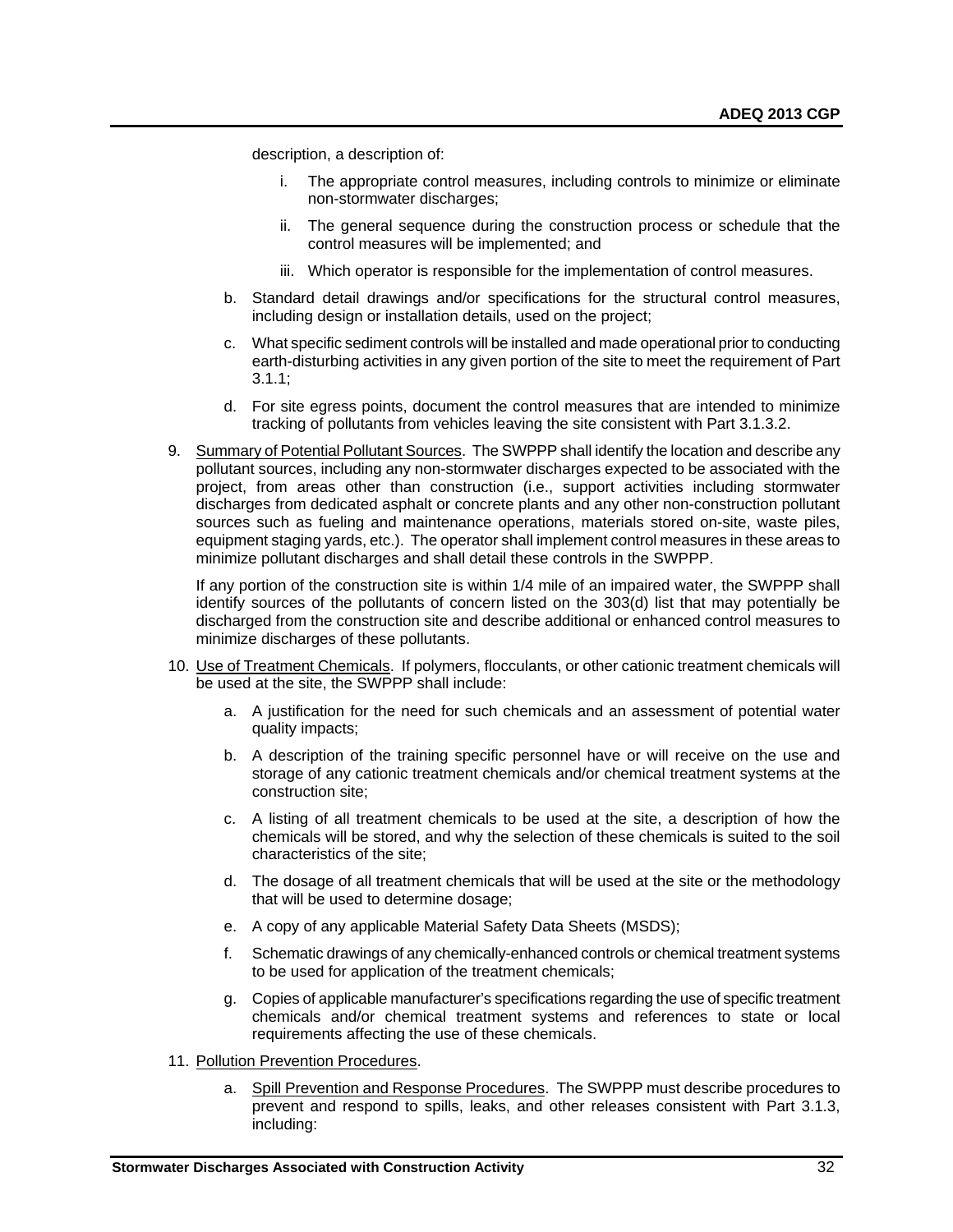description, a description of:

   i. The appropriate control measures, including controls to minimize or eliminate non-stormwater discharges;

   ii. The general sequence during the construction process or schedule that the control measures will be implemented; and

   iii. Which operator is responsible for the implementation of control measures.

b. Standard detail drawings and/or specifications for the structural control measures, including design or installation details, used on the project;

c. What specific sediment controls will be installed and made operational prior to conducting earth-disturbing activities in any given portion of the site to meet the requirement of Part 3.1.1;

d. For site egress points, document the control measures that are intended to minimize tracking of pollutants from vehicles leaving the site consistent with Part 3.1.3.2.

9. Summary of Potential Pollutant Sources. The SWPPP shall identify the location and describe any pollutant sources, including any non-stormwater discharges expected to be associated with the project, from areas other than construction (i.e., support activities including stormwater discharges from dedicated asphalt or concrete plants and any other non-construction pollutant sources such as fueling and maintenance operations, materials stored on-site, waste piles, equipment staging yards, etc.). The operator shall implement control measures in these areas to minimize pollutant discharges and shall detail these controls in the SWPPP.

   If any portion of the construction site is within 1/4 mile of an impaired water, the SWPPP shall identify sources of the pollutants of concern listed on the 303(d) list that may potentially be discharged from the construction site and describe additional or enhanced control measures to minimize discharges of these pollutants.

10. Use of Treatment Chemicals. If polymers, flocculants, or other cationic treatment chemicals will be used at the site, the SWPPP shall include:

    a. A justification for the need for such chemicals and an assessment of potential water quality impacts;

    b. A description of the training specific personnel have or will receive on the use and storage of any cationic treatment chemicals and/or chemical treatment systems at the construction site;

    c. A listing of all treatment chemicals to be used at the site, a description of how the chemicals will be stored, and why the selection of these chemicals is suited to the soil characteristics of the site;

    d. The dosage of all treatment chemicals that will be used at the site or the methodology that will be used to determine dosage;

    e. A copy of any applicable Material Safety Data Sheets (MSDS);

    f. Schematic drawings of any chemically-enhanced controls or chemical treatment systems to be used for application of the treatment chemicals;

    g. Copies of applicable manufacturer's specifications regarding the use of specific treatment chemicals and/or chemical treatment systems and references to state or local requirements affecting the use of these chemicals.

11. Pollution Prevention Procedures.

    a. Spill Prevention and Response Procedures. The SWPPP must describe procedures to prevent and respond to spills, leaks, and other releases consistent with Part 3.1.3, including: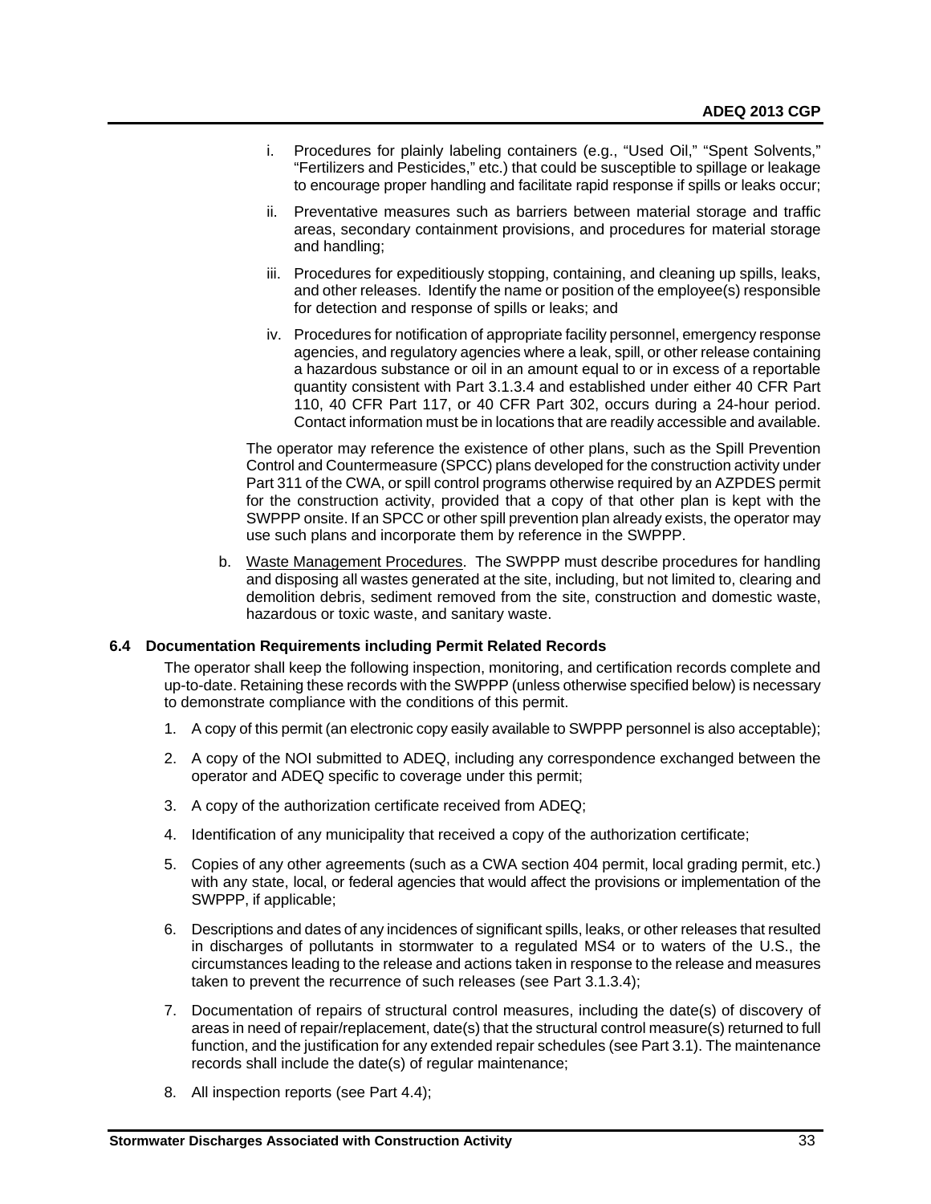i. Procedures for plainly labeling containers (e.g., "Used Oil," "Spent Solvents," "Fertilizers and Pesticides," etc.) that could be susceptible to spillage or leakage to encourage proper handling and facilitate rapid response if spills or leaks occur;

ii. Preventative measures such as barriers between material storage and traffic areas, secondary containment provisions, and procedures for material storage and handling;

iii. Procedures for expeditiously stopping, containing, and cleaning up spills, leaks, and other releases. Identify the name or position of the employee(s) responsible for detection and response of spills or leaks; and

iv. Procedures for notification of appropriate facility personnel, emergency response agencies, and regulatory agencies where a leak, spill, or other release containing a hazardous substance or oil in an amount equal to or in excess of a reportable quantity consistent with Part 3.1.3.4 and established under either 40 CFR Part 110, 40 CFR Part 117, or 40 CFR Part 302, occurs during a 24-hour period. Contact information must be in locations that are readily accessible and available.

The operator may reference the existence of other plans, such as the Spill Prevention Control and Countermeasure (SPCC) plans developed for the construction activity under Part 311 of the CWA, or spill control programs otherwise required by an AZPDES permit for the construction activity, provided that a copy of that other plan is kept with the SWPPP onsite. If an SPCC or other spill prevention plan already exists, the operator may use such plans and incorporate them by reference in the SWPPP.

b. Waste Management Procedures. The SWPPP must describe procedures for handling and disposing all wastes generated at the site, including, but not limited to, clearing and demolition debris, sediment removed from the site, construction and domestic waste, hazardous or toxic waste, and sanitary waste.

### 6.4 Documentation Requirements including Permit Related Records

The operator shall keep the following inspection, monitoring, and certification records complete and up-to-date. Retaining these records with the SWPPP (unless otherwise specified below) is necessary to demonstrate compliance with the conditions of this permit.

1. A copy of this permit (an electronic copy easily available to SWPPP personnel is also acceptable);
2. A copy of the NOI submitted to ADEQ, including any correspondence exchanged between the operator and ADEQ specific to coverage under this permit;
3. A copy of the authorization certificate received from ADEQ;
4. Identification of any municipality that received a copy of the authorization certificate;
5. Copies of any other agreements (such as a CWA section 404 permit, local grading permit, etc.) with any state, local, or federal agencies that would affect the provisions or implementation of the SWPPP, if applicable;
6. Descriptions and dates of any incidences of significant spills, leaks, or other releases that resulted in discharges of pollutants in stormwater to a regulated MS4 or to waters of the U.S., the circumstances leading to the release and actions taken in response to the release and measures taken to prevent the recurrence of such releases (see Part 3.1.3.4);
7. Documentation of repairs of structural control measures, including the date(s) of discovery of areas in need of repair/replacement, date(s) that the structural control measure(s) returned to full function, and the justification for any extended repair schedules (see Part 3.1). The maintenance records shall include the date(s) of regular maintenance;
8. All inspection reports (see Part 4.4);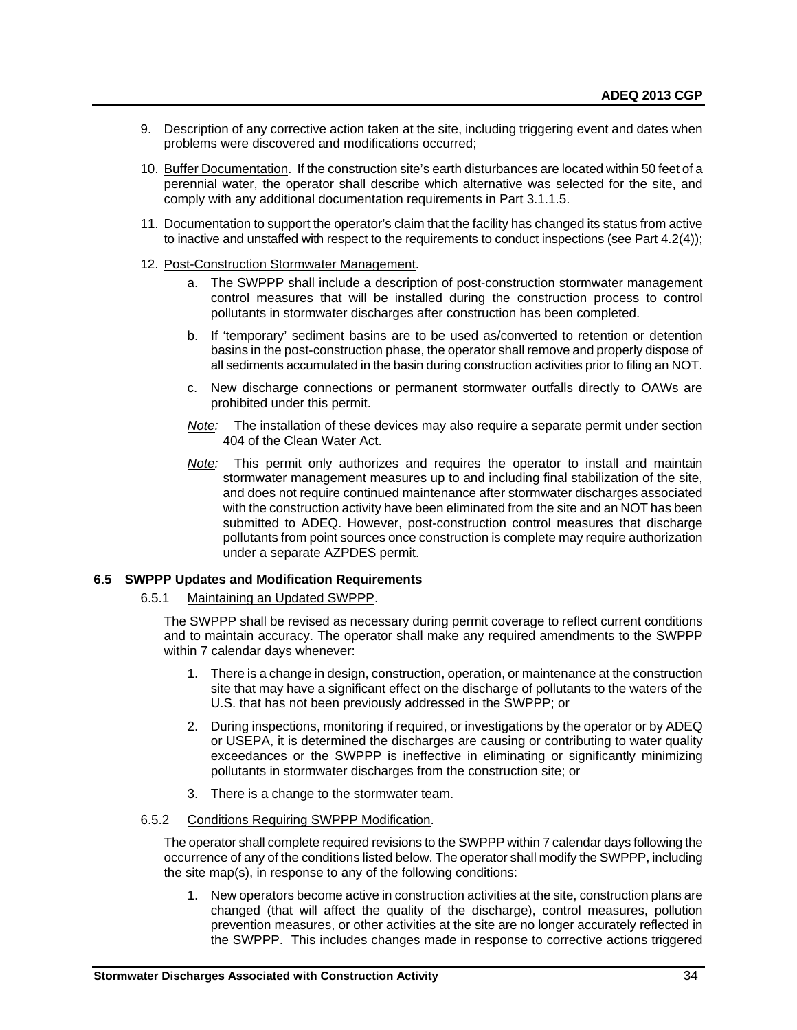9. Description of any corrective action taken at the site, including triggering event and dates when problems were discovered and modifications occurred;

10. Buffer Documentation. If the construction site's earth disturbances are located within 50 feet of a perennial water, the operator shall describe which alternative was selected for the site, and comply with any additional documentation requirements in Part 3.1.1.5.

11. Documentation to support the operator's claim that the facility has changed its status from active to inactive and unstaffed with respect to the requirements to conduct inspections (see Part 4.2(4));

12. Post-Construction Stormwater Management.

    a. The SWPPP shall include a description of post-construction stormwater management control measures that will be installed during the construction process to control pollutants in stormwater discharges after construction has been completed.

    b. If 'temporary' sediment basins are to be used as/converted to retention or detention basins in the post-construction phase, the operator shall remove and properly dispose of all sediments accumulated in the basin during construction activities prior to filing an NOT.

    c. New discharge connections or permanent stormwater outfalls directly to OAWs are prohibited under this permit.

    *Note:* The installation of these devices may also require a separate permit under section 404 of the Clean Water Act.

    *Note:* This permit only authorizes and requires the operator to install and maintain stormwater management measures up to and including final stabilization of the site, and does not require continued maintenance after stormwater discharges associated with the construction activity have been eliminated from the site and an NOT has been submitted to ADEQ. However, post-construction control measures that discharge pollutants from point sources once construction is complete may require authorization under a separate AZPDES permit.

## 6.5 SWPPP Updates and Modification Requirements

### 6.5.1 Maintaining an Updated SWPPP.

The SWPPP shall be revised as necessary during permit coverage to reflect current conditions and to maintain accuracy. The operator shall make any required amendments to the SWPPP within 7 calendar days whenever:

1. There is a change in design, construction, operation, or maintenance at the construction site that may have a significant effect on the discharge of pollutants to the waters of the U.S. that has not been previously addressed in the SWPPP; or
2. During inspections, monitoring if required, or investigations by the operator or by ADEQ or USEPA, it is determined the discharges are causing or contributing to water quality exceedances or the SWPPP is ineffective in eliminating or significantly minimizing pollutants in stormwater discharges from the construction site; or
3. There is a change to the stormwater team.

### 6.5.2 Conditions Requiring SWPPP Modification.

The operator shall complete required revisions to the SWPPP within 7 calendar days following the occurrence of any of the conditions listed below. The operator shall modify the SWPPP, including the site map(s), in response to any of the following conditions:

1. New operators become active in construction activities at the site, construction plans are changed (that will affect the quality of the discharge), control measures, pollution prevention measures, or other activities at the site are no longer accurately reflected in the SWPPP. This includes changes made in response to corrective actions triggered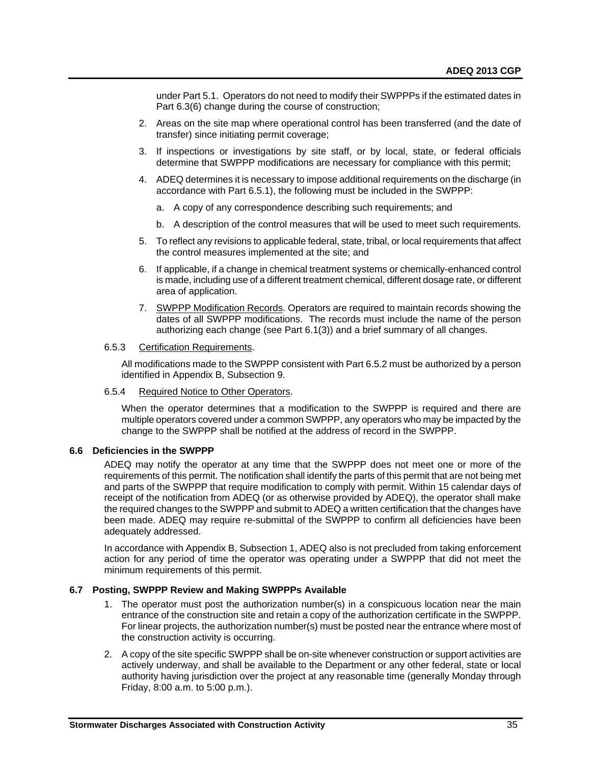under Part 5.1. Operators do not need to modify their SWPPPs if the estimated dates in Part 6.3(6) change during the course of construction;

2. Areas on the site map where operational control has been transferred (and the date of transfer) since initiating permit coverage;
3. If inspections or investigations by site staff, or by local, state, or federal officials determine that SWPPP modifications are necessary for compliance with this permit;
4. ADEQ determines it is necessary to impose additional requirements on the discharge (in accordance with Part 6.5.1), the following must be included in the SWPPP:
   a. A copy of any correspondence describing such requirements; and
   b. A description of the control measures that will be used to meet such requirements.
5. To reflect any revisions to applicable federal, state, tribal, or local requirements that affect the control measures implemented at the site; and
6. If applicable, if a change in chemical treatment systems or chemically-enhanced control is made, including use of a different treatment chemical, different dosage rate, or different area of application.
7. SWPPP Modification Records. Operators are required to maintain records showing the dates of all SWPPP modifications. The records must include the name of the person authorizing each change (see Part 6.1(3)) and a brief summary of all changes.

6.5.3 Certification Requirements.

All modifications made to the SWPPP consistent with Part 6.5.2 must be authorized by a person identified in Appendix B, Subsection 9.

6.5.4 Required Notice to Other Operators.

When the operator determines that a modification to the SWPPP is required and there are multiple operators covered under a common SWPPP, any operators who may be impacted by the change to the SWPPP shall be notified at the address of record in the SWPPP.

### 6.6 Deficiencies in the SWPPP

ADEQ may notify the operator at any time that the SWPPP does not meet one or more of the requirements of this permit. The notification shall identify the parts of this permit that are not being met and parts of the SWPPP that require modification to comply with permit. Within 15 calendar days of receipt of the notification from ADEQ (or as otherwise provided by ADEQ), the operator shall make the required changes to the SWPPP and submit to ADEQ a written certification that the changes have been made. ADEQ may require re-submittal of the SWPPP to confirm all deficiencies have been adequately addressed.

In accordance with Appendix B, Subsection 1, ADEQ also is not precluded from taking enforcement action for any period of time the operator was operating under a SWPPP that did not meet the minimum requirements of this permit.

### 6.7 Posting, SWPPP Review and Making SWPPPs Available

1. The operator must post the authorization number(s) in a conspicuous location near the main entrance of the construction site and retain a copy of the authorization certificate in the SWPPP. For linear projects, the authorization number(s) must be posted near the entrance where most of the construction activity is occurring.
2. A copy of the site specific SWPPP shall be on-site whenever construction or support activities are actively underway, and shall be available to the Department or any other federal, state or local authority having jurisdiction over the project at any reasonable time (generally Monday through Friday, 8:00 a.m. to 5:00 p.m.).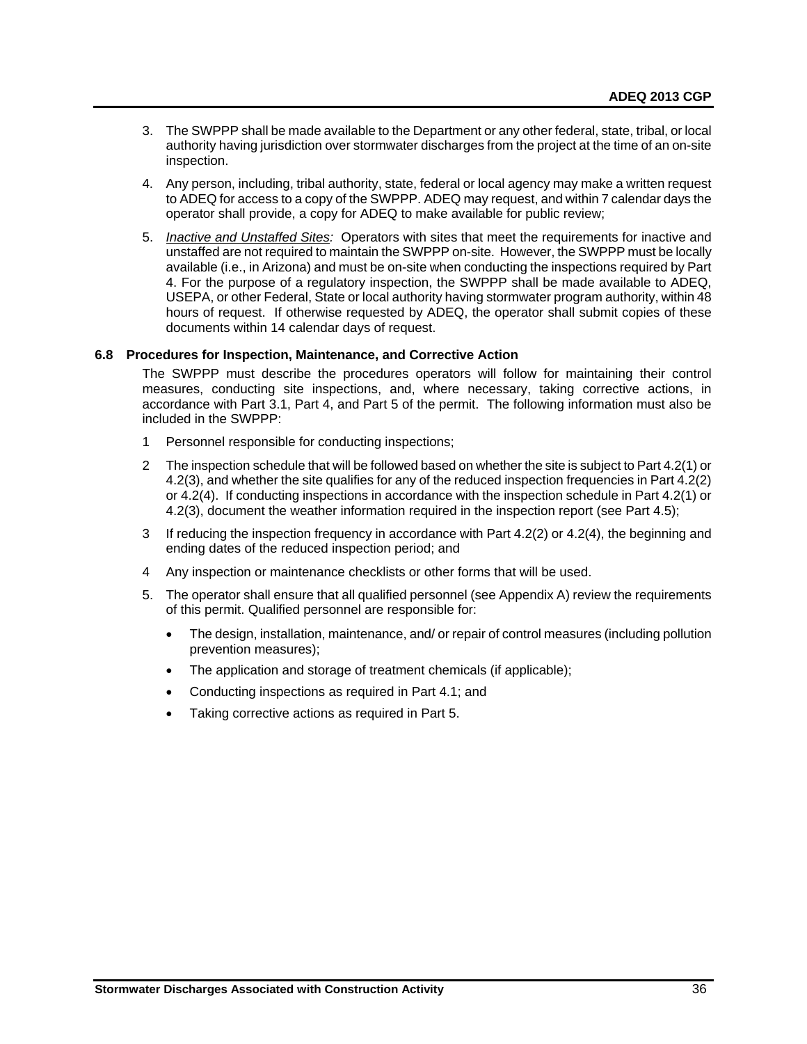3. The SWPPP shall be made available to the Department or any other federal, state, tribal, or local authority having jurisdiction over stormwater discharges from the project at the time of an on-site inspection.

4. Any person, including, tribal authority, state, federal or local agency may make a written request to ADEQ for access to a copy of the SWPPP. ADEQ may request, and within 7 calendar days the operator shall provide, a copy for ADEQ to make available for public review;

5. *Inactive and Unstaffed Sites:* Operators with sites that meet the requirements for inactive and unstaffed are not required to maintain the SWPPP on-site. However, the SWPPP must be locally available (i.e., in Arizona) and must be on-site when conducting the inspections required by Part 4. For the purpose of a regulatory inspection, the SWPPP shall be made available to ADEQ, USEPA, or other Federal, State or local authority having stormwater program authority, within 48 hours of request. If otherwise requested by ADEQ, the operator shall submit copies of these documents within 14 calendar days of request.

### 6.8 Procedures for Inspection, Maintenance, and Corrective Action

The SWPPP must describe the procedures operators will follow for maintaining their control measures, conducting site inspections, and, where necessary, taking corrective actions, in accordance with Part 3.1, Part 4, and Part 5 of the permit. The following information must also be included in the SWPPP:

1 Personnel responsible for conducting inspections;

2 The inspection schedule that will be followed based on whether the site is subject to Part 4.2(1) or 4.2(3), and whether the site qualifies for any of the reduced inspection frequencies in Part 4.2(2) or 4.2(4). If conducting inspections in accordance with the inspection schedule in Part 4.2(1) or 4.2(3), document the weather information required in the inspection report (see Part 4.5);

3 If reducing the inspection frequency in accordance with Part 4.2(2) or 4.2(4), the beginning and ending dates of the reduced inspection period; and

4 Any inspection or maintenance checklists or other forms that will be used.

5. The operator shall ensure that all qualified personnel (see Appendix A) review the requirements of this permit. Qualified personnel are responsible for:
   - The design, installation, maintenance, and/ or repair of control measures (including pollution prevention measures);
   - The application and storage of treatment chemicals (if applicable);
   - Conducting inspections as required in Part 4.1; and
   - Taking corrective actions as required in Part 5.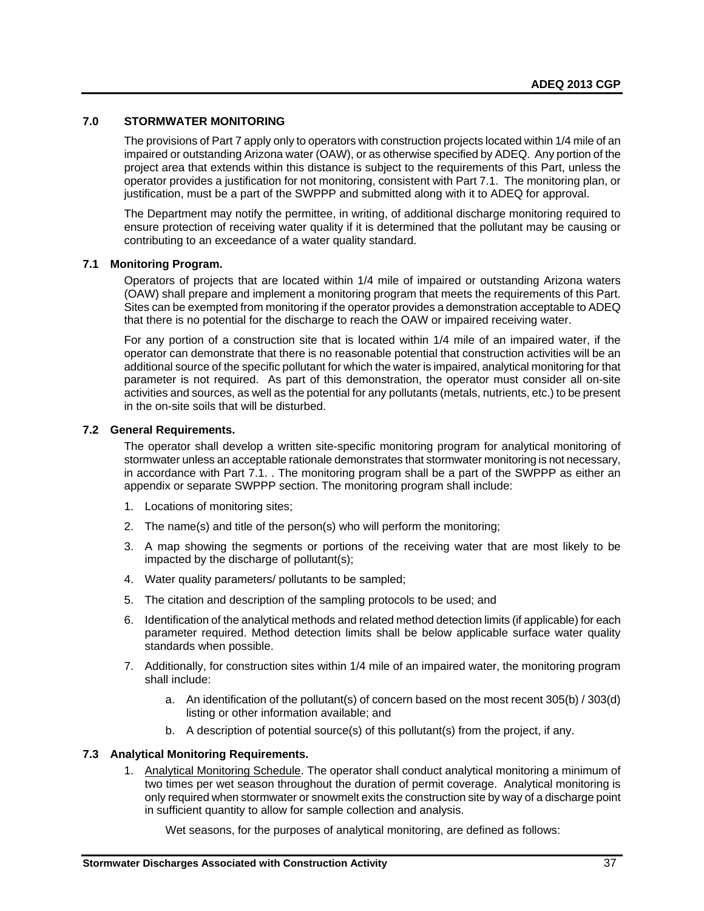## 7.0 STORMWATER MONITORING

The provisions of Part 7 apply only to operators with construction projects located within 1/4 mile of an impaired or outstanding Arizona water (OAW), or as otherwise specified by ADEQ. Any portion of the project area that extends within this distance is subject to the requirements of this Part, unless the operator provides a justification for not monitoring, consistent with Part 7.1. The monitoring plan, or justification, must be a part of the SWPPP and submitted along with it to ADEQ for approval.

The Department may notify the permittee, in writing, of additional discharge monitoring required to ensure protection of receiving water quality if it is determined that the pollutant may be causing or contributing to an exceedance of a water quality standard.

### 7.1 Monitoring Program.

Operators of projects that are located within 1/4 mile of impaired or outstanding Arizona waters (OAW) shall prepare and implement a monitoring program that meets the requirements of this Part. Sites can be exempted from monitoring if the operator provides a demonstration acceptable to ADEQ that there is no potential for the discharge to reach the OAW or impaired receiving water.

For any portion of a construction site that is located within 1/4 mile of an impaired water, if the operator can demonstrate that there is no reasonable potential that construction activities will be an additional source of the specific pollutant for which the water is impaired, analytical monitoring for that parameter is not required. As part of this demonstration, the operator must consider all on-site activities and sources, as well as the potential for any pollutants (metals, nutrients, etc.) to be present in the on-site soils that will be disturbed.

### 7.2 General Requirements.

The operator shall develop a written site-specific monitoring program for analytical monitoring of stormwater unless an acceptable rationale demonstrates that stormwater monitoring is not necessary, in accordance with Part 7.1. . The monitoring program shall be a part of the SWPPP as either an appendix or separate SWPPP section. The monitoring program shall include:

1. Locations of monitoring sites;
2. The name(s) and title of the person(s) who will perform the monitoring;
3. A map showing the segments or portions of the receiving water that are most likely to be impacted by the discharge of pollutant(s);
4. Water quality parameters/ pollutants to be sampled;
5. The citation and description of the sampling protocols to be used; and
6. Identification of the analytical methods and related method detection limits (if applicable) for each parameter required. Method detection limits shall be below applicable surface water quality standards when possible.
7. Additionally, for construction sites within 1/4 mile of an impaired water, the monitoring program shall include:
    a. An identification of the pollutant(s) of concern based on the most recent 305(b) / 303(d) listing or other information available; and
    b. A description of potential source(s) of this pollutant(s) from the project, if any.

### 7.3 Analytical Monitoring Requirements.

1. Analytical Monitoring Schedule. The operator shall conduct analytical monitoring a minimum of two times per wet season throughout the duration of permit coverage. Analytical monitoring is only required when stormwater or snowmelt exits the construction site by way of a discharge point in sufficient quantity to allow for sample collection and analysis.

   Wet seasons, for the purposes of analytical monitoring, are defined as follows: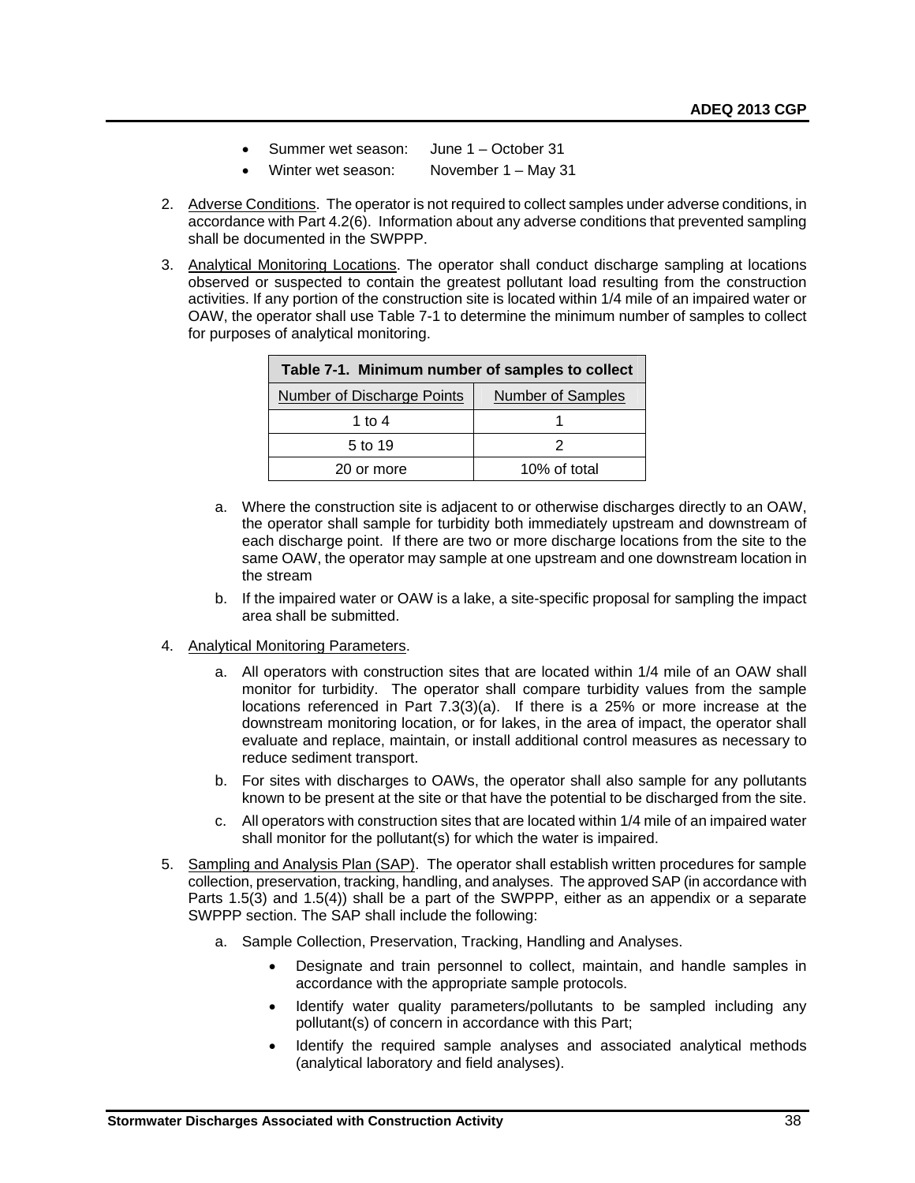- Summer wet season: June 1 – October 31
- Winter wet season: November 1 – May 31

2. Adverse Conditions. The operator is not required to collect samples under adverse conditions, in accordance with Part 4.2(6). Information about any adverse conditions that prevented sampling shall be documented in the SWPPP.

3. Analytical Monitoring Locations. The operator shall conduct discharge sampling at locations observed or suspected to contain the greatest pollutant load resulting from the construction activities. If any portion of the construction site is located within 1/4 mile of an impaired water or OAW, the operator shall use Table 7-1 to determine the minimum number of samples to collect for purposes of analytical monitoring.

| Table 7-1. Minimum number of samples to collect | |
|---|---|
| Number of Discharge Points | Number of Samples |
| 1 to 4 | 1 |
| 5 to 19 | 2 |
| 20 or more | 10% of total |

   a. Where the construction site is adjacent to or otherwise discharges directly to an OAW, the operator shall sample for turbidity both immediately upstream and downstream of each discharge point. If there are two or more discharge locations from the site to the same OAW, the operator may sample at one upstream and one downstream location in the stream

   b. If the impaired water or OAW is a lake, a site-specific proposal for sampling the impact area shall be submitted.

4. Analytical Monitoring Parameters.

   a. All operators with construction sites that are located within 1/4 mile of an OAW shall monitor for turbidity. The operator shall compare turbidity values from the sample locations referenced in Part 7.3(3)(a). If there is a 25% or more increase at the downstream monitoring location, or for lakes, in the area of impact, the operator shall evaluate and replace, maintain, or install additional control measures as necessary to reduce sediment transport.

   b. For sites with discharges to OAWs, the operator shall also sample for any pollutants known to be present at the site or that have the potential to be discharged from the site.

   c. All operators with construction sites that are located within 1/4 mile of an impaired water shall monitor for the pollutant(s) for which the water is impaired.

5. Sampling and Analysis Plan (SAP). The operator shall establish written procedures for sample collection, preservation, tracking, handling, and analyses. The approved SAP (in accordance with Parts 1.5(3) and 1.5(4)) shall be a part of the SWPPP, either as an appendix or a separate SWPPP section. The SAP shall include the following:

   a. Sample Collection, Preservation, Tracking, Handling and Analyses.

      - Designate and train personnel to collect, maintain, and handle samples in accordance with the appropriate sample protocols.
      - Identify water quality parameters/pollutants to be sampled including any pollutant(s) of concern in accordance with this Part;
      - Identify the required sample analyses and associated analytical methods (analytical laboratory and field analyses).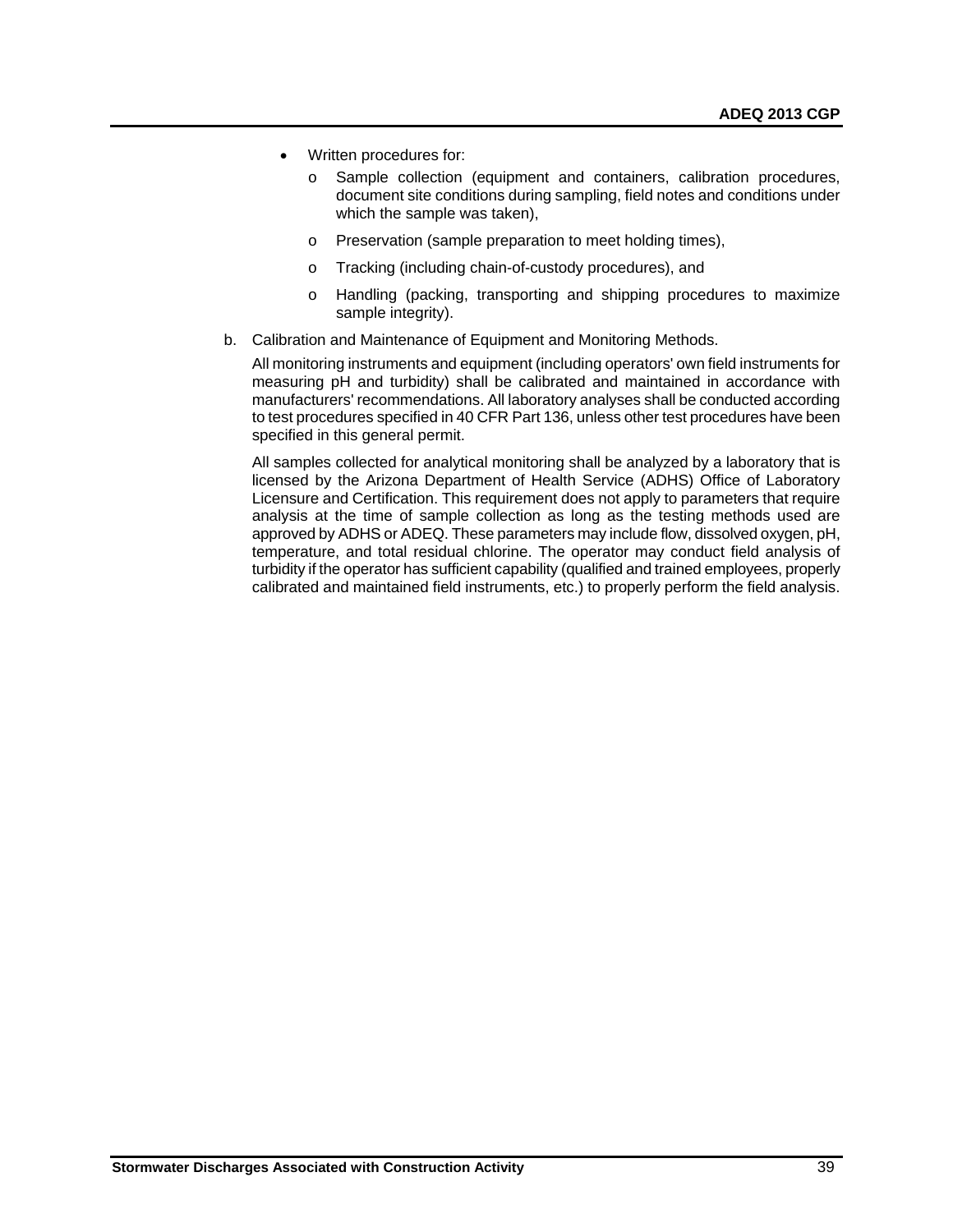- Written procedures for:
  - Sample collection (equipment and containers, calibration procedures, document site conditions during sampling, field notes and conditions under which the sample was taken),
  - Preservation (sample preparation to meet holding times),
  - Tracking (including chain-of-custody procedures), and
  - Handling (packing, transporting and shipping procedures to maximize sample integrity).

b. Calibration and Maintenance of Equipment and Monitoring Methods.

   All monitoring instruments and equipment (including operators' own field instruments for measuring pH and turbidity) shall be calibrated and maintained in accordance with manufacturers' recommendations. All laboratory analyses shall be conducted according to test procedures specified in 40 CFR Part 136, unless other test procedures have been specified in this general permit.

   All samples collected for analytical monitoring shall be analyzed by a laboratory that is licensed by the Arizona Department of Health Service (ADHS) Office of Laboratory Licensure and Certification. This requirement does not apply to parameters that require analysis at the time of sample collection as long as the testing methods used are approved by ADHS or ADEQ. These parameters may include flow, dissolved oxygen, pH, temperature, and total residual chlorine. The operator may conduct field analysis of turbidity if the operator has sufficient capability (qualified and trained employees, properly calibrated and maintained field instruments, etc.) to properly perform the field analysis.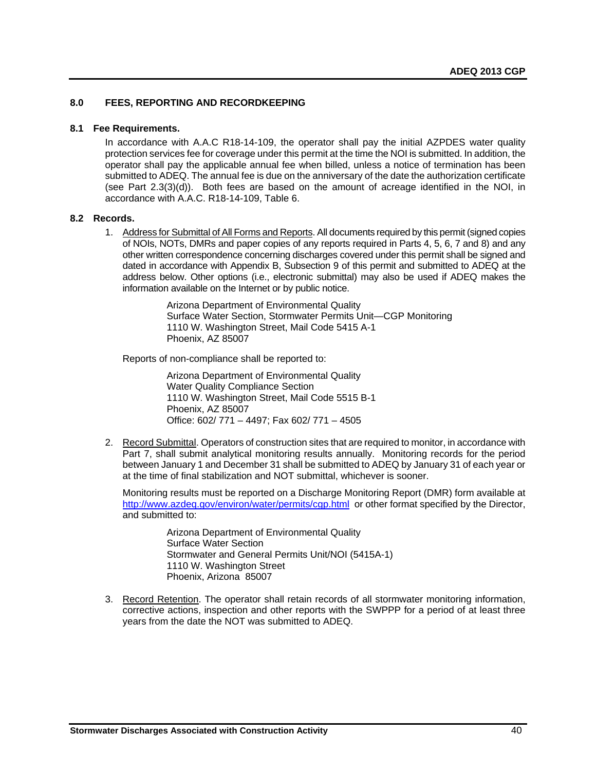## 8.0 FEES, REPORTING AND RECORDKEEPING

### 8.1 Fee Requirements.

In accordance with A.A.C R18-14-109, the operator shall pay the initial AZPDES water quality protection services fee for coverage under this permit at the time the NOI is submitted. In addition, the operator shall pay the applicable annual fee when billed, unless a notice of termination has been submitted to ADEQ. The annual fee is due on the anniversary of the date the authorization certificate (see Part 2.3(3)(d)). Both fees are based on the amount of acreage identified in the NOI, in accordance with A.A.C. R18-14-109, Table 6.

### 8.2 Records.

1. Address for Submittal of All Forms and Reports. All documents required by this permit (signed copies of NOIs, NOTs, DMRs and paper copies of any reports required in Parts 4, 5, 6, 7 and 8) and any other written correspondence concerning discharges covered under this permit shall be signed and dated in accordance with Appendix B, Subsection 9 of this permit and submitted to ADEQ at the address below. Other options (i.e., electronic submittal) may also be used if ADEQ makes the information available on the Internet or by public notice.

   Arizona Department of Environmental Quality
   Surface Water Section, Stormwater Permits Unit—CGP Monitoring
   1110 W. Washington Street, Mail Code 5415 A-1
   Phoenix, AZ 85007

   Reports of non-compliance shall be reported to:

   Arizona Department of Environmental Quality
   Water Quality Compliance Section
   1110 W. Washington Street, Mail Code 5515 B-1
   Phoenix, AZ 85007
   Office: 602/ 771 – 4497; Fax 602/ 771 – 4505

2. Record Submittal. Operators of construction sites that are required to monitor, in accordance with Part 7, shall submit analytical monitoring results annually. Monitoring records for the period between January 1 and December 31 shall be submitted to ADEQ by January 31 of each year or at the time of final stabilization and NOT submittal, whichever is sooner.

   Monitoring results must be reported on a Discharge Monitoring Report (DMR) form available at http://www.azdeq.gov/environ/water/permits/cgp.html or other format specified by the Director, and submitted to:

   Arizona Department of Environmental Quality
   Surface Water Section
   Stormwater and General Permits Unit/NOI (5415A-1)
   1110 W. Washington Street
   Phoenix, Arizona 85007

3. Record Retention. The operator shall retain records of all stormwater monitoring information, corrective actions, inspection and other reports with the SWPPP for a period of at least three years from the date the NOT was submitted to ADEQ.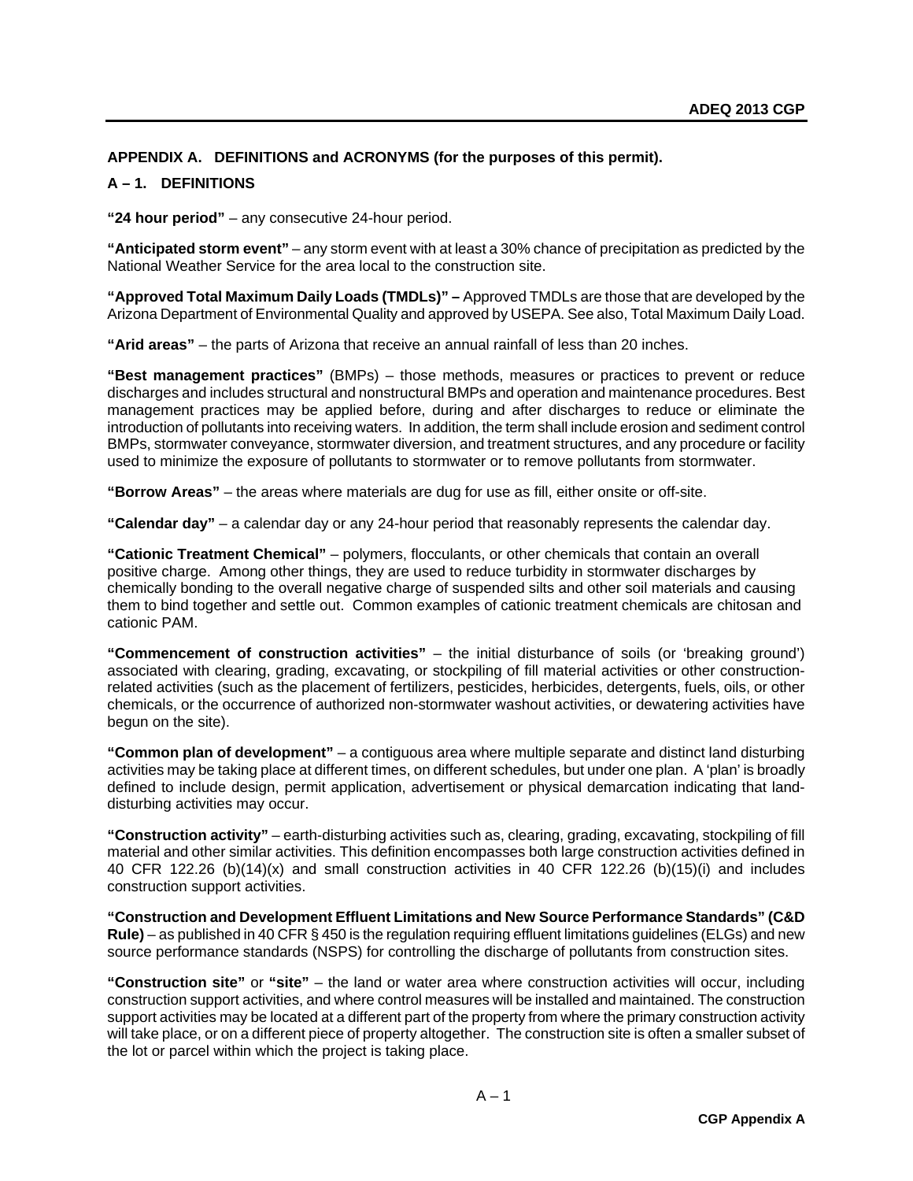## APPENDIX A. DEFINITIONS and ACRONYMS (for the purposes of this permit).

### A – 1. DEFINITIONS

**"24 hour period"** – any consecutive 24-hour period.

**"Anticipated storm event"** – any storm event with at least a 30% chance of precipitation as predicted by the National Weather Service for the area local to the construction site.

**"Approved Total Maximum Daily Loads (TMDLs)" –** Approved TMDLs are those that are developed by the Arizona Department of Environmental Quality and approved by USEPA. See also, Total Maximum Daily Load.

**"Arid areas"** – the parts of Arizona that receive an annual rainfall of less than 20 inches.

**"Best management practices"** (BMPs) – those methods, measures or practices to prevent or reduce discharges and includes structural and nonstructural BMPs and operation and maintenance procedures. Best management practices may be applied before, during and after discharges to reduce or eliminate the introduction of pollutants into receiving waters. In addition, the term shall include erosion and sediment control BMPs, stormwater conveyance, stormwater diversion, and treatment structures, and any procedure or facility used to minimize the exposure of pollutants to stormwater or to remove pollutants from stormwater.

**"Borrow Areas"** – the areas where materials are dug for use as fill, either onsite or off-site.

**"Calendar day"** – a calendar day or any 24-hour period that reasonably represents the calendar day.

**"Cationic Treatment Chemical"** – polymers, flocculants, or other chemicals that contain an overall positive charge. Among other things, they are used to reduce turbidity in stormwater discharges by chemically bonding to the overall negative charge of suspended silts and other soil materials and causing them to bind together and settle out. Common examples of cationic treatment chemicals are chitosan and cationic PAM.

**"Commencement of construction activities"** – the initial disturbance of soils (or 'breaking ground') associated with clearing, grading, excavating, or stockpiling of fill material activities or other construction-related activities (such as the placement of fertilizers, pesticides, herbicides, detergents, fuels, oils, or other chemicals, or the occurrence of authorized non-stormwater washout activities, or dewatering activities have begun on the site).

**"Common plan of development"** – a contiguous area where multiple separate and distinct land disturbing activities may be taking place at different times, on different schedules, but under one plan. A 'plan' is broadly defined to include design, permit application, advertisement or physical demarcation indicating that land-disturbing activities may occur.

**"Construction activity"** – earth-disturbing activities such as, clearing, grading, excavating, stockpiling of fill material and other similar activities. This definition encompasses both large construction activities defined in 40 CFR 122.26 (b)(14)(x) and small construction activities in 40 CFR 122.26 (b)(15)(i) and includes construction support activities.

**"Construction and Development Effluent Limitations and New Source Performance Standards" (C&D Rule)** – as published in 40 CFR § 450 is the regulation requiring effluent limitations guidelines (ELGs) and new source performance standards (NSPS) for controlling the discharge of pollutants from construction sites.

**"Construction site"** or **"site"** – the land or water area where construction activities will occur, including construction support activities, and where control measures will be installed and maintained. The construction support activities may be located at a different part of the property from where the primary construction activity will take place, or on a different piece of property altogether. The construction site is often a smaller subset of the lot or parcel within which the project is taking place.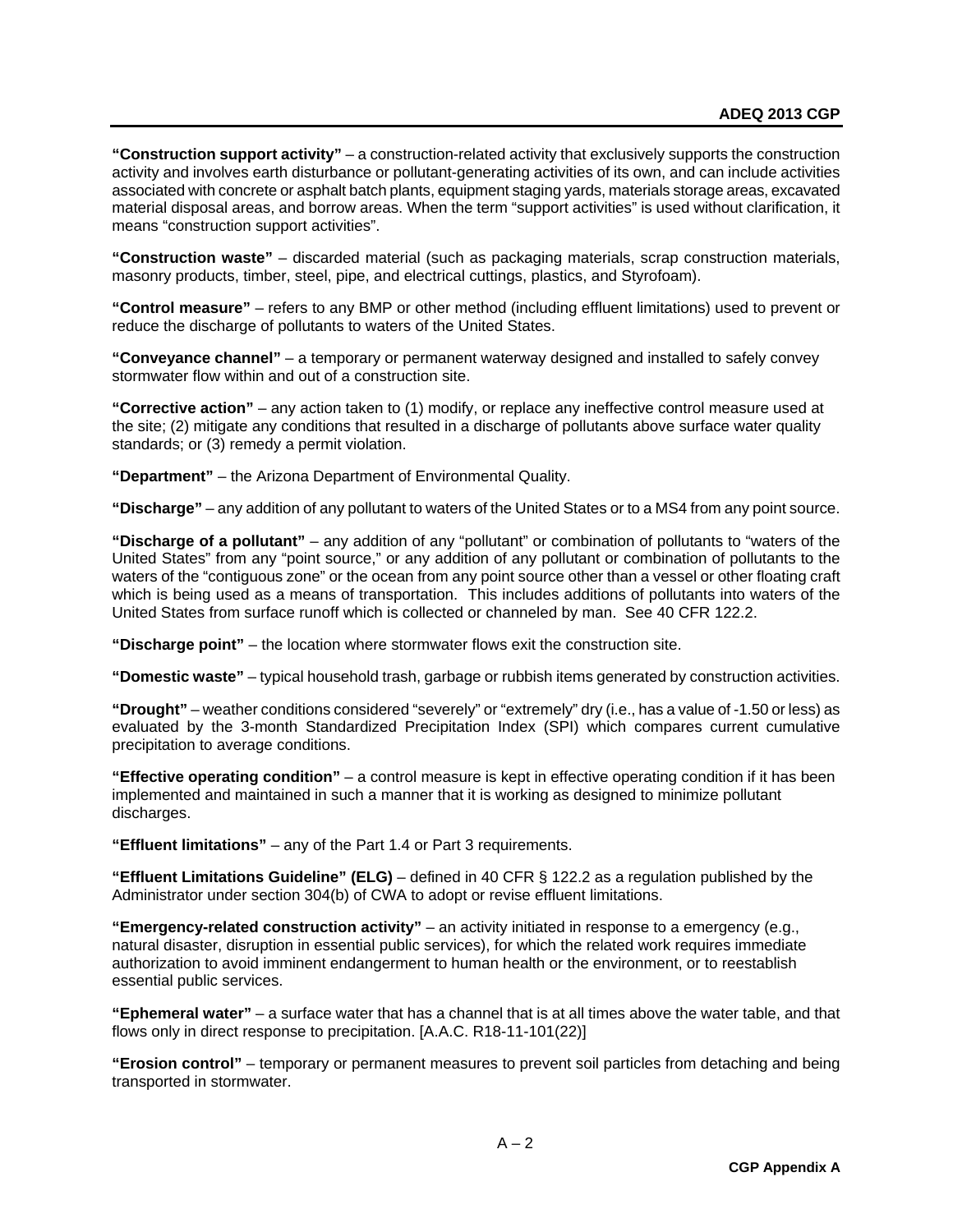**"Construction support activity"** – a construction-related activity that exclusively supports the construction activity and involves earth disturbance or pollutant-generating activities of its own, and can include activities associated with concrete or asphalt batch plants, equipment staging yards, materials storage areas, excavated material disposal areas, and borrow areas. When the term "support activities" is used without clarification, it means "construction support activities".

**"Construction waste"** – discarded material (such as packaging materials, scrap construction materials, masonry products, timber, steel, pipe, and electrical cuttings, plastics, and Styrofoam).

**"Control measure"** – refers to any BMP or other method (including effluent limitations) used to prevent or reduce the discharge of pollutants to waters of the United States.

**"Conveyance channel"** – a temporary or permanent waterway designed and installed to safely convey stormwater flow within and out of a construction site.

**"Corrective action"** – any action taken to (1) modify, or replace any ineffective control measure used at the site; (2) mitigate any conditions that resulted in a discharge of pollutants above surface water quality standards; or (3) remedy a permit violation.

**"Department"** – the Arizona Department of Environmental Quality.

**"Discharge"** – any addition of any pollutant to waters of the United States or to a MS4 from any point source.

**"Discharge of a pollutant"** – any addition of any "pollutant" or combination of pollutants to "waters of the United States" from any "point source," or any addition of any pollutant or combination of pollutants to the waters of the "contiguous zone" or the ocean from any point source other than a vessel or other floating craft which is being used as a means of transportation. This includes additions of pollutants into waters of the United States from surface runoff which is collected or channeled by man. See 40 CFR 122.2.

**"Discharge point"** – the location where stormwater flows exit the construction site.

**"Domestic waste"** – typical household trash, garbage or rubbish items generated by construction activities.

**"Drought"** – weather conditions considered "severely" or "extremely" dry (i.e., has a value of -1.50 or less) as evaluated by the 3-month Standardized Precipitation Index (SPI) which compares current cumulative precipitation to average conditions.

**"Effective operating condition"** – a control measure is kept in effective operating condition if it has been implemented and maintained in such a manner that it is working as designed to minimize pollutant discharges.

**"Effluent limitations"** – any of the Part 1.4 or Part 3 requirements.

**"Effluent Limitations Guideline" (ELG)** – defined in 40 CFR § 122.2 as a regulation published by the Administrator under section 304(b) of CWA to adopt or revise effluent limitations.

**"Emergency-related construction activity"** – an activity initiated in response to a emergency (e.g., natural disaster, disruption in essential public services), for which the related work requires immediate authorization to avoid imminent endangerment to human health or the environment, or to reestablish essential public services.

**"Ephemeral water"** – a surface water that has a channel that is at all times above the water table, and that flows only in direct response to precipitation. [A.A.C. R18-11-101(22)]

**"Erosion control"** – temporary or permanent measures to prevent soil particles from detaching and being transported in stormwater.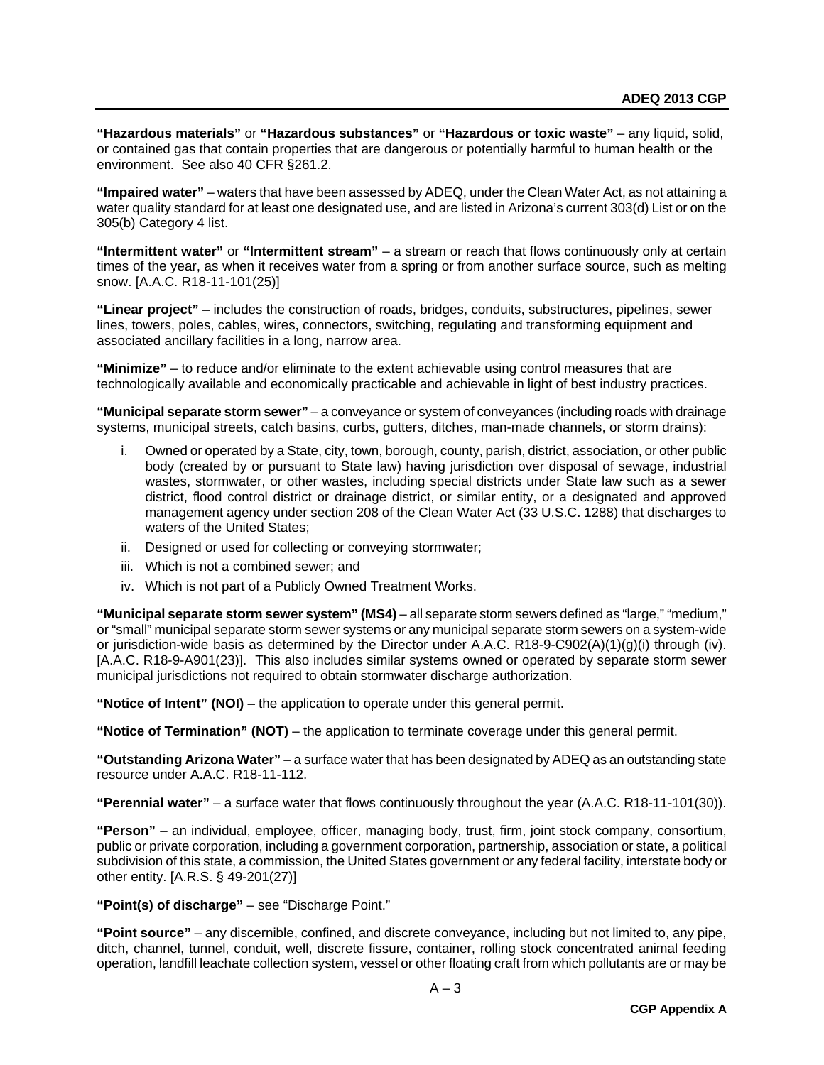**"Hazardous materials"** or **"Hazardous substances"** or **"Hazardous or toxic waste"** – any liquid, solid, or contained gas that contain properties that are dangerous or potentially harmful to human health or the environment. See also 40 CFR §261.2.

**"Impaired water"** – waters that have been assessed by ADEQ, under the Clean Water Act, as not attaining a water quality standard for at least one designated use, and are listed in Arizona's current 303(d) List or on the 305(b) Category 4 list.

**"Intermittent water"** or **"Intermittent stream"** – a stream or reach that flows continuously only at certain times of the year, as when it receives water from a spring or from another surface source, such as melting snow. [A.A.C. R18-11-101(25)]

**"Linear project"** – includes the construction of roads, bridges, conduits, substructures, pipelines, sewer lines, towers, poles, cables, wires, connectors, switching, regulating and transforming equipment and associated ancillary facilities in a long, narrow area.

**"Minimize"** – to reduce and/or eliminate to the extent achievable using control measures that are technologically available and economically practicable and achievable in light of best industry practices.

**"Municipal separate storm sewer"** – a conveyance or system of conveyances (including roads with drainage systems, municipal streets, catch basins, curbs, gutters, ditches, man-made channels, or storm drains):

i. Owned or operated by a State, city, town, borough, county, parish, district, association, or other public body (created by or pursuant to State law) having jurisdiction over disposal of sewage, industrial wastes, stormwater, or other wastes, including special districts under State law such as a sewer district, flood control district or drainage district, or similar entity, or a designated and approved management agency under section 208 of the Clean Water Act (33 U.S.C. 1288) that discharges to waters of the United States;
ii. Designed or used for collecting or conveying stormwater;
iii. Which is not a combined sewer; and
iv. Which is not part of a Publicly Owned Treatment Works.

**"Municipal separate storm sewer system" (MS4)** – all separate storm sewers defined as "large," "medium," or "small" municipal separate storm sewer systems or any municipal separate storm sewers on a system-wide or jurisdiction-wide basis as determined by the Director under A.A.C. R18-9-C902(A)(1)(g)(i) through (iv). [A.A.C. R18-9-A901(23)]. This also includes similar systems owned or operated by separate storm sewer municipal jurisdictions not required to obtain stormwater discharge authorization.

**"Notice of Intent" (NOI)** – the application to operate under this general permit.

**"Notice of Termination" (NOT)** – the application to terminate coverage under this general permit.

**"Outstanding Arizona Water"** – a surface water that has been designated by ADEQ as an outstanding state resource under A.A.C. R18-11-112.

**"Perennial water"** – a surface water that flows continuously throughout the year (A.A.C. R18-11-101(30)).

**"Person"** – an individual, employee, officer, managing body, trust, firm, joint stock company, consortium, public or private corporation, including a government corporation, partnership, association or state, a political subdivision of this state, a commission, the United States government or any federal facility, interstate body or other entity. [A.R.S. § 49-201(27)]

**"Point(s) of discharge"** – see "Discharge Point."

**"Point source"** – any discernible, confined, and discrete conveyance, including but not limited to, any pipe, ditch, channel, tunnel, conduit, well, discrete fissure, container, rolling stock concentrated animal feeding operation, landfill leachate collection system, vessel or other floating craft from which pollutants are or may be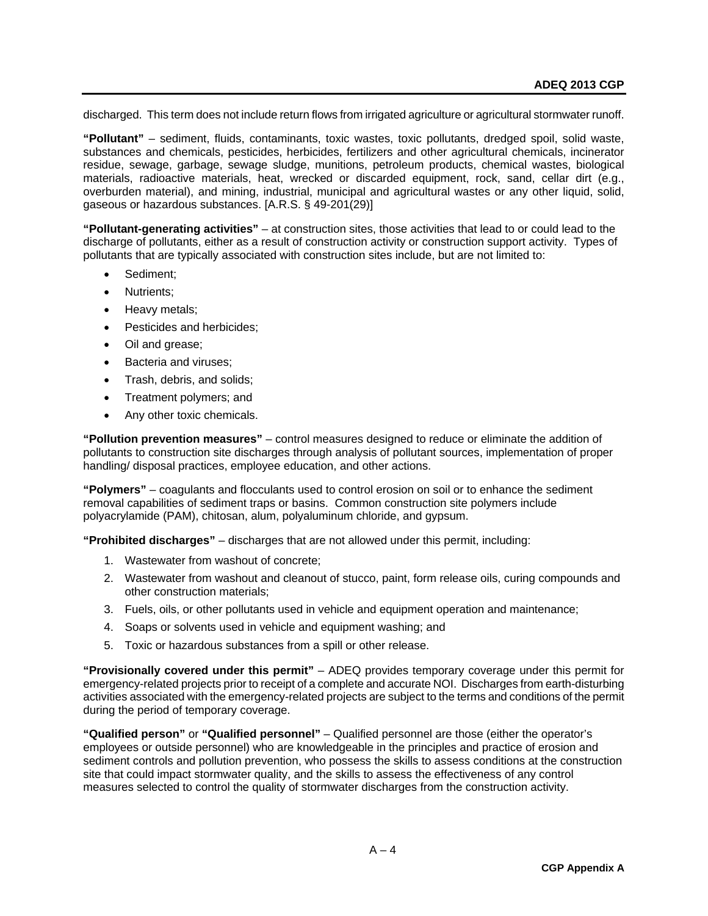discharged. This term does not include return flows from irrigated agriculture or agricultural stormwater runoff.

**"Pollutant"** – sediment, fluids, contaminants, toxic wastes, toxic pollutants, dredged spoil, solid waste, substances and chemicals, pesticides, herbicides, fertilizers and other agricultural chemicals, incinerator residue, sewage, garbage, sewage sludge, munitions, petroleum products, chemical wastes, biological materials, radioactive materials, heat, wrecked or discarded equipment, rock, sand, cellar dirt (e.g., overburden material), and mining, industrial, municipal and agricultural wastes or any other liquid, solid, gaseous or hazardous substances. [A.R.S. § 49-201(29)]

**"Pollutant-generating activities"** – at construction sites, those activities that lead to or could lead to the discharge of pollutants, either as a result of construction activity or construction support activity. Types of pollutants that are typically associated with construction sites include, but are not limited to:

- Sediment;
- Nutrients;
- Heavy metals;
- Pesticides and herbicides;
- Oil and grease;
- Bacteria and viruses;
- Trash, debris, and solids;
- Treatment polymers; and
- Any other toxic chemicals.

**"Pollution prevention measures"** – control measures designed to reduce or eliminate the addition of pollutants to construction site discharges through analysis of pollutant sources, implementation of proper handling/ disposal practices, employee education, and other actions.

**"Polymers"** – coagulants and flocculants used to control erosion on soil or to enhance the sediment removal capabilities of sediment traps or basins. Common construction site polymers include polyacrylamide (PAM), chitosan, alum, polyaluminum chloride, and gypsum.

**"Prohibited discharges"** – discharges that are not allowed under this permit, including:

1. Wastewater from washout of concrete;
2. Wastewater from washout and cleanout of stucco, paint, form release oils, curing compounds and other construction materials;
3. Fuels, oils, or other pollutants used in vehicle and equipment operation and maintenance;
4. Soaps or solvents used in vehicle and equipment washing; and
5. Toxic or hazardous substances from a spill or other release.

**"Provisionally covered under this permit"** – ADEQ provides temporary coverage under this permit for emergency-related projects prior to receipt of a complete and accurate NOI. Discharges from earth-disturbing activities associated with the emergency-related projects are subject to the terms and conditions of the permit during the period of temporary coverage.

**"Qualified person"** or **"Qualified personnel"** – Qualified personnel are those (either the operator's employees or outside personnel) who are knowledgeable in the principles and practice of erosion and sediment controls and pollution prevention, who possess the skills to assess conditions at the construction site that could impact stormwater quality, and the skills to assess the effectiveness of any control measures selected to control the quality of stormwater discharges from the construction activity.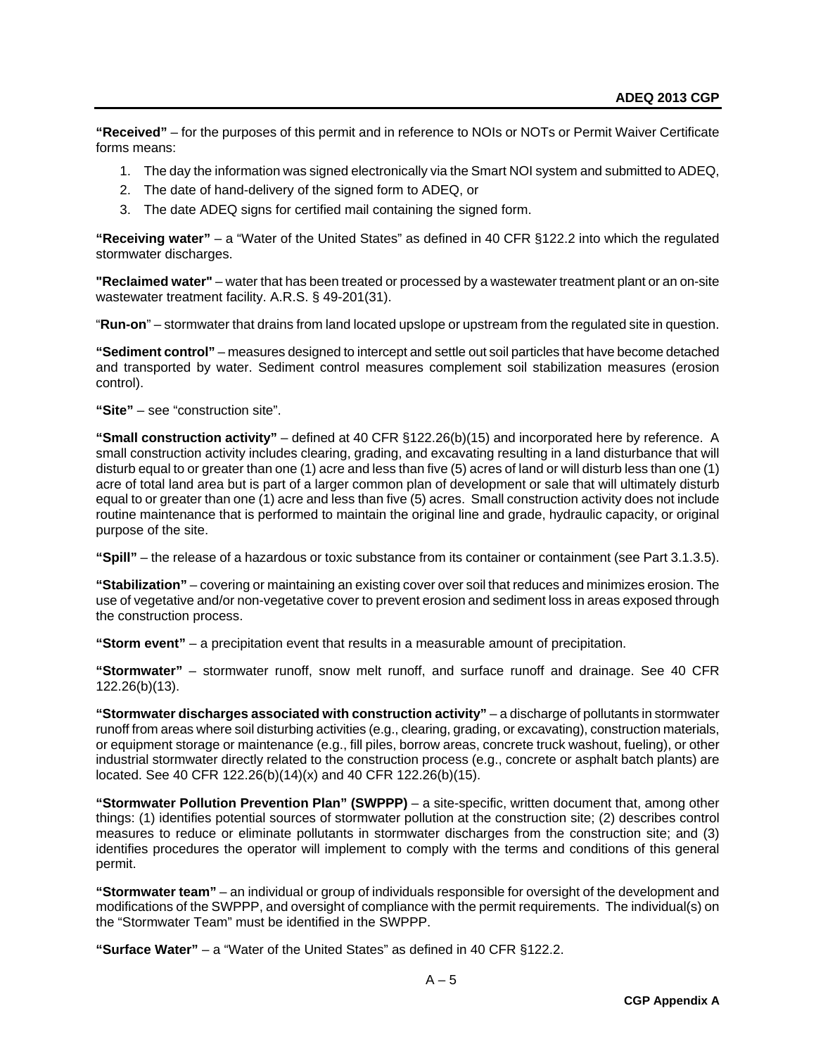**"Received"** – for the purposes of this permit and in reference to NOIs or NOTs or Permit Waiver Certificate forms means:

1. The day the information was signed electronically via the Smart NOI system and submitted to ADEQ,
2. The date of hand-delivery of the signed form to ADEQ, or
3. The date ADEQ signs for certified mail containing the signed form.

**"Receiving water"** – a "Water of the United States" as defined in 40 CFR §122.2 into which the regulated stormwater discharges.

**"Reclaimed water"** – water that has been treated or processed by a wastewater treatment plant or an on-site wastewater treatment facility. A.R.S. § 49-201(31).

"**Run-on**" – stormwater that drains from land located upslope or upstream from the regulated site in question.

**"Sediment control"** – measures designed to intercept and settle out soil particles that have become detached and transported by water. Sediment control measures complement soil stabilization measures (erosion control).

**"Site"** – see "construction site".

**"Small construction activity"** – defined at 40 CFR §122.26(b)(15) and incorporated here by reference. A small construction activity includes clearing, grading, and excavating resulting in a land disturbance that will disturb equal to or greater than one (1) acre and less than five (5) acres of land or will disturb less than one (1) acre of total land area but is part of a larger common plan of development or sale that will ultimately disturb equal to or greater than one (1) acre and less than five (5) acres. Small construction activity does not include routine maintenance that is performed to maintain the original line and grade, hydraulic capacity, or original purpose of the site.

**"Spill"** – the release of a hazardous or toxic substance from its container or containment (see Part 3.1.3.5).

**"Stabilization"** – covering or maintaining an existing cover over soil that reduces and minimizes erosion. The use of vegetative and/or non-vegetative cover to prevent erosion and sediment loss in areas exposed through the construction process.

**"Storm event"** – a precipitation event that results in a measurable amount of precipitation.

**"Stormwater"** – stormwater runoff, snow melt runoff, and surface runoff and drainage. See 40 CFR 122.26(b)(13).

**"Stormwater discharges associated with construction activity"** – a discharge of pollutants in stormwater runoff from areas where soil disturbing activities (e.g., clearing, grading, or excavating), construction materials, or equipment storage or maintenance (e.g., fill piles, borrow areas, concrete truck washout, fueling), or other industrial stormwater directly related to the construction process (e.g., concrete or asphalt batch plants) are located. See 40 CFR 122.26(b)(14)(x) and 40 CFR 122.26(b)(15).

**"Stormwater Pollution Prevention Plan" (SWPPP)** – a site-specific, written document that, among other things: (1) identifies potential sources of stormwater pollution at the construction site; (2) describes control measures to reduce or eliminate pollutants in stormwater discharges from the construction site; and (3) identifies procedures the operator will implement to comply with the terms and conditions of this general permit.

**"Stormwater team"** – an individual or group of individuals responsible for oversight of the development and modifications of the SWPPP, and oversight of compliance with the permit requirements. The individual(s) on the "Stormwater Team" must be identified in the SWPPP.

**"Surface Water"** – a "Water of the United States" as defined in 40 CFR §122.2.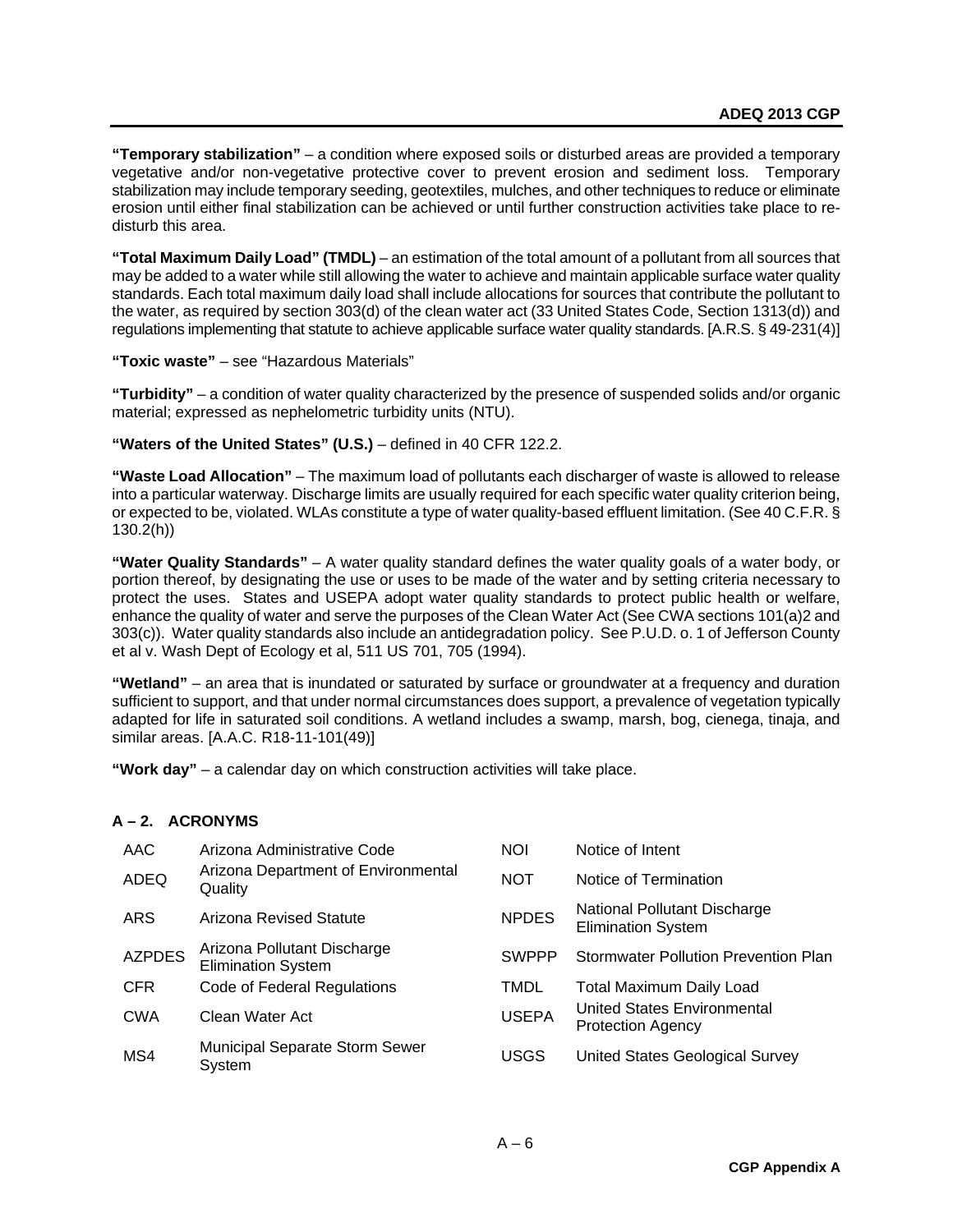**"Temporary stabilization"** – a condition where exposed soils or disturbed areas are provided a temporary vegetative and/or non-vegetative protective cover to prevent erosion and sediment loss. Temporary stabilization may include temporary seeding, geotextiles, mulches, and other techniques to reduce or eliminate erosion until either final stabilization can be achieved or until further construction activities take place to re-disturb this area.

**"Total Maximum Daily Load" (TMDL)** – an estimation of the total amount of a pollutant from all sources that may be added to a water while still allowing the water to achieve and maintain applicable surface water quality standards. Each total maximum daily load shall include allocations for sources that contribute the pollutant to the water, as required by section 303(d) of the clean water act (33 United States Code, Section 1313(d)) and regulations implementing that statute to achieve applicable surface water quality standards. [A.R.S. § 49-231(4)]

**"Toxic waste"** – see "Hazardous Materials"

**"Turbidity"** – a condition of water quality characterized by the presence of suspended solids and/or organic material; expressed as nephelometric turbidity units (NTU).

**"Waters of the United States" (U.S.)** – defined in 40 CFR 122.2.

**"Waste Load Allocation"** – The maximum load of pollutants each discharger of waste is allowed to release into a particular waterway. Discharge limits are usually required for each specific water quality criterion being, or expected to be, violated. WLAs constitute a type of water quality-based effluent limitation. (See 40 C.F.R. § 130.2(h))

**"Water Quality Standards"** – A water quality standard defines the water quality goals of a water body, or portion thereof, by designating the use or uses to be made of the water and by setting criteria necessary to protect the uses. States and USEPA adopt water quality standards to protect public health or welfare, enhance the quality of water and serve the purposes of the Clean Water Act (See CWA sections 101(a)2 and 303(c)). Water quality standards also include an antidegradation policy. See P.U.D. o. 1 of Jefferson County et al v. Wash Dept of Ecology et al, 511 US 701, 705 (1994).

**"Wetland"** – an area that is inundated or saturated by surface or groundwater at a frequency and duration sufficient to support, and that under normal circumstances does support, a prevalence of vegetation typically adapted for life in saturated soil conditions. A wetland includes a swamp, marsh, bog, cienega, tinaja, and similar areas. [A.A.C. R18-11-101(49)]

**"Work day"** – a calendar day on which construction activities will take place.

## A – 2. ACRONYMS

| | | | |
|---|---|---|---|
| AAC | Arizona Administrative Code | NOI | Notice of Intent |
| ADEQ | Arizona Department of Environmental Quality | NOT | Notice of Termination |
| ARS | Arizona Revised Statute | NPDES | National Pollutant Discharge Elimination System |
| AZPDES | Arizona Pollutant Discharge Elimination System | SWPPP | Stormwater Pollution Prevention Plan |
| CFR | Code of Federal Regulations | TMDL | Total Maximum Daily Load |
| CWA | Clean Water Act | USEPA | United States Environmental Protection Agency |
| MS4 | Municipal Separate Storm Sewer System | USGS | United States Geological Survey |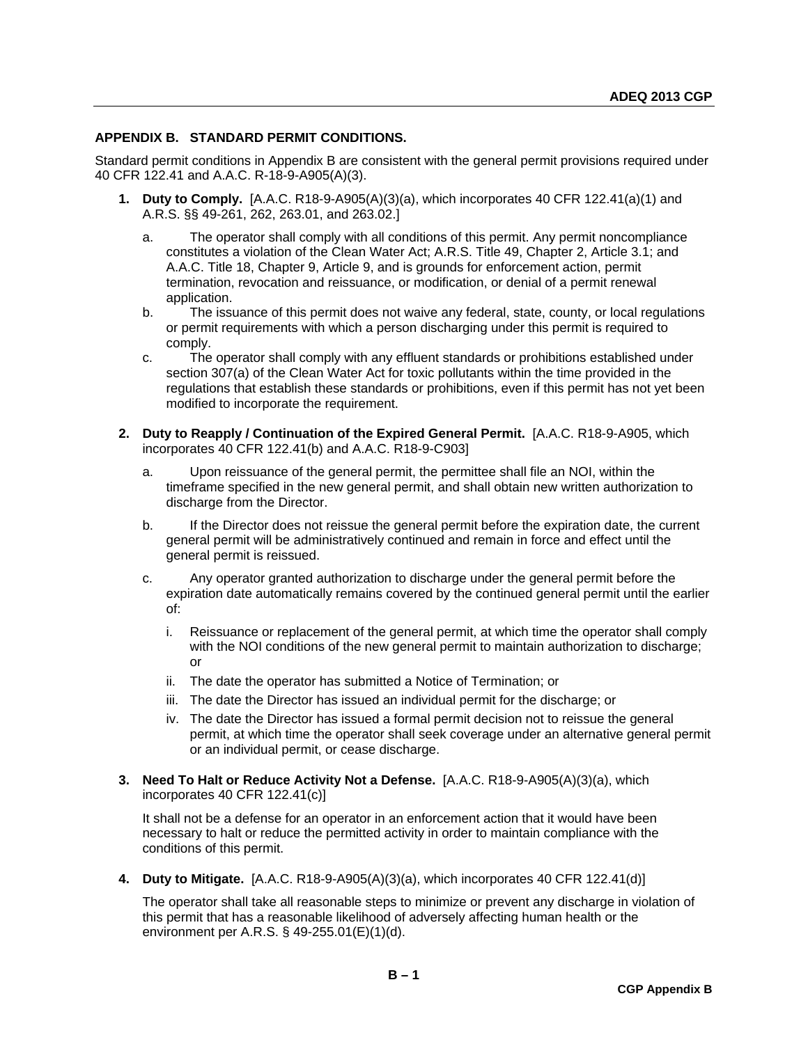## APPENDIX B. STANDARD PERMIT CONDITIONS.

Standard permit conditions in Appendix B are consistent with the general permit provisions required under 40 CFR 122.41 and A.A.C. R-18-9-A905(A)(3).

1. **Duty to Comply.** [A.A.C. R18-9-A905(A)(3)(a), which incorporates 40 CFR 122.41(a)(1) and A.R.S. §§ 49-261, 262, 263.01, and 263.02.]

   a. The operator shall comply with all conditions of this permit. Any permit noncompliance constitutes a violation of the Clean Water Act; A.R.S. Title 49, Chapter 2, Article 3.1; and A.A.C. Title 18, Chapter 9, Article 9, and is grounds for enforcement action, permit termination, revocation and reissuance, or modification, or denial of a permit renewal application.

   b. The issuance of this permit does not waive any federal, state, county, or local regulations or permit requirements with which a person discharging under this permit is required to comply.

   c. The operator shall comply with any effluent standards or prohibitions established under section 307(a) of the Clean Water Act for toxic pollutants within the time provided in the regulations that establish these standards or prohibitions, even if this permit has not yet been modified to incorporate the requirement.

2. **Duty to Reapply / Continuation of the Expired General Permit.** [A.A.C. R18-9-A905, which incorporates 40 CFR 122.41(b) and A.A.C. R18-9-C903]

   a. Upon reissuance of the general permit, the permittee shall file an NOI, within the timeframe specified in the new general permit, and shall obtain new written authorization to discharge from the Director.

   b. If the Director does not reissue the general permit before the expiration date, the current general permit will be administratively continued and remain in force and effect until the general permit is reissued.

   c. Any operator granted authorization to discharge under the general permit before the expiration date automatically remains covered by the continued general permit until the earlier of:

      i. Reissuance or replacement of the general permit, at which time the operator shall comply with the NOI conditions of the new general permit to maintain authorization to discharge; or

      ii. The date the operator has submitted a Notice of Termination; or

      iii. The date the Director has issued an individual permit for the discharge; or

      iv. The date the Director has issued a formal permit decision not to reissue the general permit, at which time the operator shall seek coverage under an alternative general permit or an individual permit, or cease discharge.

3. **Need To Halt or Reduce Activity Not a Defense.** [A.A.C. R18-9-A905(A)(3)(a), which incorporates 40 CFR 122.41(c)]

   It shall not be a defense for an operator in an enforcement action that it would have been necessary to halt or reduce the permitted activity in order to maintain compliance with the conditions of this permit.

4. **Duty to Mitigate.** [A.A.C. R18-9-A905(A)(3)(a), which incorporates 40 CFR 122.41(d)]

   The operator shall take all reasonable steps to minimize or prevent any discharge in violation of this permit that has a reasonable likelihood of adversely affecting human health or the environment per A.R.S. § 49-255.01(E)(1)(d).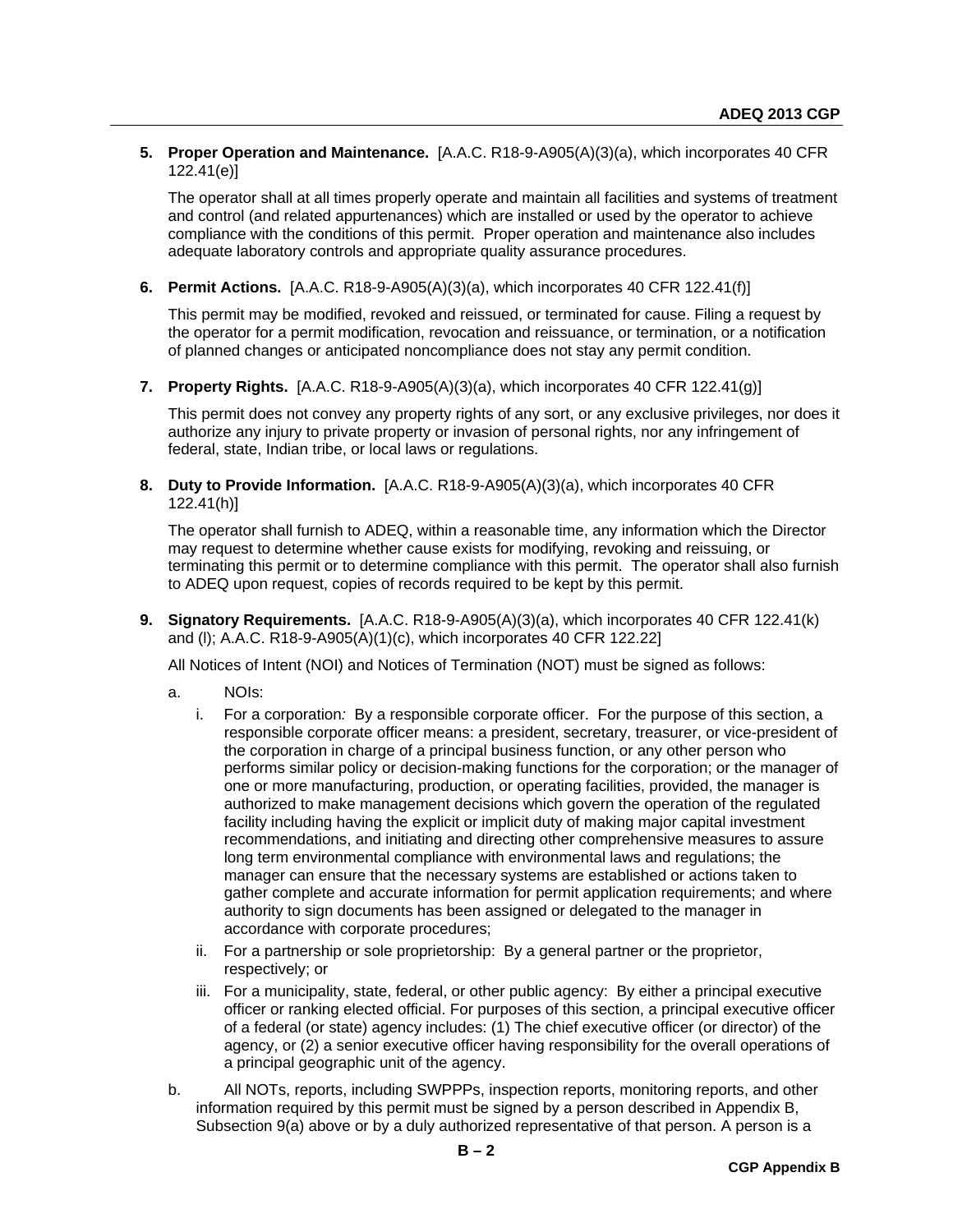5. **Proper Operation and Maintenance.** [A.A.C. R18-9-A905(A)(3)(a), which incorporates 40 CFR 122.41(e)]

   The operator shall at all times properly operate and maintain all facilities and systems of treatment and control (and related appurtenances) which are installed or used by the operator to achieve compliance with the conditions of this permit. Proper operation and maintenance also includes adequate laboratory controls and appropriate quality assurance procedures.

6. **Permit Actions.** [A.A.C. R18-9-A905(A)(3)(a), which incorporates 40 CFR 122.41(f)]

   This permit may be modified, revoked and reissued, or terminated for cause. Filing a request by the operator for a permit modification, revocation and reissuance, or termination, or a notification of planned changes or anticipated noncompliance does not stay any permit condition.

7. **Property Rights.** [A.A.C. R18-9-A905(A)(3)(a), which incorporates 40 CFR 122.41(g)]

   This permit does not convey any property rights of any sort, or any exclusive privileges, nor does it authorize any injury to private property or invasion of personal rights, nor any infringement of federal, state, Indian tribe, or local laws or regulations.

8. **Duty to Provide Information.** [A.A.C. R18-9-A905(A)(3)(a), which incorporates 40 CFR 122.41(h)]

   The operator shall furnish to ADEQ, within a reasonable time, any information which the Director may request to determine whether cause exists for modifying, revoking and reissuing, or terminating this permit or to determine compliance with this permit. The operator shall also furnish to ADEQ upon request, copies of records required to be kept by this permit.

9. **Signatory Requirements.** [A.A.C. R18-9-A905(A)(3)(a), which incorporates 40 CFR 122.41(k) and (l); A.A.C. R18-9-A905(A)(1)(c), which incorporates 40 CFR 122.22]

   All Notices of Intent (NOI) and Notices of Termination (NOT) must be signed as follows:

   a. NOIs:

      i. For a corporation*:* By a responsible corporate officer. For the purpose of this section, a responsible corporate officer means: a president, secretary, treasurer, or vice-president of the corporation in charge of a principal business function, or any other person who performs similar policy or decision-making functions for the corporation; or the manager of one or more manufacturing, production, or operating facilities, provided, the manager is authorized to make management decisions which govern the operation of the regulated facility including having the explicit or implicit duty of making major capital investment recommendations, and initiating and directing other comprehensive measures to assure long term environmental compliance with environmental laws and regulations; the manager can ensure that the necessary systems are established or actions taken to gather complete and accurate information for permit application requirements; and where authority to sign documents has been assigned or delegated to the manager in accordance with corporate procedures;

      ii. For a partnership or sole proprietorship: By a general partner or the proprietor, respectively; or

      iii. For a municipality, state, federal, or other public agency: By either a principal executive officer or ranking elected official. For purposes of this section, a principal executive officer of a federal (or state) agency includes: (1) The chief executive officer (or director) of the agency, or (2) a senior executive officer having responsibility for the overall operations of a principal geographic unit of the agency.

   b. All NOTs, reports, including SWPPPs, inspection reports, monitoring reports, and other information required by this permit must be signed by a person described in Appendix B, Subsection 9(a) above or by a duly authorized representative of that person. A person is a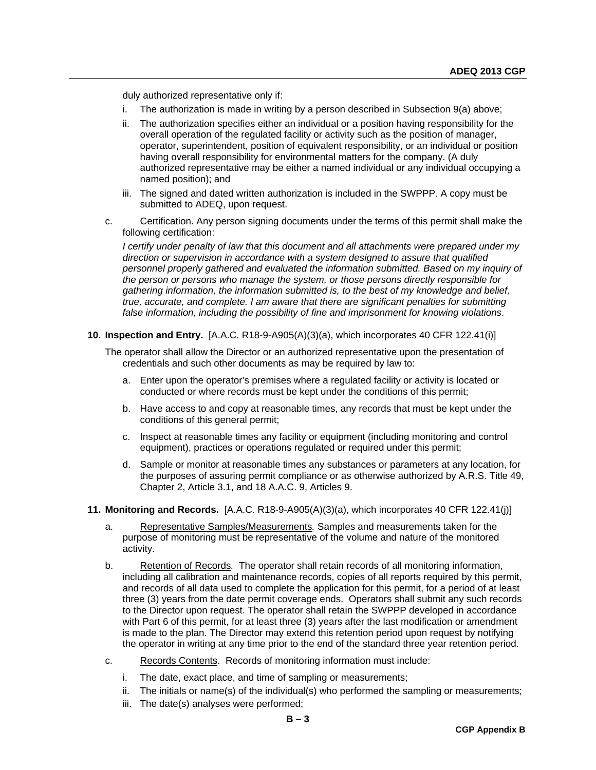duly authorized representative only if:

i. The authorization is made in writing by a person described in Subsection 9(a) above;

ii. The authorization specifies either an individual or a position having responsibility for the overall operation of the regulated facility or activity such as the position of manager, operator, superintendent, position of equivalent responsibility, or an individual or position having overall responsibility for environmental matters for the company. (A duly authorized representative may be either a named individual or any individual occupying a named position); and

iii. The signed and dated written authorization is included in the SWPPP. A copy must be submitted to ADEQ, upon request.

c. Certification. Any person signing documents under the terms of this permit shall make the following certification:

*I certify under penalty of law that this document and all attachments were prepared under my direction or supervision in accordance with a system designed to assure that qualified personnel properly gathered and evaluated the information submitted. Based on my inquiry of the person or persons who manage the system, or those persons directly responsible for gathering information, the information submitted is, to the best of my knowledge and belief, true, accurate, and complete. I am aware that there are significant penalties for submitting false information, including the possibility of fine and imprisonment for knowing violations*.

**10. Inspection and Entry.** [A.A.C. R18-9-A905(A)(3)(a), which incorporates 40 CFR 122.41(i)]

The operator shall allow the Director or an authorized representative upon the presentation of credentials and such other documents as may be required by law to:

a. Enter upon the operator's premises where a regulated facility or activity is located or conducted or where records must be kept under the conditions of this permit;

b. Have access to and copy at reasonable times, any records that must be kept under the conditions of this general permit;

c. Inspect at reasonable times any facility or equipment (including monitoring and control equipment), practices or operations regulated or required under this permit;

d. Sample or monitor at reasonable times any substances or parameters at any location, for the purposes of assuring permit compliance or as otherwise authorized by A.R.S. Title 49, Chapter 2, Article 3.1, and 18 A.A.C. 9, Articles 9.

**11. Monitoring and Records.** [A.A.C. R18-9-A905(A)(3)(a), which incorporates 40 CFR 122.41(j)]

a. Representative Samples/Measurements*.* Samples and measurements taken for the purpose of monitoring must be representative of the volume and nature of the monitored activity.

b. Retention of Records*.* The operator shall retain records of all monitoring information, including all calibration and maintenance records, copies of all reports required by this permit, and records of all data used to complete the application for this permit, for a period of at least three (3) years from the date permit coverage ends. Operators shall submit any such records to the Director upon request. The operator shall retain the SWPPP developed in accordance with Part 6 of this permit, for at least three (3) years after the last modification or amendment is made to the plan. The Director may extend this retention period upon request by notifying the operator in writing at any time prior to the end of the standard three year retention period.

c. Records Contents. Records of monitoring information must include:

i. The date, exact place, and time of sampling or measurements;

ii. The initials or name(s) of the individual(s) who performed the sampling or measurements;

iii. The date(s) analyses were performed;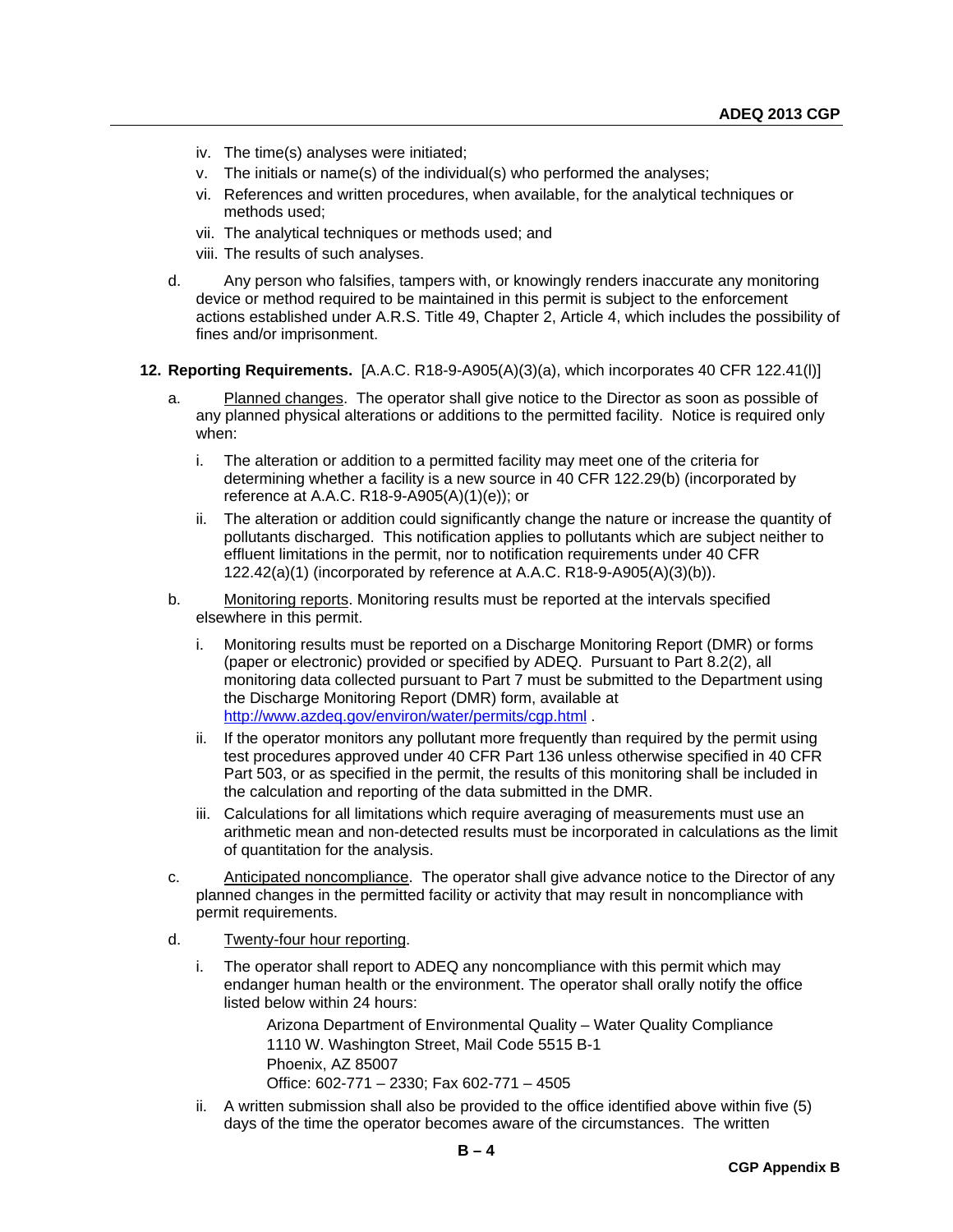iv. The time(s) analyses were initiated;

v. The initials or name(s) of the individual(s) who performed the analyses;

vi. References and written procedures, when available, for the analytical techniques or methods used;

vii. The analytical techniques or methods used; and

viii. The results of such analyses.

d. Any person who falsifies, tampers with, or knowingly renders inaccurate any monitoring device or method required to be maintained in this permit is subject to the enforcement actions established under A.R.S. Title 49, Chapter 2, Article 4, which includes the possibility of fines and/or imprisonment.

**12. Reporting Requirements.** [A.A.C. R18-9-A905(A)(3)(a), which incorporates 40 CFR 122.41(l)]

a. Planned changes. The operator shall give notice to the Director as soon as possible of any planned physical alterations or additions to the permitted facility. Notice is required only when:

i. The alteration or addition to a permitted facility may meet one of the criteria for determining whether a facility is a new source in 40 CFR 122.29(b) (incorporated by reference at A.A.C. R18-9-A905(A)(1)(e)); or

ii. The alteration or addition could significantly change the nature or increase the quantity of pollutants discharged. This notification applies to pollutants which are subject neither to effluent limitations in the permit, nor to notification requirements under 40 CFR 122.42(a)(1) (incorporated by reference at A.A.C. R18-9-A905(A)(3)(b)).

b. Monitoring reports. Monitoring results must be reported at the intervals specified elsewhere in this permit.

i. Monitoring results must be reported on a Discharge Monitoring Report (DMR) or forms (paper or electronic) provided or specified by ADEQ. Pursuant to Part 8.2(2), all monitoring data collected pursuant to Part 7 must be submitted to the Department using the Discharge Monitoring Report (DMR) form, available at http://www.azdeq.gov/environ/water/permits/cgp.html .

ii. If the operator monitors any pollutant more frequently than required by the permit using test procedures approved under 40 CFR Part 136 unless otherwise specified in 40 CFR Part 503, or as specified in the permit, the results of this monitoring shall be included in the calculation and reporting of the data submitted in the DMR.

iii. Calculations for all limitations which require averaging of measurements must use an arithmetic mean and non-detected results must be incorporated in calculations as the limit of quantitation for the analysis.

c. Anticipated noncompliance. The operator shall give advance notice to the Director of any planned changes in the permitted facility or activity that may result in noncompliance with permit requirements.

d. Twenty-four hour reporting.

i. The operator shall report to ADEQ any noncompliance with this permit which may endanger human health or the environment. The operator shall orally notify the office listed below within 24 hours:

Arizona Department of Environmental Quality – Water Quality Compliance
1110 W. Washington Street, Mail Code 5515 B-1
Phoenix, AZ 85007
Office: 602-771 – 2330; Fax 602-771 – 4505

ii. A written submission shall also be provided to the office identified above within five (5) days of the time the operator becomes aware of the circumstances. The written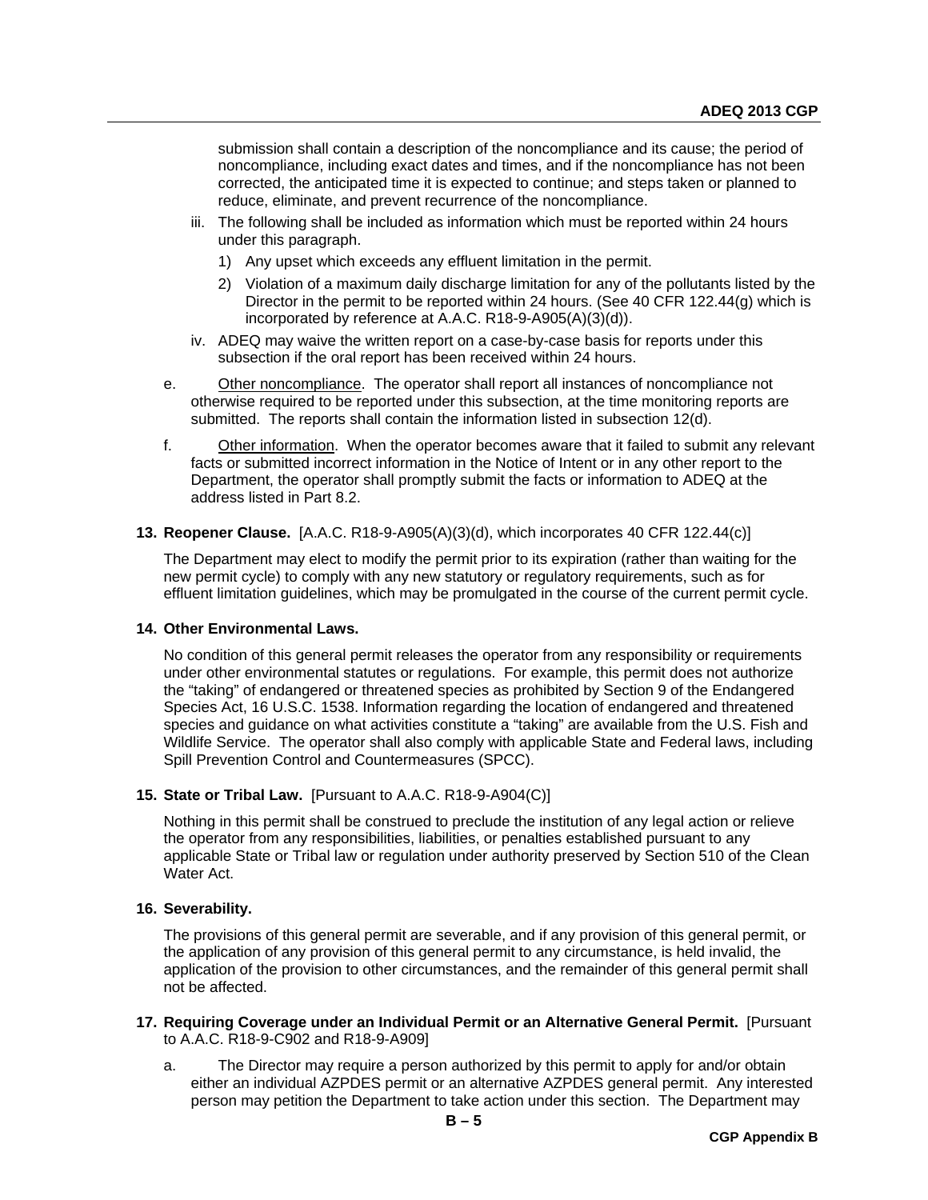submission shall contain a description of the noncompliance and its cause; the period of noncompliance, including exact dates and times, and if the noncompliance has not been corrected, the anticipated time it is expected to continue; and steps taken or planned to reduce, eliminate, and prevent recurrence of the noncompliance.

iii. The following shall be included as information which must be reported within 24 hours under this paragraph.

   1) Any upset which exceeds any effluent limitation in the permit.

   2) Violation of a maximum daily discharge limitation for any of the pollutants listed by the Director in the permit to be reported within 24 hours. (See 40 CFR 122.44(g) which is incorporated by reference at A.A.C. R18-9-A905(A)(3)(d)).

iv. ADEQ may waive the written report on a case-by-case basis for reports under this subsection if the oral report has been received within 24 hours.

e. Other noncompliance. The operator shall report all instances of noncompliance not otherwise required to be reported under this subsection, at the time monitoring reports are submitted. The reports shall contain the information listed in subsection 12(d).

f. Other information. When the operator becomes aware that it failed to submit any relevant facts or submitted incorrect information in the Notice of Intent or in any other report to the Department, the operator shall promptly submit the facts or information to ADEQ at the address listed in Part 8.2.

**13. Reopener Clause.** [A.A.C. R18-9-A905(A)(3)(d), which incorporates 40 CFR 122.44(c)]

The Department may elect to modify the permit prior to its expiration (rather than waiting for the new permit cycle) to comply with any new statutory or regulatory requirements, such as for effluent limitation guidelines, which may be promulgated in the course of the current permit cycle.

**14. Other Environmental Laws.**

No condition of this general permit releases the operator from any responsibility or requirements under other environmental statutes or regulations. For example, this permit does not authorize the "taking" of endangered or threatened species as prohibited by Section 9 of the Endangered Species Act, 16 U.S.C. 1538. Information regarding the location of endangered and threatened species and guidance on what activities constitute a "taking" are available from the U.S. Fish and Wildlife Service. The operator shall also comply with applicable State and Federal laws, including Spill Prevention Control and Countermeasures (SPCC).

**15. State or Tribal Law.** [Pursuant to A.A.C. R18-9-A904(C)]

Nothing in this permit shall be construed to preclude the institution of any legal action or relieve the operator from any responsibilities, liabilities, or penalties established pursuant to any applicable State or Tribal law or regulation under authority preserved by Section 510 of the Clean Water Act.

**16. Severability.**

The provisions of this general permit are severable, and if any provision of this general permit, or the application of any provision of this general permit to any circumstance, is held invalid, the application of the provision to other circumstances, and the remainder of this general permit shall not be affected.

**17. Requiring Coverage under an Individual Permit or an Alternative General Permit.** [Pursuant to A.A.C. R18-9-C902 and R18-9-A909]

a. The Director may require a person authorized by this permit to apply for and/or obtain either an individual AZPDES permit or an alternative AZPDES general permit. Any interested person may petition the Department to take action under this section. The Department may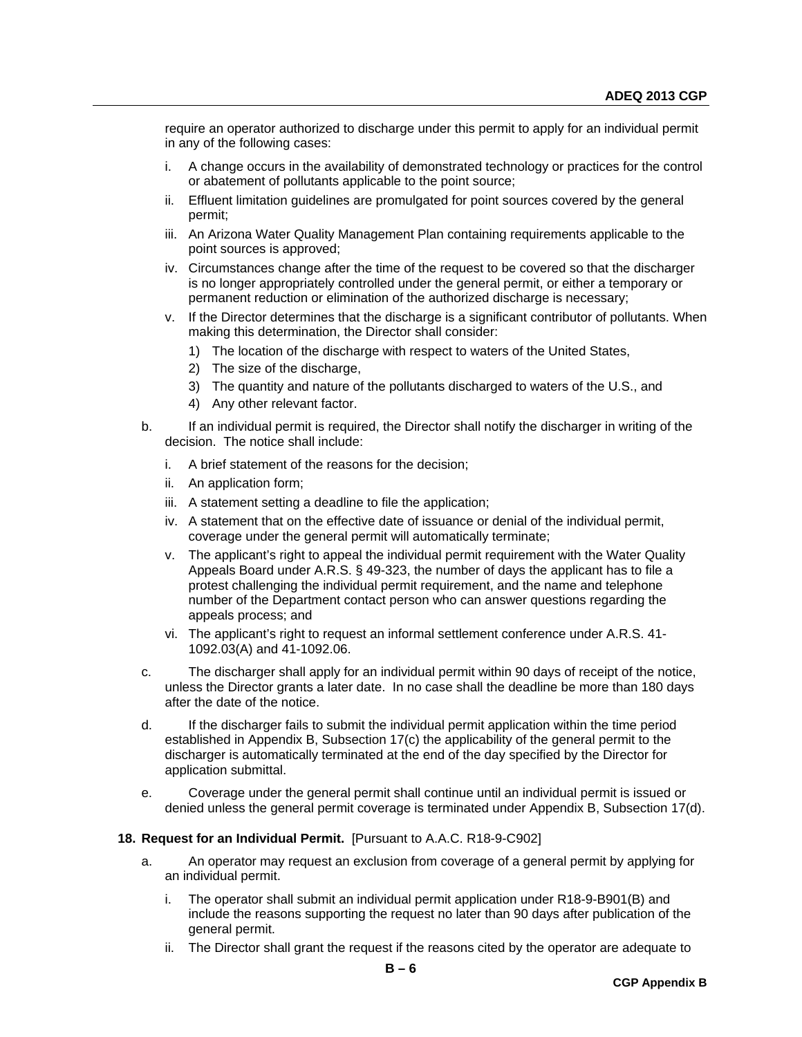require an operator authorized to discharge under this permit to apply for an individual permit in any of the following cases:

i. A change occurs in the availability of demonstrated technology or practices for the control or abatement of pollutants applicable to the point source;

ii. Effluent limitation guidelines are promulgated for point sources covered by the general permit;

iii. An Arizona Water Quality Management Plan containing requirements applicable to the point sources is approved;

iv. Circumstances change after the time of the request to be covered so that the discharger is no longer appropriately controlled under the general permit, or either a temporary or permanent reduction or elimination of the authorized discharge is necessary;

v. If the Director determines that the discharge is a significant contributor of pollutants. When making this determination, the Director shall consider:

1) The location of the discharge with respect to waters of the United States,
2) The size of the discharge,
3) The quantity and nature of the pollutants discharged to waters of the U.S., and
4) Any other relevant factor.

b. If an individual permit is required, the Director shall notify the discharger in writing of the decision. The notice shall include:

i. A brief statement of the reasons for the decision;

ii. An application form;

iii. A statement setting a deadline to file the application;

iv. A statement that on the effective date of issuance or denial of the individual permit, coverage under the general permit will automatically terminate;

v. The applicant's right to appeal the individual permit requirement with the Water Quality Appeals Board under A.R.S. § 49-323, the number of days the applicant has to file a protest challenging the individual permit requirement, and the name and telephone number of the Department contact person who can answer questions regarding the appeals process; and

vi. The applicant's right to request an informal settlement conference under A.R.S. 41-1092.03(A) and 41-1092.06.

c. The discharger shall apply for an individual permit within 90 days of receipt of the notice, unless the Director grants a later date. In no case shall the deadline be more than 180 days after the date of the notice.

d. If the discharger fails to submit the individual permit application within the time period established in Appendix B, Subsection 17(c) the applicability of the general permit to the discharger is automatically terminated at the end of the day specified by the Director for application submittal.

e. Coverage under the general permit shall continue until an individual permit is issued or denied unless the general permit coverage is terminated under Appendix B, Subsection 17(d).

**18. Request for an Individual Permit.** [Pursuant to A.A.C. R18-9-C902]

a. An operator may request an exclusion from coverage of a general permit by applying for an individual permit.

i. The operator shall submit an individual permit application under R18-9-B901(B) and include the reasons supporting the request no later than 90 days after publication of the general permit.

ii. The Director shall grant the request if the reasons cited by the operator are adequate to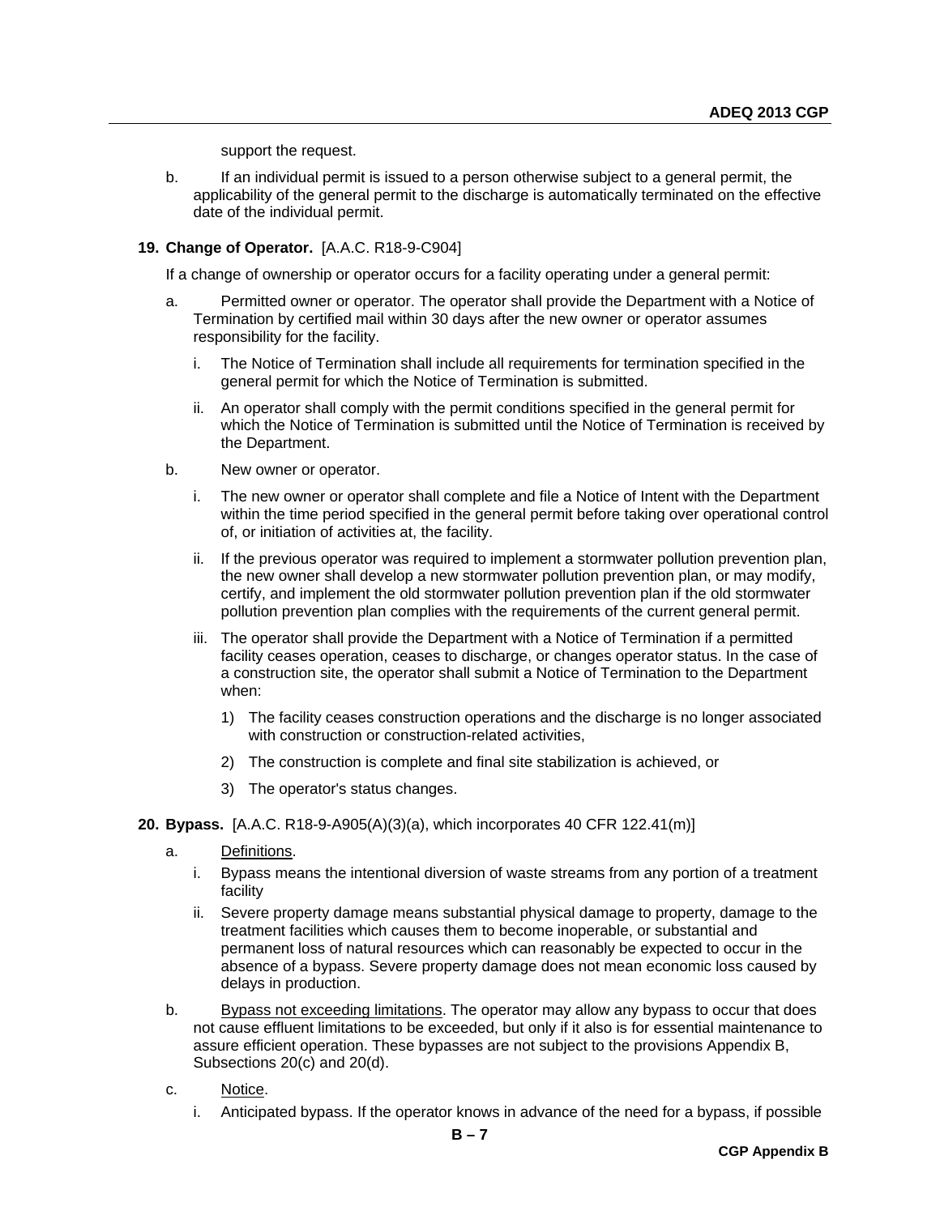support the request.

b. If an individual permit is issued to a person otherwise subject to a general permit, the applicability of the general permit to the discharge is automatically terminated on the effective date of the individual permit.

**19. Change of Operator.** [A.A.C. R18-9-C904]

If a change of ownership or operator occurs for a facility operating under a general permit:

a. Permitted owner or operator. The operator shall provide the Department with a Notice of Termination by certified mail within 30 days after the new owner or operator assumes responsibility for the facility.

   i. The Notice of Termination shall include all requirements for termination specified in the general permit for which the Notice of Termination is submitted.

   ii. An operator shall comply with the permit conditions specified in the general permit for which the Notice of Termination is submitted until the Notice of Termination is received by the Department.

b. New owner or operator.

   i. The new owner or operator shall complete and file a Notice of Intent with the Department within the time period specified in the general permit before taking over operational control of, or initiation of activities at, the facility.

   ii. If the previous operator was required to implement a stormwater pollution prevention plan, the new owner shall develop a new stormwater pollution prevention plan, or may modify, certify, and implement the old stormwater pollution prevention plan if the old stormwater pollution prevention plan complies with the requirements of the current general permit.

   iii. The operator shall provide the Department with a Notice of Termination if a permitted facility ceases operation, ceases to discharge, or changes operator status. In the case of a construction site, the operator shall submit a Notice of Termination to the Department when:

      1) The facility ceases construction operations and the discharge is no longer associated with construction or construction-related activities,

      2) The construction is complete and final site stabilization is achieved, or

      3) The operator's status changes.

**20. Bypass.** [A.A.C. R18-9-A905(A)(3)(a), which incorporates 40 CFR 122.41(m)]

a. Definitions.

   i. Bypass means the intentional diversion of waste streams from any portion of a treatment facility

   ii. Severe property damage means substantial physical damage to property, damage to the treatment facilities which causes them to become inoperable, or substantial and permanent loss of natural resources which can reasonably be expected to occur in the absence of a bypass. Severe property damage does not mean economic loss caused by delays in production.

b. Bypass not exceeding limitations. The operator may allow any bypass to occur that does not cause effluent limitations to be exceeded, but only if it also is for essential maintenance to assure efficient operation. These bypasses are not subject to the provisions Appendix B, Subsections 20(c) and 20(d).

c. Notice.

   i. Anticipated bypass. If the operator knows in advance of the need for a bypass, if possible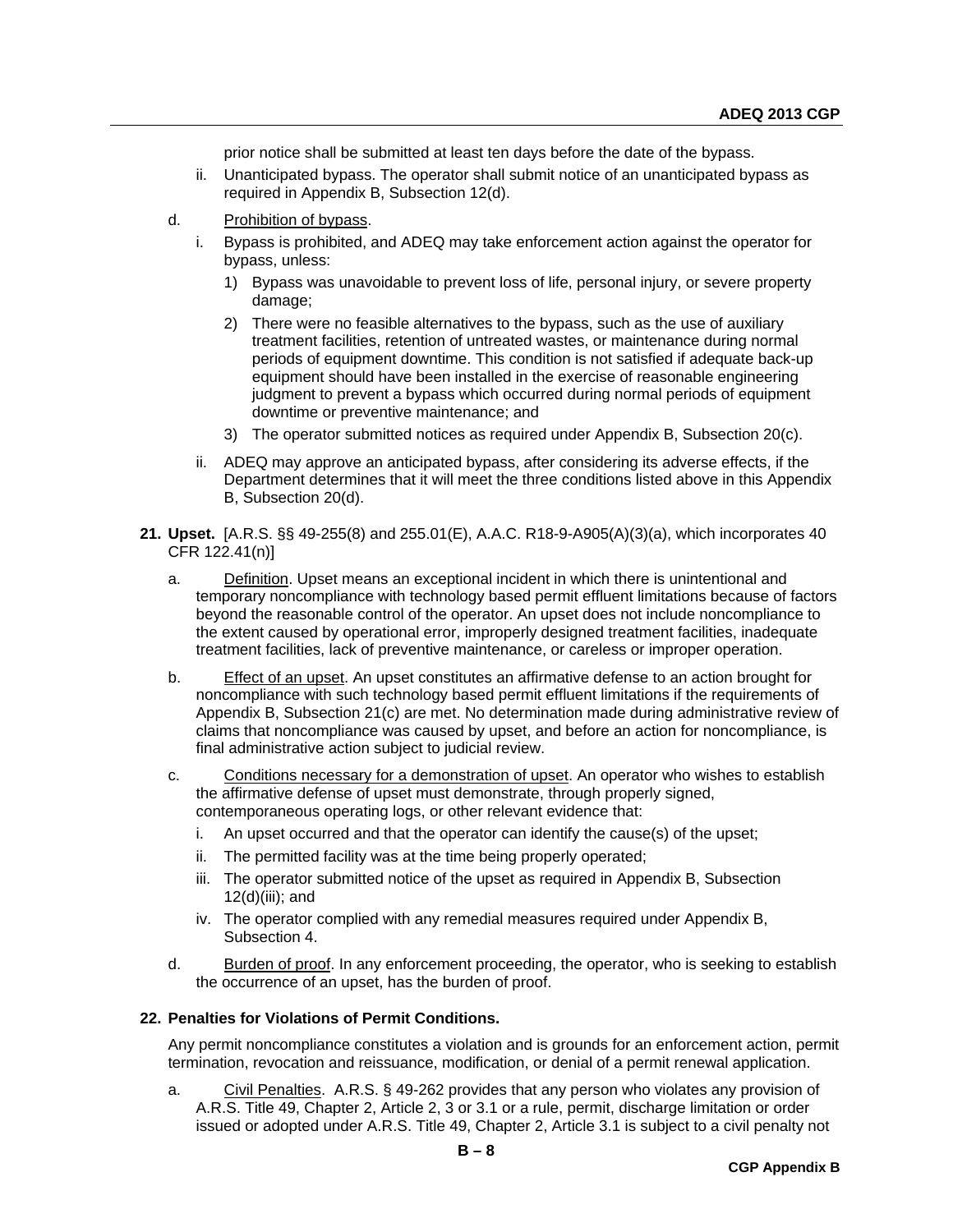prior notice shall be submitted at least ten days before the date of the bypass.

ii. Unanticipated bypass. The operator shall submit notice of an unanticipated bypass as required in Appendix B, Subsection 12(d).

d. Prohibition of bypass.

i. Bypass is prohibited, and ADEQ may take enforcement action against the operator for bypass, unless:

1) Bypass was unavoidable to prevent loss of life, personal injury, or severe property damage;

2) There were no feasible alternatives to the bypass, such as the use of auxiliary treatment facilities, retention of untreated wastes, or maintenance during normal periods of equipment downtime. This condition is not satisfied if adequate back-up equipment should have been installed in the exercise of reasonable engineering judgment to prevent a bypass which occurred during normal periods of equipment downtime or preventive maintenance; and

3) The operator submitted notices as required under Appendix B, Subsection 20(c).

ii. ADEQ may approve an anticipated bypass, after considering its adverse effects, if the Department determines that it will meet the three conditions listed above in this Appendix B, Subsection 20(d).

**21. Upset.** [A.R.S. §§ 49-255(8) and 255.01(E), A.A.C. R18-9-A905(A)(3)(a), which incorporates 40 CFR 122.41(n)]

a. Definition. Upset means an exceptional incident in which there is unintentional and temporary noncompliance with technology based permit effluent limitations because of factors beyond the reasonable control of the operator. An upset does not include noncompliance to the extent caused by operational error, improperly designed treatment facilities, inadequate treatment facilities, lack of preventive maintenance, or careless or improper operation.

b. Effect of an upset. An upset constitutes an affirmative defense to an action brought for noncompliance with such technology based permit effluent limitations if the requirements of Appendix B, Subsection 21(c) are met. No determination made during administrative review of claims that noncompliance was caused by upset, and before an action for noncompliance, is final administrative action subject to judicial review.

c. Conditions necessary for a demonstration of upset. An operator who wishes to establish the affirmative defense of upset must demonstrate, through properly signed, contemporaneous operating logs, or other relevant evidence that:

i. An upset occurred and that the operator can identify the cause(s) of the upset;

ii. The permitted facility was at the time being properly operated;

iii. The operator submitted notice of the upset as required in Appendix B, Subsection 12(d)(iii); and

iv. The operator complied with any remedial measures required under Appendix B, Subsection 4.

d. Burden of proof. In any enforcement proceeding, the operator, who is seeking to establish the occurrence of an upset, has the burden of proof.

**22. Penalties for Violations of Permit Conditions.**

Any permit noncompliance constitutes a violation and is grounds for an enforcement action, permit termination, revocation and reissuance, modification, or denial of a permit renewal application.

a. Civil Penalties. A.R.S. § 49-262 provides that any person who violates any provision of A.R.S. Title 49, Chapter 2, Article 2, 3 or 3.1 or a rule, permit, discharge limitation or order issued or adopted under A.R.S. Title 49, Chapter 2, Article 3.1 is subject to a civil penalty not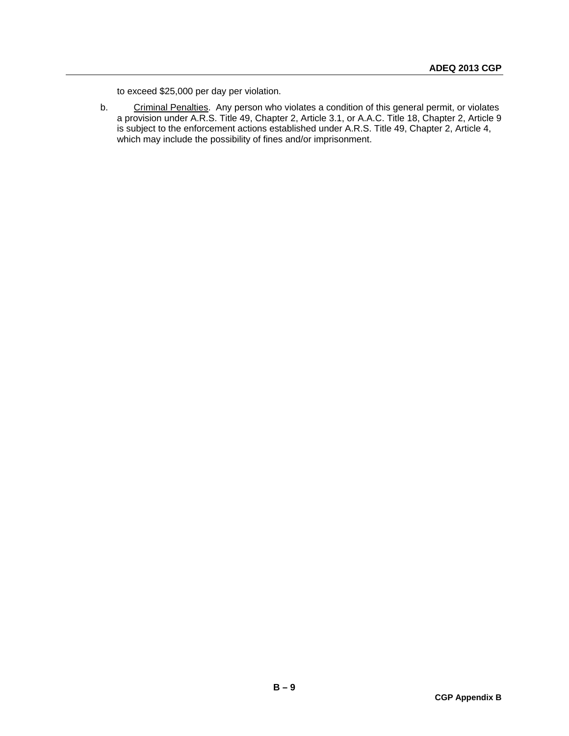to exceed $25,000 per day per violation.

b. Criminal Penalties. Any person who violates a condition of this general permit, or violates a provision under A.R.S. Title 49, Chapter 2, Article 3.1, or A.A.C. Title 18, Chapter 2, Article 9 is subject to the enforcement actions established under A.R.S. Title 49, Chapter 2, Article 4, which may include the possibility of fines and/or imprisonment.